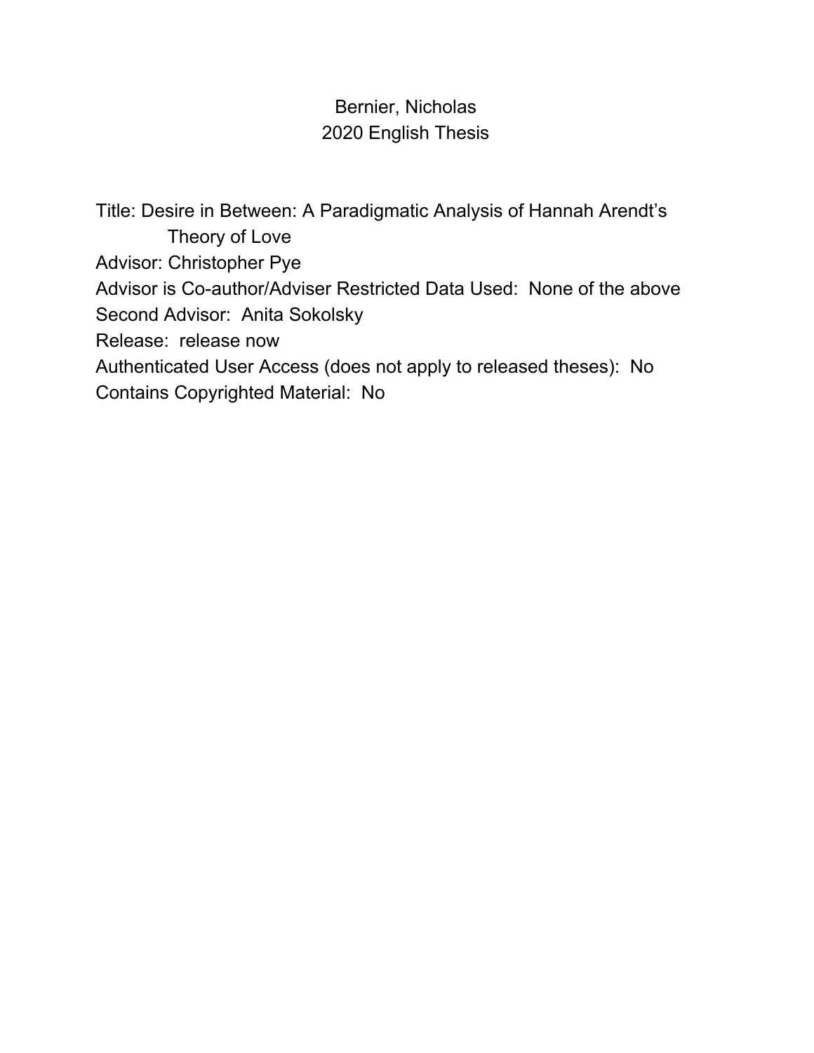Bernier, Nicholas
2020 English Thesis

Title: Desire in Between: A Paradigmatic Analysis of Hannah Arendt's Theory of Love
Advisor: Christopher Pye
Advisor is Co-author/Adviser Restricted Data Used: None of the above
Second Advisor: Anita Sokolsky
Release: release now
Authenticated User Access (does not apply to released theses): No
Contains Copyrighted Material: No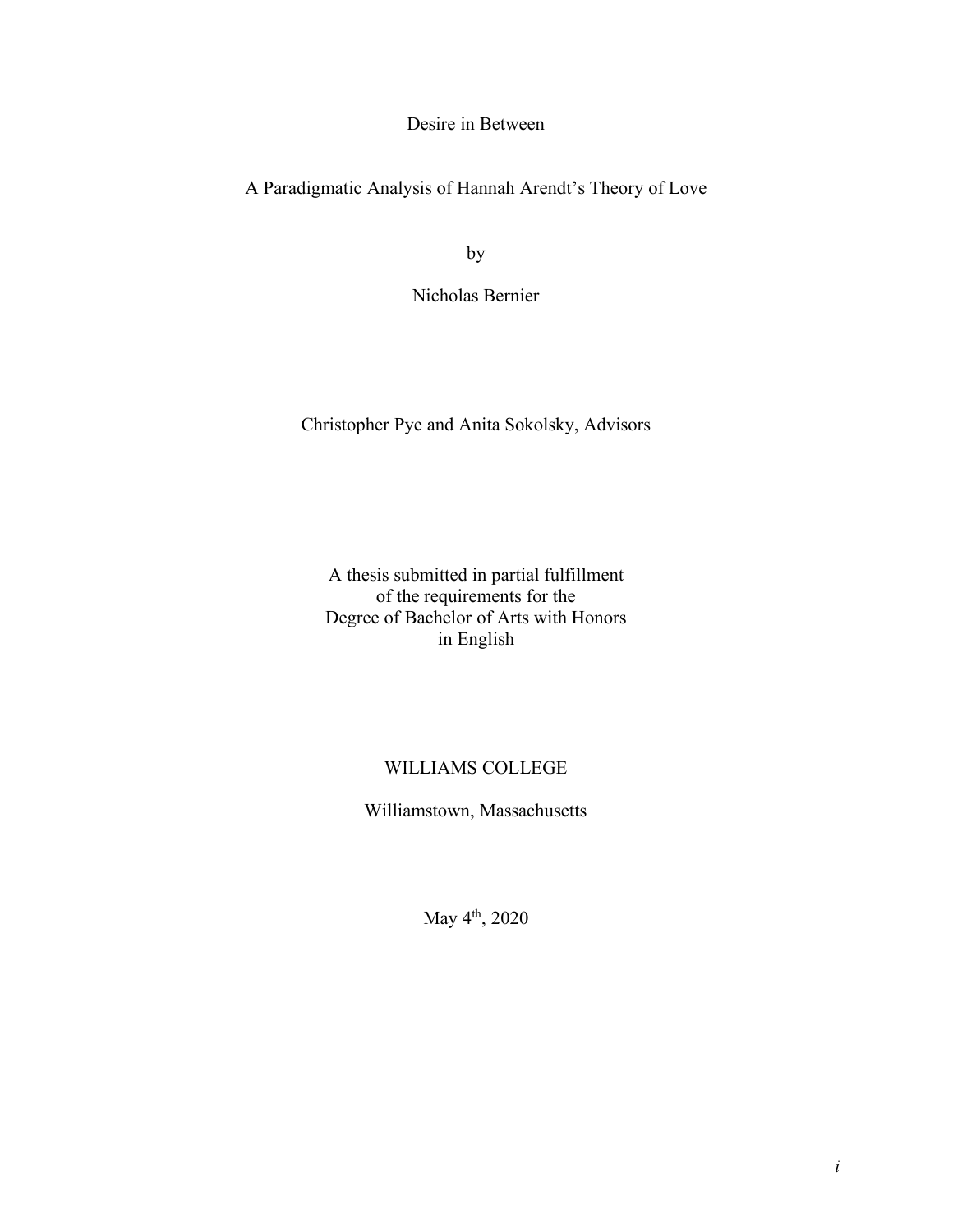# Desire in Between

## A Paradigmatic Analysis of Hannah Arendt's Theory of Love

by

Nicholas Bernier

Christopher Pye and Anita Sokolsky, Advisors

A thesis submitted in partial fulfillment
of the requirements for the
Degree of Bachelor of Arts with Honors
in English

WILLIAMS COLLEGE

Williamstown, Massachusetts

May 4th, 2020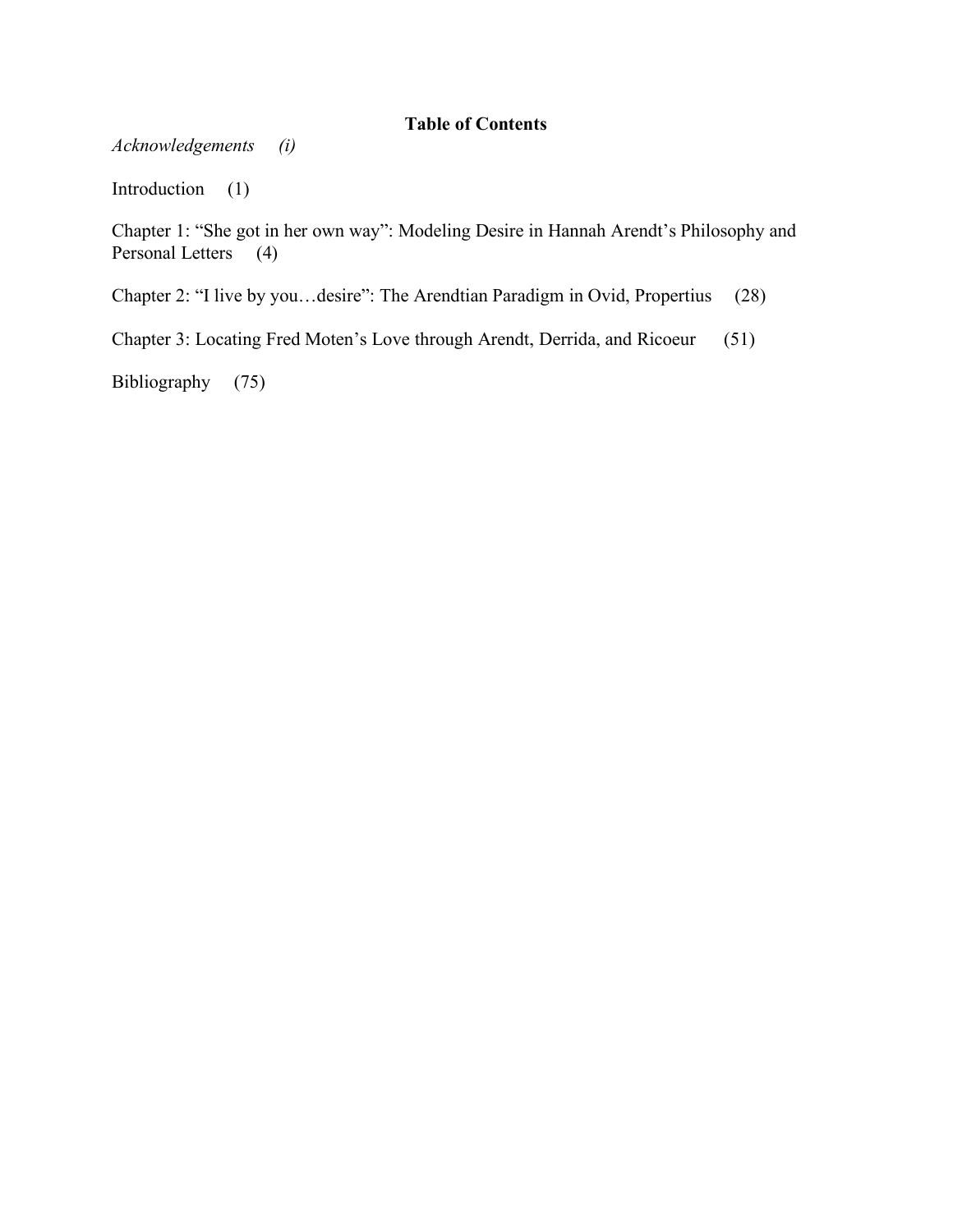**Table of Contents**

*Acknowledgements (i)*

Introduction (1)

Chapter 1: "She got in her own way": Modeling Desire in Hannah Arendt's Philosophy and Personal Letters (4)

Chapter 2: "I live by you…desire": The Arendtian Paradigm in Ovid, Propertius (28)

Chapter 3: Locating Fred Moten's Love through Arendt, Derrida, and Ricoeur (51)

Bibliography (75)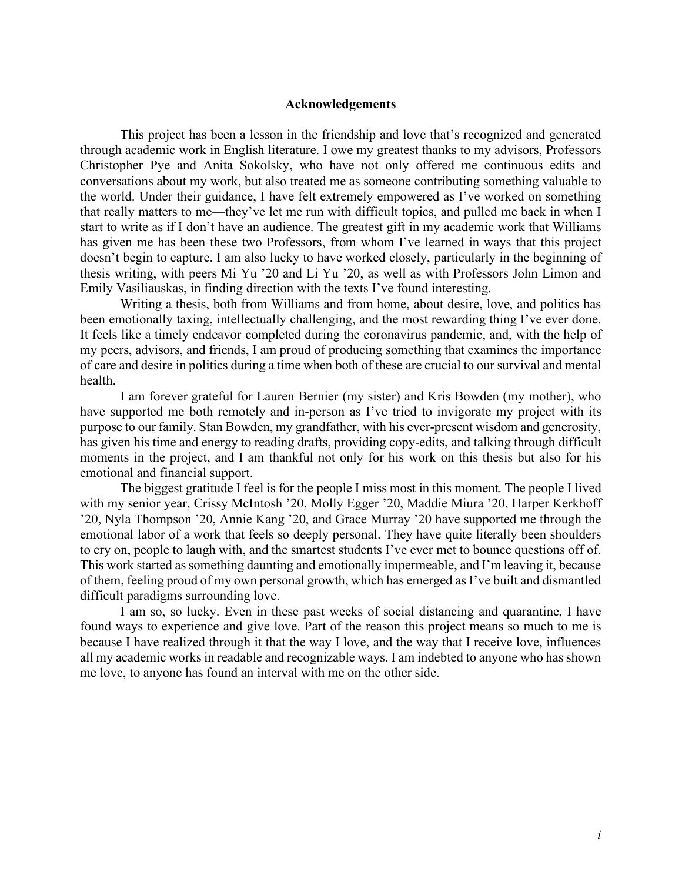## Acknowledgements

This project has been a lesson in the friendship and love that's recognized and generated through academic work in English literature. I owe my greatest thanks to my advisors, Professors Christopher Pye and Anita Sokolsky, who have not only offered me continuous edits and conversations about my work, but also treated me as someone contributing something valuable to the world. Under their guidance, I have felt extremely empowered as I've worked on something that really matters to me—they've let me run with difficult topics, and pulled me back in when I start to write as if I don't have an audience. The greatest gift in my academic work that Williams has given me has been these two Professors, from whom I've learned in ways that this project doesn't begin to capture. I am also lucky to have worked closely, particularly in the beginning of thesis writing, with peers Mi Yu '20 and Li Yu '20, as well as with Professors John Limon and Emily Vasiliauskas, in finding direction with the texts I've found interesting.

Writing a thesis, both from Williams and from home, about desire, love, and politics has been emotionally taxing, intellectually challenging, and the most rewarding thing I've ever done. It feels like a timely endeavor completed during the coronavirus pandemic, and, with the help of my peers, advisors, and friends, I am proud of producing something that examines the importance of care and desire in politics during a time when both of these are crucial to our survival and mental health.

I am forever grateful for Lauren Bernier (my sister) and Kris Bowden (my mother), who have supported me both remotely and in-person as I've tried to invigorate my project with its purpose to our family. Stan Bowden, my grandfather, with his ever-present wisdom and generosity, has given his time and energy to reading drafts, providing copy-edits, and talking through difficult moments in the project, and I am thankful not only for his work on this thesis but also for his emotional and financial support.

The biggest gratitude I feel is for the people I miss most in this moment. The people I lived with my senior year, Crissy McIntosh '20, Molly Egger '20, Maddie Miura '20, Harper Kerkhoff '20, Nyla Thompson '20, Annie Kang '20, and Grace Murray '20 have supported me through the emotional labor of a work that feels so deeply personal. They have quite literally been shoulders to cry on, people to laugh with, and the smartest students I've ever met to bounce questions off of. This work started as something daunting and emotionally impermeable, and I'm leaving it, because of them, feeling proud of my own personal growth, which has emerged as I've built and dismantled difficult paradigms surrounding love.

I am so, so lucky. Even in these past weeks of social distancing and quarantine, I have found ways to experience and give love. Part of the reason this project means so much to me is because I have realized through it that the way I love, and the way that I receive love, influences all my academic works in readable and recognizable ways. I am indebted to anyone who has shown me love, to anyone has found an interval with me on the other side.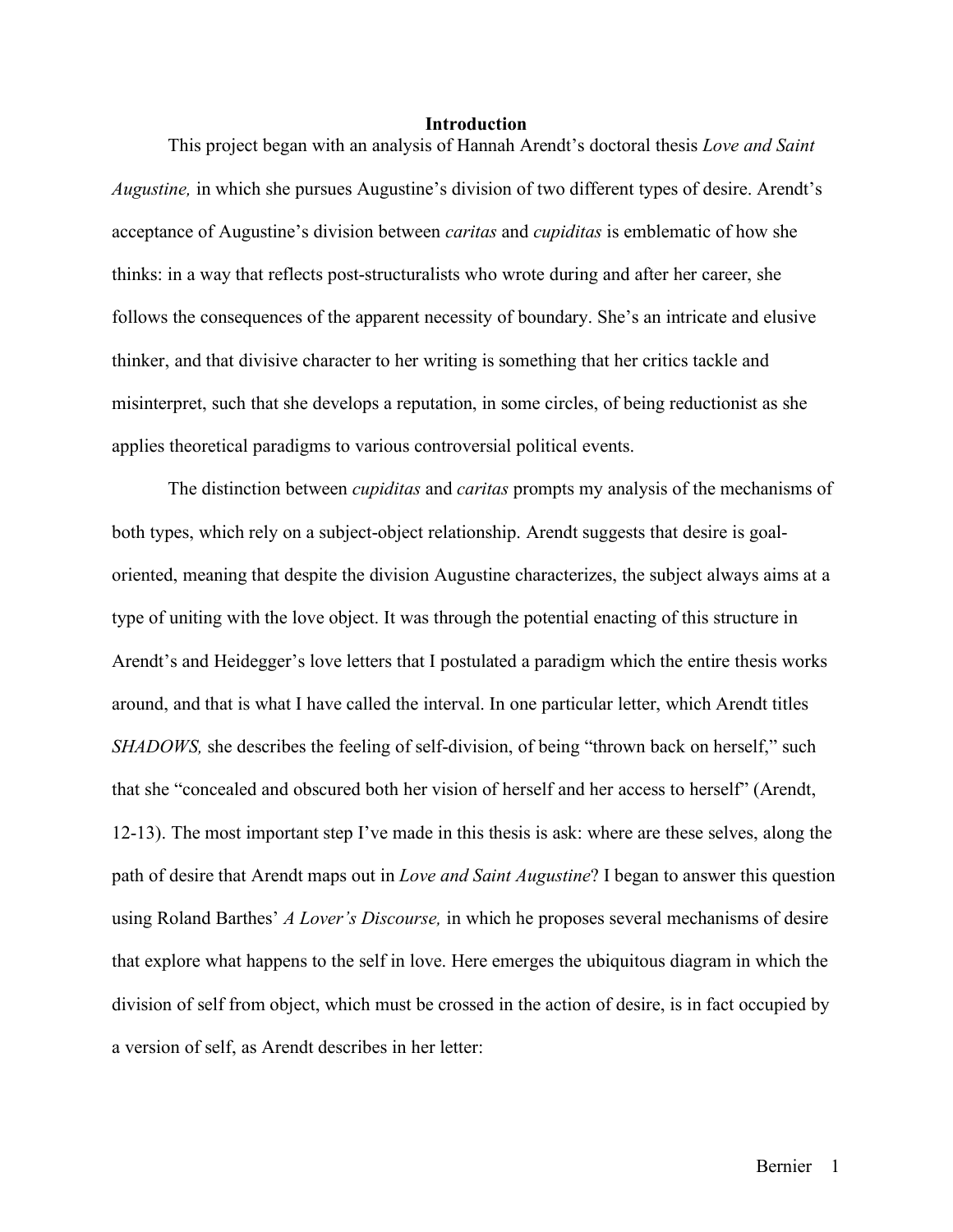# Introduction

This project began with an analysis of Hannah Arendt's doctoral thesis *Love and Saint Augustine,* in which she pursues Augustine's division of two different types of desire. Arendt's acceptance of Augustine's division between *caritas* and *cupiditas* is emblematic of how she thinks: in a way that reflects post-structuralists who wrote during and after her career, she follows the consequences of the apparent necessity of boundary. She's an intricate and elusive thinker, and that divisive character to her writing is something that her critics tackle and misinterpret, such that she develops a reputation, in some circles, of being reductionist as she applies theoretical paradigms to various controversial political events.

The distinction between *cupiditas* and *caritas* prompts my analysis of the mechanisms of both types, which rely on a subject-object relationship. Arendt suggests that desire is goal-oriented, meaning that despite the division Augustine characterizes, the subject always aims at a type of uniting with the love object. It was through the potential enacting of this structure in Arendt's and Heidegger's love letters that I postulated a paradigm which the entire thesis works around, and that is what I have called the interval. In one particular letter, which Arendt titles *SHADOWS,* she describes the feeling of self-division, of being "thrown back on herself," such that she "concealed and obscured both her vision of herself and her access to herself" (Arendt, 12-13). The most important step I've made in this thesis is ask: where are these selves, along the path of desire that Arendt maps out in *Love and Saint Augustine*? I began to answer this question using Roland Barthes' *A Lover's Discourse,* in which he proposes several mechanisms of desire that explore what happens to the self in love. Here emerges the ubiquitous diagram in which the division of self from object, which must be crossed in the action of desire, is in fact occupied by a version of self, as Arendt describes in her letter: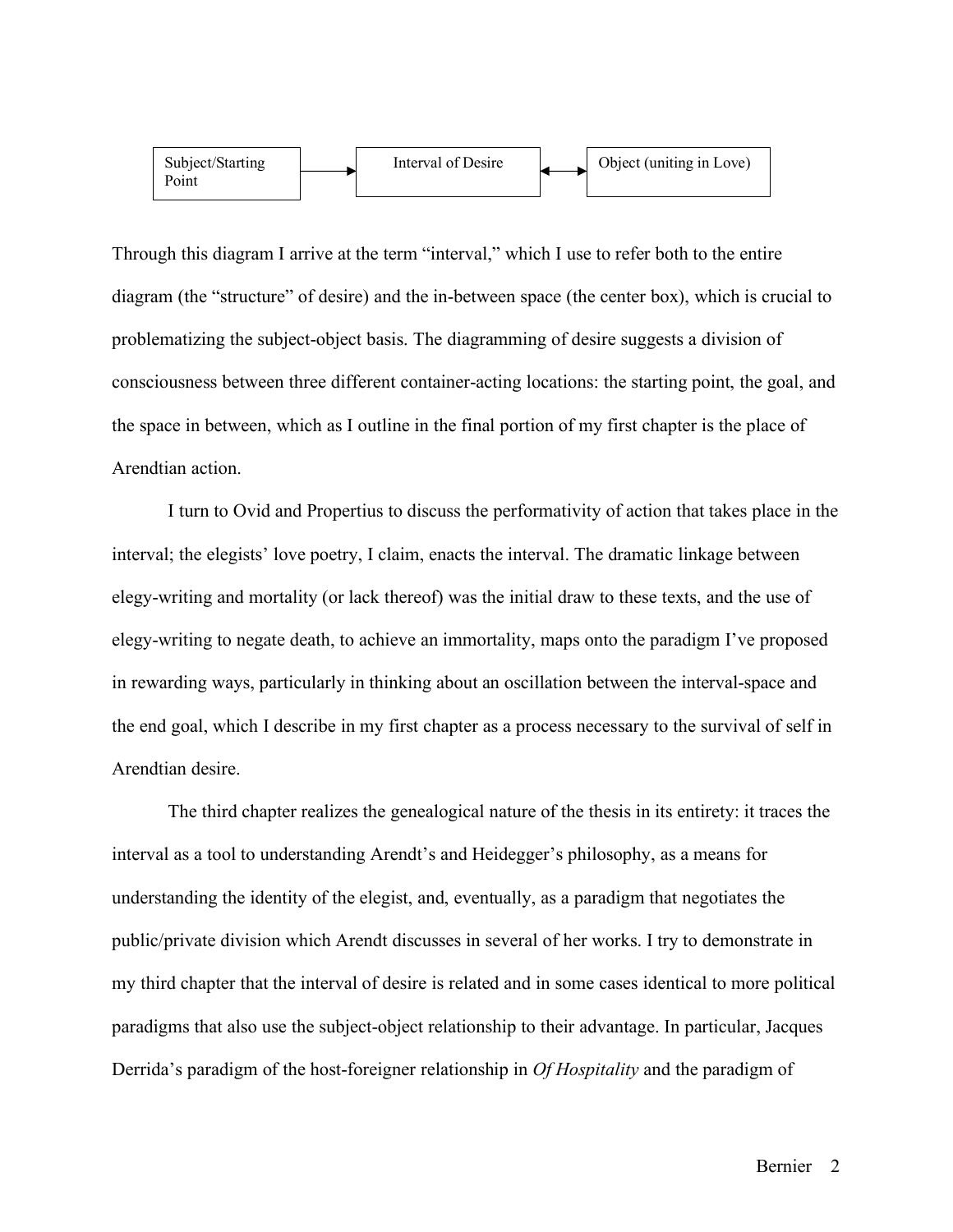| Subject/Starting Point | → | Interval of Desire | ↔ | Object (uniting in Love) |
|---|---|---|---|---|

Through this diagram I arrive at the term "interval," which I use to refer both to the entire diagram (the "structure" of desire) and the in-between space (the center box), which is crucial to problematizing the subject-object basis. The diagramming of desire suggests a division of consciousness between three different container-acting locations: the starting point, the goal, and the space in between, which as I outline in the final portion of my first chapter is the place of Arendtian action.

I turn to Ovid and Propertius to discuss the performativity of action that takes place in the interval; the elegists' love poetry, I claim, enacts the interval. The dramatic linkage between elegy-writing and mortality (or lack thereof) was the initial draw to these texts, and the use of elegy-writing to negate death, to achieve an immortality, maps onto the paradigm I've proposed in rewarding ways, particularly in thinking about an oscillation between the interval-space and the end goal, which I describe in my first chapter as a process necessary to the survival of self in Arendtian desire.

The third chapter realizes the genealogical nature of the thesis in its entirety: it traces the interval as a tool to understanding Arendt's and Heidegger's philosophy, as a means for understanding the identity of the elegist, and, eventually, as a paradigm that negotiates the public/private division which Arendt discusses in several of her works. I try to demonstrate in my third chapter that the interval of desire is related and in some cases identical to more political paradigms that also use the subject-object relationship to their advantage. In particular, Jacques Derrida's paradigm of the host-foreigner relationship in *Of Hospitality* and the paradigm of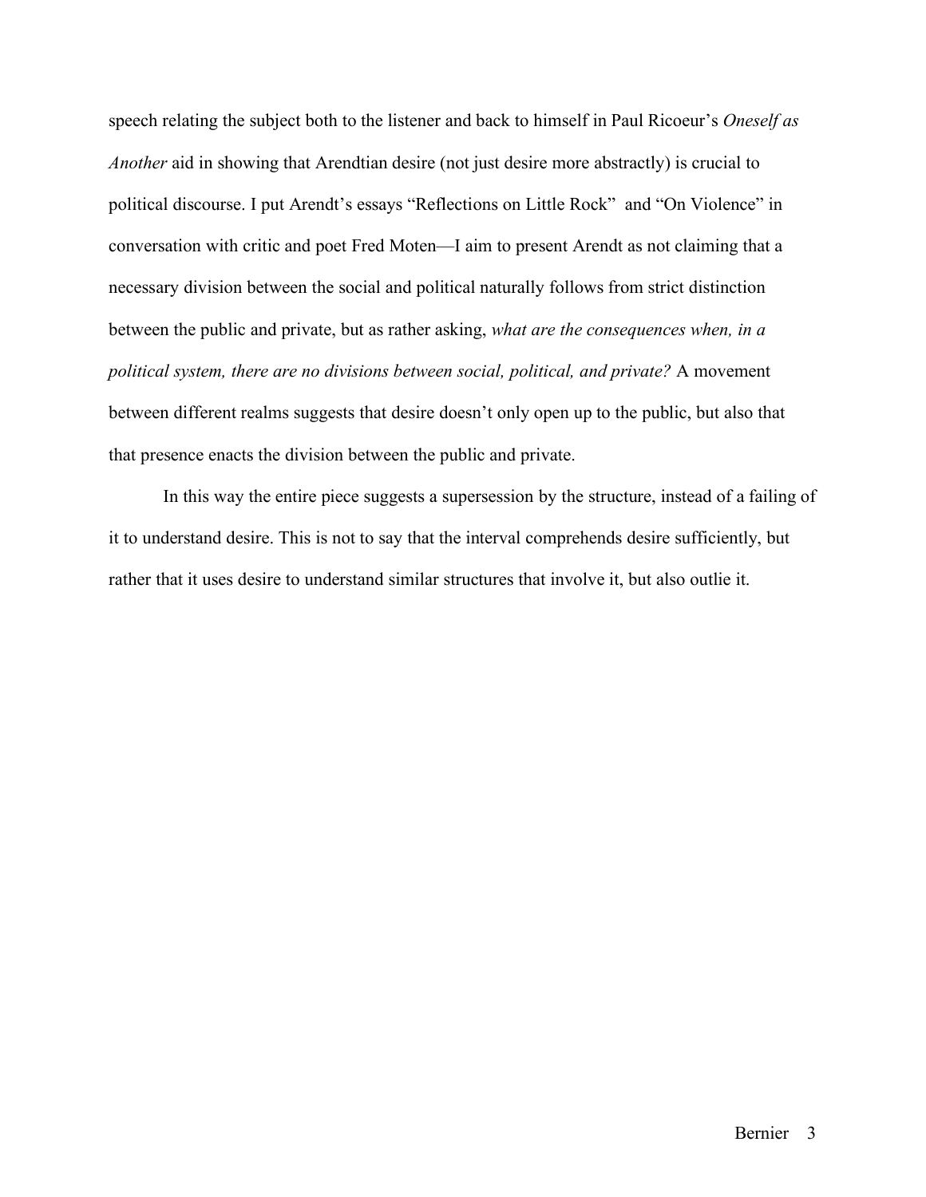speech relating the subject both to the listener and back to himself in Paul Ricoeur's *Oneself as Another* aid in showing that Arendtian desire (not just desire more abstractly) is crucial to political discourse. I put Arendt's essays "Reflections on Little Rock" and "On Violence" in conversation with critic and poet Fred Moten—I aim to present Arendt as not claiming that a necessary division between the social and political naturally follows from strict distinction between the public and private, but as rather asking, *what are the consequences when, in a political system, there are no divisions between social, political, and private?* A movement between different realms suggests that desire doesn't only open up to the public, but also that that presence enacts the division between the public and private.

In this way the entire piece suggests a supersession by the structure, instead of a failing of it to understand desire. This is not to say that the interval comprehends desire sufficiently, but rather that it uses desire to understand similar structures that involve it, but also outlie it.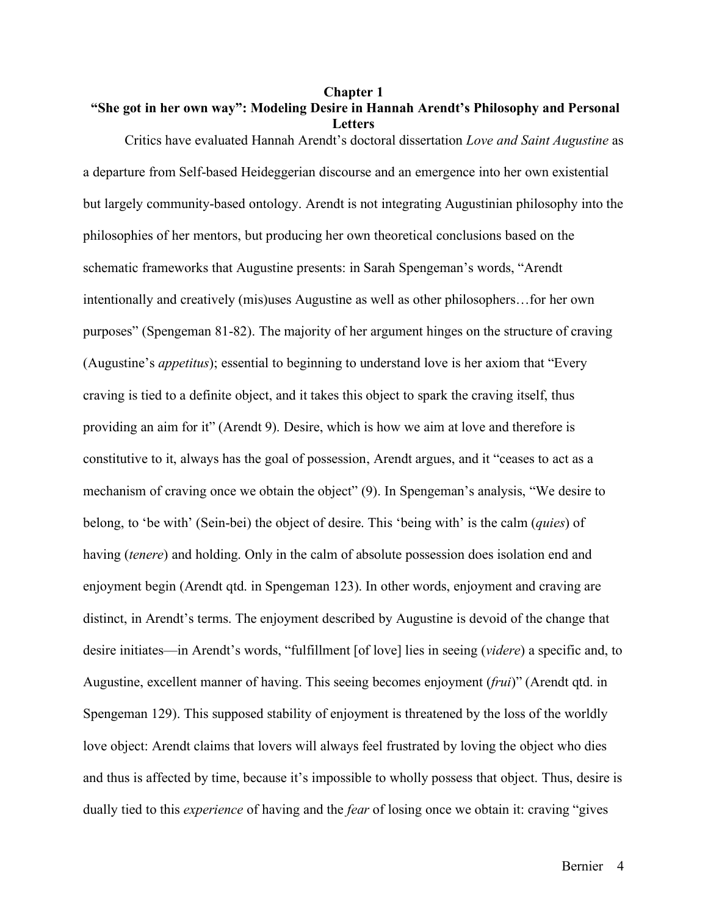# Chapter 1

## "She got in her own way": Modeling Desire in Hannah Arendt's Philosophy and Personal Letters

Critics have evaluated Hannah Arendt's doctoral dissertation *Love and Saint Augustine* as a departure from Self-based Heideggerian discourse and an emergence into her own existential but largely community-based ontology. Arendt is not integrating Augustinian philosophy into the philosophies of her mentors, but producing her own theoretical conclusions based on the schematic frameworks that Augustine presents: in Sarah Spengeman's words, "Arendt intentionally and creatively (mis)uses Augustine as well as other philosophers…for her own purposes" (Spengeman 81-82). The majority of her argument hinges on the structure of craving (Augustine's *appetitus*); essential to beginning to understand love is her axiom that "Every craving is tied to a definite object, and it takes this object to spark the craving itself, thus providing an aim for it" (Arendt 9). Desire, which is how we aim at love and therefore is constitutive to it, always has the goal of possession, Arendt argues, and it "ceases to act as a mechanism of craving once we obtain the object" (9). In Spengeman's analysis, "We desire to belong, to 'be with' (Sein-bei) the object of desire. This 'being with' is the calm (*quies*) of having (*tenere*) and holding. Only in the calm of absolute possession does isolation end and enjoyment begin (Arendt qtd. in Spengeman 123). In other words, enjoyment and craving are distinct, in Arendt's terms. The enjoyment described by Augustine is devoid of the change that desire initiates—in Arendt's words, "fulfillment [of love] lies in seeing (*videre*) a specific and, to Augustine, excellent manner of having. This seeing becomes enjoyment (*frui*)" (Arendt qtd. in Spengeman 129). This supposed stability of enjoyment is threatened by the loss of the worldly love object: Arendt claims that lovers will always feel frustrated by loving the object who dies and thus is affected by time, because it's impossible to wholly possess that object. Thus, desire is dually tied to this *experience* of having and the *fear* of losing once we obtain it: craving "gives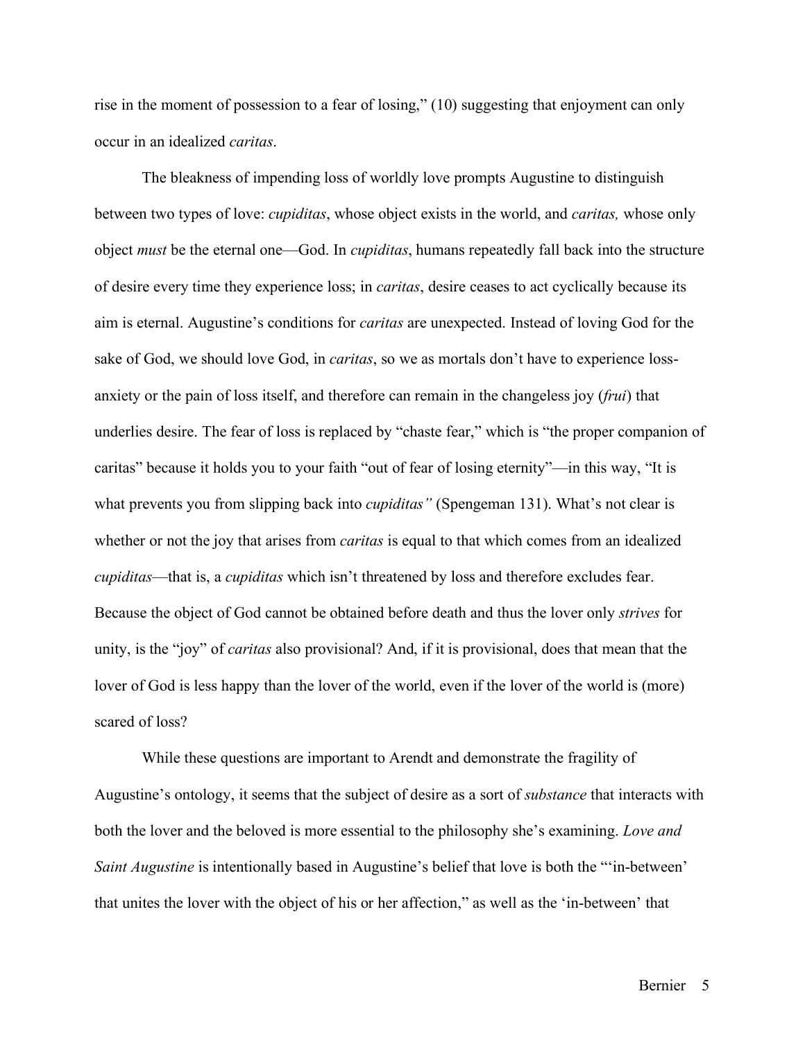rise in the moment of possession to a fear of losing," (10) suggesting that enjoyment can only occur in an idealized *caritas*.

The bleakness of impending loss of worldly love prompts Augustine to distinguish between two types of love: *cupiditas*, whose object exists in the world, and *caritas,* whose only object *must* be the eternal one—God. In *cupiditas*, humans repeatedly fall back into the structure of desire every time they experience loss; in *caritas*, desire ceases to act cyclically because its aim is eternal. Augustine's conditions for *caritas* are unexpected. Instead of loving God for the sake of God, we should love God, in *caritas*, so we as mortals don't have to experience loss-anxiety or the pain of loss itself, and therefore can remain in the changeless joy (*frui*) that underlies desire. The fear of loss is replaced by "chaste fear," which is "the proper companion of caritas" because it holds you to your faith "out of fear of losing eternity"—in this way, "It is what prevents you from slipping back into *cupiditas"* (Spengeman 131). What's not clear is whether or not the joy that arises from *caritas* is equal to that which comes from an idealized *cupiditas*—that is, a *cupiditas* which isn't threatened by loss and therefore excludes fear. Because the object of God cannot be obtained before death and thus the lover only *strives* for unity, is the "joy" of *caritas* also provisional? And, if it is provisional, does that mean that the lover of God is less happy than the lover of the world, even if the lover of the world is (more) scared of loss?

While these questions are important to Arendt and demonstrate the fragility of Augustine's ontology, it seems that the subject of desire as a sort of *substance* that interacts with both the lover and the beloved is more essential to the philosophy she's examining. *Love and Saint Augustine* is intentionally based in Augustine's belief that love is both the "'in-between' that unites the lover with the object of his or her affection," as well as the 'in-between' that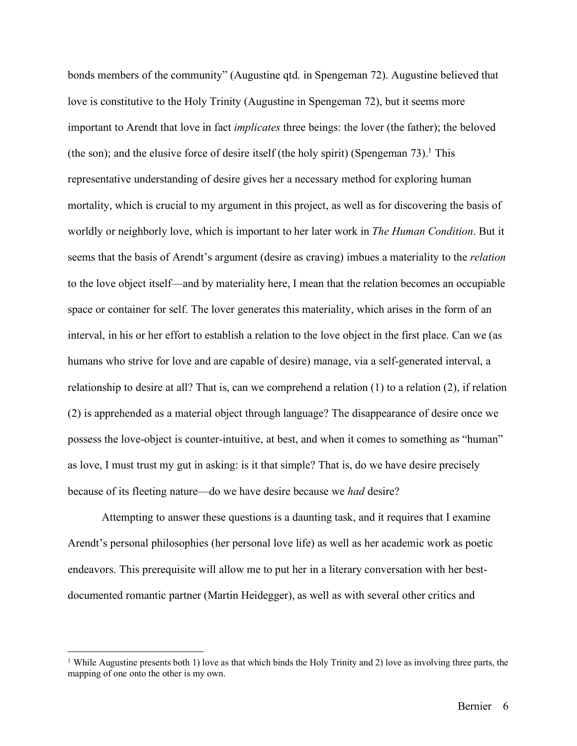bonds members of the community" (Augustine qtd. in Spengeman 72). Augustine believed that love is constitutive to the Holy Trinity (Augustine in Spengeman 72), but it seems more important to Arendt that love in fact *implicates* three beings: the lover (the father); the beloved (the son); and the elusive force of desire itself (the holy spirit) (Spengeman 73).[1] This representative understanding of desire gives her a necessary method for exploring human mortality, which is crucial to my argument in this project, as well as for discovering the basis of worldly or neighborly love, which is important to her later work in *The Human Condition*. But it seems that the basis of Arendt's argument (desire as craving) imbues a materiality to the *relation* to the love object itself—and by materiality here, I mean that the relation becomes an occupiable space or container for self. The lover generates this materiality, which arises in the form of an interval, in his or her effort to establish a relation to the love object in the first place. Can we (as humans who strive for love and are capable of desire) manage, via a self-generated interval, a relationship to desire at all? That is, can we comprehend a relation (1) to a relation (2), if relation (2) is apprehended as a material object through language? The disappearance of desire once we possess the love-object is counter-intuitive, at best, and when it comes to something as "human" as love, I must trust my gut in asking: is it that simple? That is, do we have desire precisely because of its fleeting nature—do we have desire because we *had* desire?

Attempting to answer these questions is a daunting task, and it requires that I examine Arendt's personal philosophies (her personal love life) as well as her academic work as poetic endeavors. This prerequisite will allow me to put her in a literary conversation with her best-documented romantic partner (Martin Heidegger), as well as with several other critics and

[1] While Augustine presents both 1) love as that which binds the Holy Trinity and 2) love as involving three parts, the mapping of one onto the other is my own.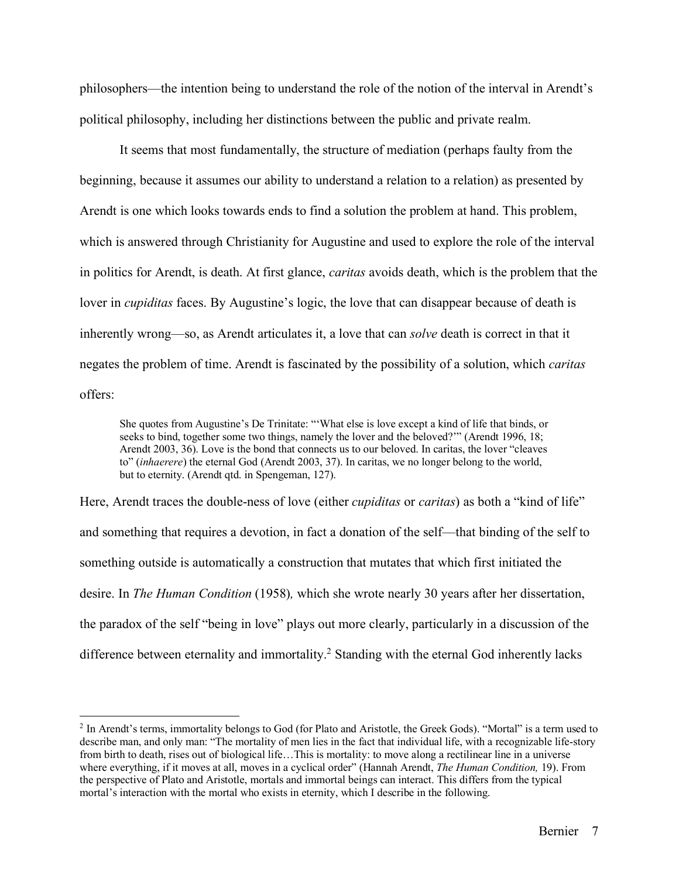philosophers—the intention being to understand the role of the notion of the interval in Arendt's political philosophy, including her distinctions between the public and private realm.

It seems that most fundamentally, the structure of mediation (perhaps faulty from the beginning, because it assumes our ability to understand a relation to a relation) as presented by Arendt is one which looks towards ends to find a solution the problem at hand. This problem, which is answered through Christianity for Augustine and used to explore the role of the interval in politics for Arendt, is death. At first glance, *caritas* avoids death, which is the problem that the lover in *cupiditas* faces. By Augustine's logic, the love that can disappear because of death is inherently wrong—so, as Arendt articulates it, a love that can *solve* death is correct in that it negates the problem of time. Arendt is fascinated by the possibility of a solution, which *caritas* offers:

> She quotes from Augustine's De Trinitate: "'What else is love except a kind of life that binds, or seeks to bind, together some two things, namely the lover and the beloved?'" (Arendt 1996, 18; Arendt 2003, 36). Love is the bond that connects us to our beloved. In caritas, the lover "cleaves to" (*inhaerere*) the eternal God (Arendt 2003, 37). In caritas, we no longer belong to the world, but to eternity. (Arendt qtd. in Spengeman, 127).

Here, Arendt traces the double-ness of love (either *cupiditas* or *caritas*) as both a "kind of life" and something that requires a devotion, in fact a donation of the self—that binding of the self to something outside is automatically a construction that mutates that which first initiated the desire. In *The Human Condition* (1958), which she wrote nearly 30 years after her dissertation, the paradox of the self "being in love" plays out more clearly, particularly in a discussion of the difference between eternality and immortality.[2] Standing with the eternal God inherently lacks

[2] In Arendt's terms, immortality belongs to God (for Plato and Aristotle, the Greek Gods). "Mortal" is a term used to describe man, and only man: "The mortality of men lies in the fact that individual life, with a recognizable life-story from birth to death, rises out of biological life…This is mortality: to move along a rectilinear line in a universe where everything, if it moves at all, moves in a cyclical order" (Hannah Arendt, *The Human Condition,* 19). From the perspective of Plato and Aristotle, mortals and immortal beings can interact. This differs from the typical mortal's interaction with the mortal who exists in eternity, which I describe in the following.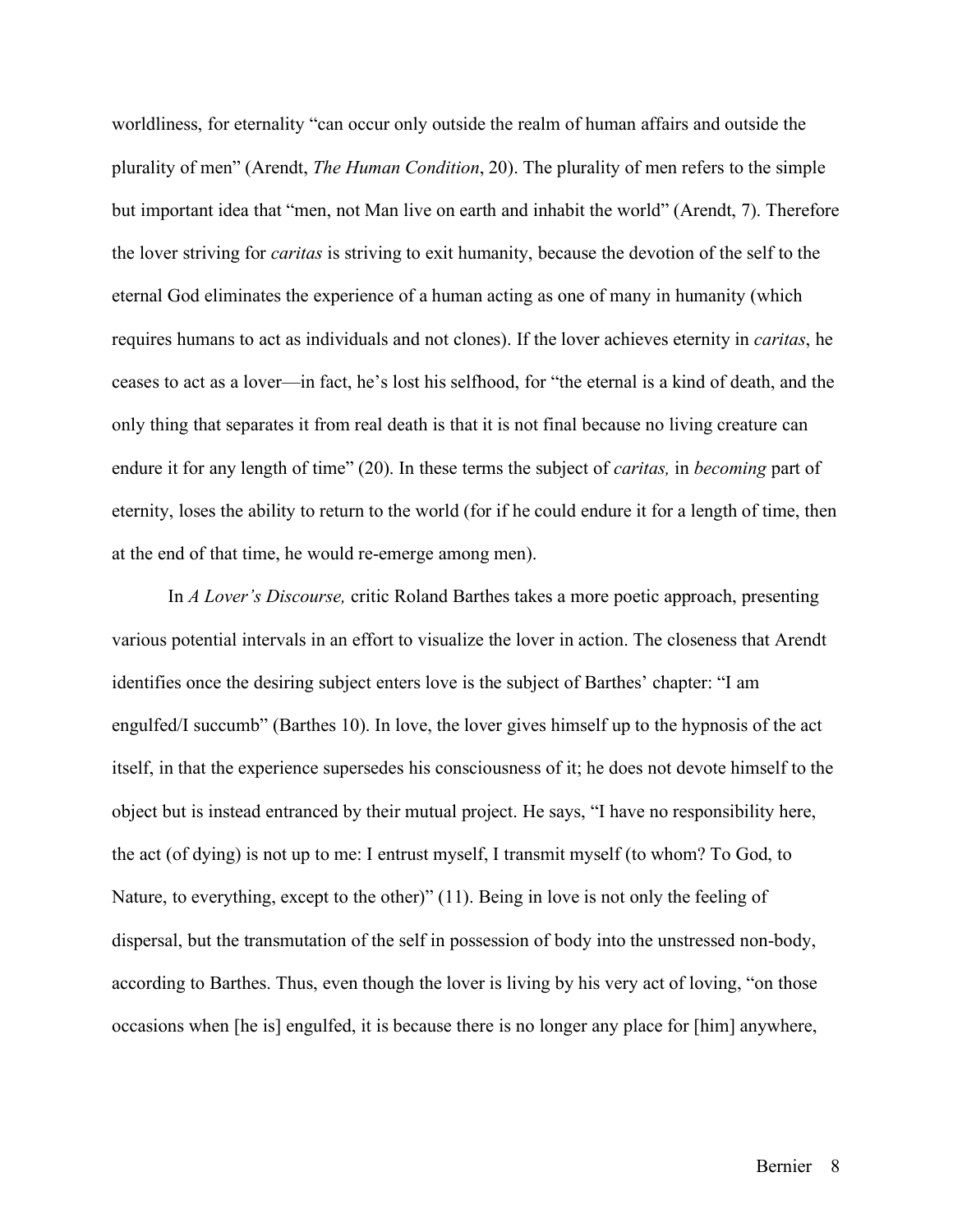worldliness, for eternality "can occur only outside the realm of human affairs and outside the plurality of men" (Arendt, *The Human Condition*, 20). The plurality of men refers to the simple but important idea that "men, not Man live on earth and inhabit the world" (Arendt, 7). Therefore the lover striving for *caritas* is striving to exit humanity, because the devotion of the self to the eternal God eliminates the experience of a human acting as one of many in humanity (which requires humans to act as individuals and not clones). If the lover achieves eternity in *caritas*, he ceases to act as a lover—in fact, he's lost his selfhood, for "the eternal is a kind of death, and the only thing that separates it from real death is that it is not final because no living creature can endure it for any length of time" (20). In these terms the subject of *caritas,* in *becoming* part of eternity, loses the ability to return to the world (for if he could endure it for a length of time, then at the end of that time, he would re-emerge among men).

In *A Lover's Discourse,* critic Roland Barthes takes a more poetic approach, presenting various potential intervals in an effort to visualize the lover in action. The closeness that Arendt identifies once the desiring subject enters love is the subject of Barthes' chapter: "I am engulfed/I succumb" (Barthes 10). In love, the lover gives himself up to the hypnosis of the act itself, in that the experience supersedes his consciousness of it; he does not devote himself to the object but is instead entranced by their mutual project. He says, "I have no responsibility here, the act (of dying) is not up to me: I entrust myself, I transmit myself (to whom? To God, to Nature, to everything, except to the other)" (11). Being in love is not only the feeling of dispersal, but the transmutation of the self in possession of body into the unstressed non-body, according to Barthes. Thus, even though the lover is living by his very act of loving, "on those occasions when [he is] engulfed, it is because there is no longer any place for [him] anywhere,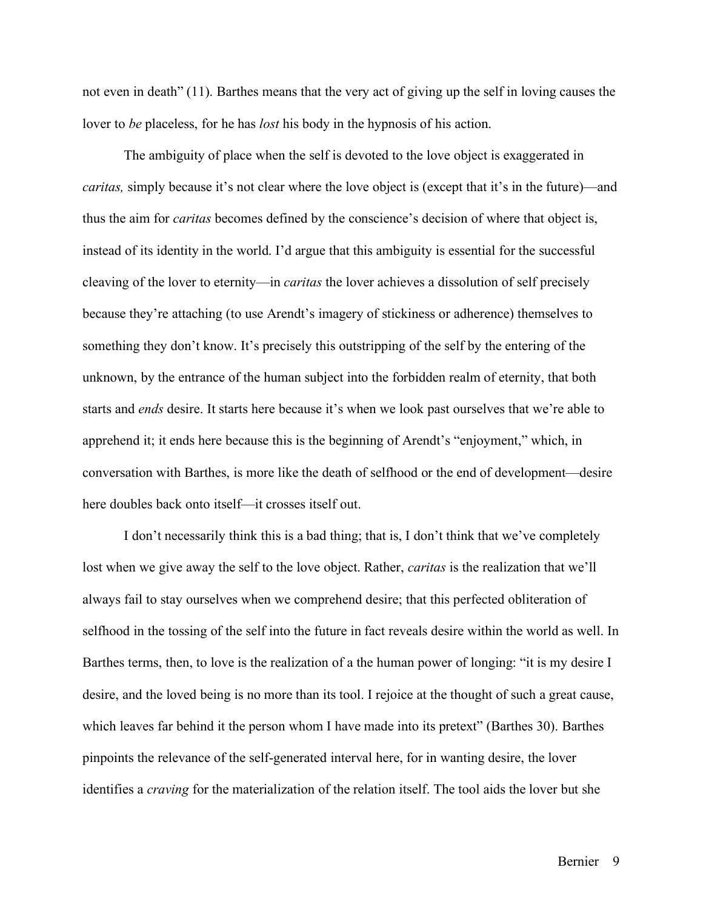not even in death" (11). Barthes means that the very act of giving up the self in loving causes the lover to *be* placeless, for he has *lost* his body in the hypnosis of his action.

The ambiguity of place when the self is devoted to the love object is exaggerated in *caritas,* simply because it's not clear where the love object is (except that it's in the future)—and thus the aim for *caritas* becomes defined by the conscience's decision of where that object is, instead of its identity in the world. I'd argue that this ambiguity is essential for the successful cleaving of the lover to eternity—in *caritas* the lover achieves a dissolution of self precisely because they're attaching (to use Arendt's imagery of stickiness or adherence) themselves to something they don't know. It's precisely this outstripping of the self by the entering of the unknown, by the entrance of the human subject into the forbidden realm of eternity, that both starts and *ends* desire. It starts here because it's when we look past ourselves that we're able to apprehend it; it ends here because this is the beginning of Arendt's "enjoyment," which, in conversation with Barthes, is more like the death of selfhood or the end of development—desire here doubles back onto itself—it crosses itself out.

I don't necessarily think this is a bad thing; that is, I don't think that we've completely lost when we give away the self to the love object. Rather, *caritas* is the realization that we'll always fail to stay ourselves when we comprehend desire; that this perfected obliteration of selfhood in the tossing of the self into the future in fact reveals desire within the world as well. In Barthes terms, then, to love is the realization of a the human power of longing: "it is my desire I desire, and the loved being is no more than its tool. I rejoice at the thought of such a great cause, which leaves far behind it the person whom I have made into its pretext" (Barthes 30). Barthes pinpoints the relevance of the self-generated interval here, for in wanting desire, the lover identifies a *craving* for the materialization of the relation itself. The tool aids the lover but she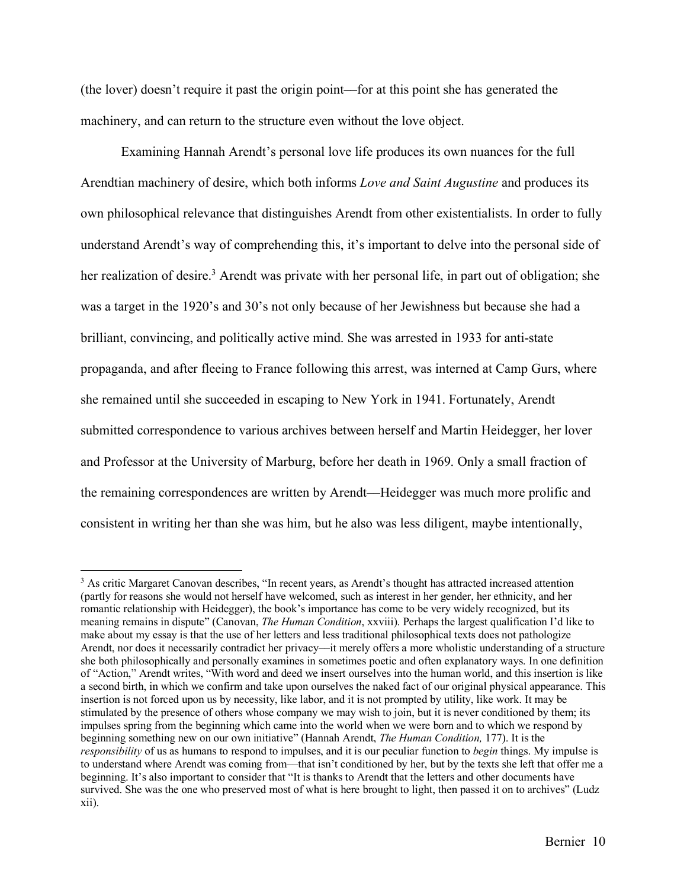(the lover) doesn't require it past the origin point—for at this point she has generated the machinery, and can return to the structure even without the love object.

Examining Hannah Arendt's personal love life produces its own nuances for the full Arendtian machinery of desire, which both informs *Love and Saint Augustine* and produces its own philosophical relevance that distinguishes Arendt from other existentialists. In order to fully understand Arendt's way of comprehending this, it's important to delve into the personal side of her realization of desire.[3] Arendt was private with her personal life, in part out of obligation; she was a target in the 1920's and 30's not only because of her Jewishness but because she had a brilliant, convincing, and politically active mind. She was arrested in 1933 for anti-state propaganda, and after fleeing to France following this arrest, was interned at Camp Gurs, where she remained until she succeeded in escaping to New York in 1941. Fortunately, Arendt submitted correspondence to various archives between herself and Martin Heidegger, her lover and Professor at the University of Marburg, before her death in 1969. Only a small fraction of the remaining correspondences are written by Arendt—Heidegger was much more prolific and consistent in writing her than she was him, but he also was less diligent, maybe intentionally,

---

[3] As critic Margaret Canovan describes, "In recent years, as Arendt's thought has attracted increased attention (partly for reasons she would not herself have welcomed, such as interest in her gender, her ethnicity, and her romantic relationship with Heidegger), the book's importance has come to be very widely recognized, but its meaning remains in dispute" (Canovan, *The Human Condition*, xxviii). Perhaps the largest qualification I'd like to make about my essay is that the use of her letters and less traditional philosophical texts does not pathologize Arendt, nor does it necessarily contradict her privacy—it merely offers a more wholistic understanding of a structure she both philosophically and personally examines in sometimes poetic and often explanatory ways. In one definition of "Action," Arendt writes, "With word and deed we insert ourselves into the human world, and this insertion is like a second birth, in which we confirm and take upon ourselves the naked fact of our original physical appearance. This insertion is not forced upon us by necessity, like labor, and it is not prompted by utility, like work. It may be stimulated by the presence of others whose company we may wish to join, but it is never conditioned by them; its impulses spring from the beginning which came into the world when we were born and to which we respond by beginning something new on our own initiative" (Hannah Arendt, *The Human Condition,* 177). It is the *responsibility* of us as humans to respond to impulses, and it is our peculiar function to *begin* things. My impulse is to understand where Arendt was coming from—that isn't conditioned by her, but by the texts she left that offer me a beginning. It's also important to consider that "It is thanks to Arendt that the letters and other documents have survived. She was the one who preserved most of what is here brought to light, then passed it on to archives" (Ludz xii).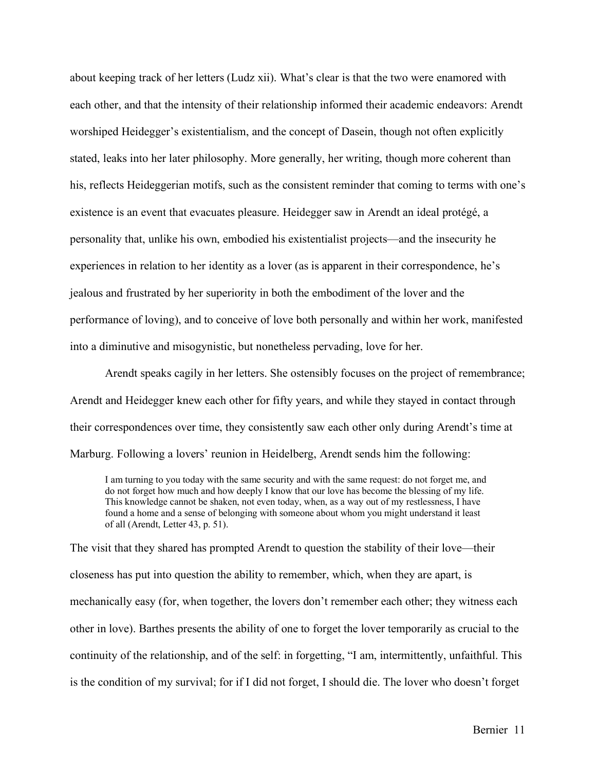about keeping track of her letters (Ludz xii). What's clear is that the two were enamored with each other, and that the intensity of their relationship informed their academic endeavors: Arendt worshiped Heidegger's existentialism, and the concept of Dasein, though not often explicitly stated, leaks into her later philosophy. More generally, her writing, though more coherent than his, reflects Heideggerian motifs, such as the consistent reminder that coming to terms with one's existence is an event that evacuates pleasure. Heidegger saw in Arendt an ideal protégé, a personality that, unlike his own, embodied his existentialist projects—and the insecurity he experiences in relation to her identity as a lover (as is apparent in their correspondence, he's jealous and frustrated by her superiority in both the embodiment of the lover and the performance of loving), and to conceive of love both personally and within her work, manifested into a diminutive and misogynistic, but nonetheless pervading, love for her.

Arendt speaks cagily in her letters. She ostensibly focuses on the project of remembrance; Arendt and Heidegger knew each other for fifty years, and while they stayed in contact through their correspondences over time, they consistently saw each other only during Arendt's time at Marburg. Following a lovers' reunion in Heidelberg, Arendt sends him the following:

> I am turning to you today with the same security and with the same request: do not forget me, and do not forget how much and how deeply I know that our love has become the blessing of my life. This knowledge cannot be shaken, not even today, when, as a way out of my restlessness, I have found a home and a sense of belonging with someone about whom you might understand it least of all (Arendt, Letter 43, p. 51).

The visit that they shared has prompted Arendt to question the stability of their love—their closeness has put into question the ability to remember, which, when they are apart, is mechanically easy (for, when together, the lovers don't remember each other; they witness each other in love). Barthes presents the ability of one to forget the lover temporarily as crucial to the continuity of the relationship, and of the self: in forgetting, "I am, intermittently, unfaithful. This is the condition of my survival; for if I did not forget, I should die. The lover who doesn't forget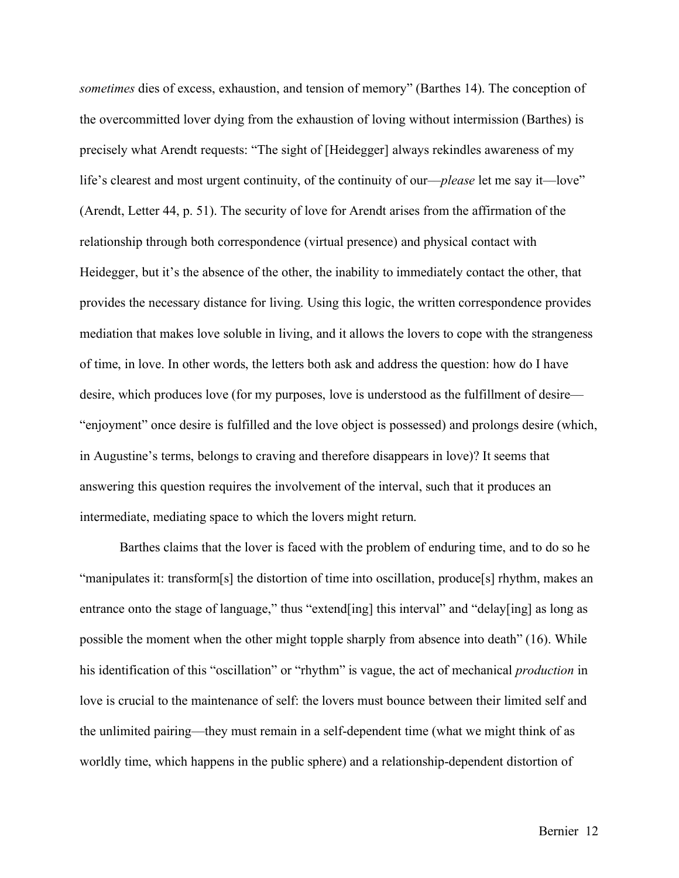*sometimes* dies of excess, exhaustion, and tension of memory" (Barthes 14). The conception of the overcommitted lover dying from the exhaustion of loving without intermission (Barthes) is precisely what Arendt requests: "The sight of [Heidegger] always rekindles awareness of my life's clearest and most urgent continuity, of the continuity of our—*please* let me say it—love" (Arendt, Letter 44, p. 51). The security of love for Arendt arises from the affirmation of the relationship through both correspondence (virtual presence) and physical contact with Heidegger, but it's the absence of the other, the inability to immediately contact the other, that provides the necessary distance for living. Using this logic, the written correspondence provides mediation that makes love soluble in living, and it allows the lovers to cope with the strangeness of time, in love. In other words, the letters both ask and address the question: how do I have desire, which produces love (for my purposes, love is understood as the fulfillment of desire—"enjoyment" once desire is fulfilled and the love object is possessed) and prolongs desire (which, in Augustine's terms, belongs to craving and therefore disappears in love)? It seems that answering this question requires the involvement of the interval, such that it produces an intermediate, mediating space to which the lovers might return.

Barthes claims that the lover is faced with the problem of enduring time, and to do so he "manipulates it: transform[s] the distortion of time into oscillation, produce[s] rhythm, makes an entrance onto the stage of language," thus "extend[ing] this interval" and "delay[ing] as long as possible the moment when the other might topple sharply from absence into death" (16). While his identification of this "oscillation" or "rhythm" is vague, the act of mechanical *production* in love is crucial to the maintenance of self: the lovers must bounce between their limited self and the unlimited pairing—they must remain in a self-dependent time (what we might think of as worldly time, which happens in the public sphere) and a relationship-dependent distortion of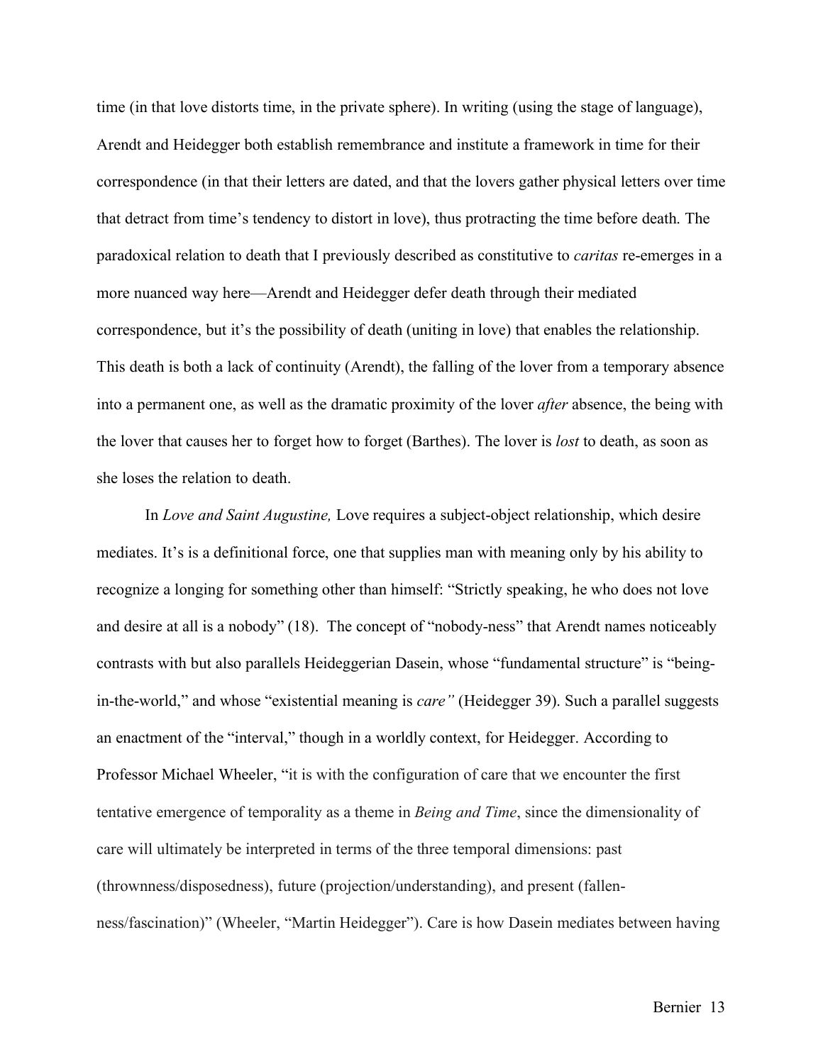time (in that love distorts time, in the private sphere). In writing (using the stage of language), Arendt and Heidegger both establish remembrance and institute a framework in time for their correspondence (in that their letters are dated, and that the lovers gather physical letters over time that detract from time's tendency to distort in love), thus protracting the time before death. The paradoxical relation to death that I previously described as constitutive to *caritas* re-emerges in a more nuanced way here—Arendt and Heidegger defer death through their mediated correspondence, but it's the possibility of death (uniting in love) that enables the relationship. This death is both a lack of continuity (Arendt), the falling of the lover from a temporary absence into a permanent one, as well as the dramatic proximity of the lover *after* absence, the being with the lover that causes her to forget how to forget (Barthes). The lover is *lost* to death, as soon as she loses the relation to death.

In *Love and Saint Augustine,* Love requires a subject-object relationship, which desire mediates. It's is a definitional force, one that supplies man with meaning only by his ability to recognize a longing for something other than himself: "Strictly speaking, he who does not love and desire at all is a nobody" (18). The concept of "nobody-ness" that Arendt names noticeably contrasts with but also parallels Heideggerian Dasein, whose "fundamental structure" is "being-in-the-world," and whose "existential meaning is *care"* (Heidegger 39). Such a parallel suggests an enactment of the "interval," though in a worldly context, for Heidegger. According to Professor Michael Wheeler, "it is with the configuration of care that we encounter the first tentative emergence of temporality as a theme in *Being and Time*, since the dimensionality of care will ultimately be interpreted in terms of the three temporal dimensions: past (thrownness/disposedness), future (projection/understanding), and present (fallen-ness/fascination)" (Wheeler, "Martin Heidegger"). Care is how Dasein mediates between having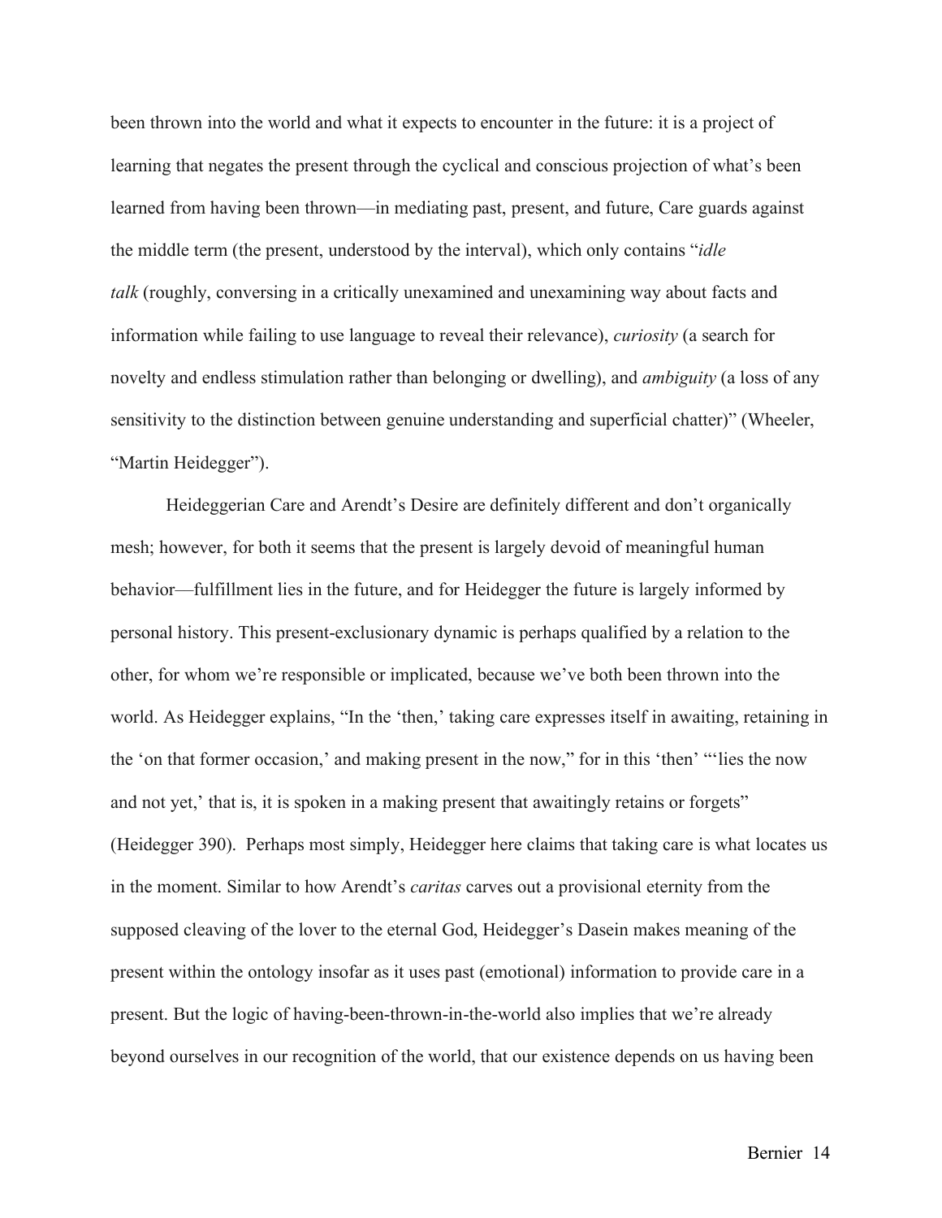been thrown into the world and what it expects to encounter in the future: it is a project of learning that negates the present through the cyclical and conscious projection of what's been learned from having been thrown—in mediating past, present, and future, Care guards against the middle term (the present, understood by the interval), which only contains "*idle talk* (roughly, conversing in a critically unexamined and unexamining way about facts and information while failing to use language to reveal their relevance), *curiosity* (a search for novelty and endless stimulation rather than belonging or dwelling), and *ambiguity* (a loss of any sensitivity to the distinction between genuine understanding and superficial chatter)" (Wheeler, "Martin Heidegger").

Heideggerian Care and Arendt's Desire are definitely different and don't organically mesh; however, for both it seems that the present is largely devoid of meaningful human behavior—fulfillment lies in the future, and for Heidegger the future is largely informed by personal history. This present-exclusionary dynamic is perhaps qualified by a relation to the other, for whom we're responsible or implicated, because we've both been thrown into the world. As Heidegger explains, "In the 'then,' taking care expresses itself in awaiting, retaining in the 'on that former occasion,' and making present in the now," for in this 'then' "'lies the now and not yet,' that is, it is spoken in a making present that awaitingly retains or forgets" (Heidegger 390). Perhaps most simply, Heidegger here claims that taking care is what locates us in the moment. Similar to how Arendt's *caritas* carves out a provisional eternity from the supposed cleaving of the lover to the eternal God, Heidegger's Dasein makes meaning of the present within the ontology insofar as it uses past (emotional) information to provide care in a present. But the logic of having-been-thrown-in-the-world also implies that we're already beyond ourselves in our recognition of the world, that our existence depends on us having been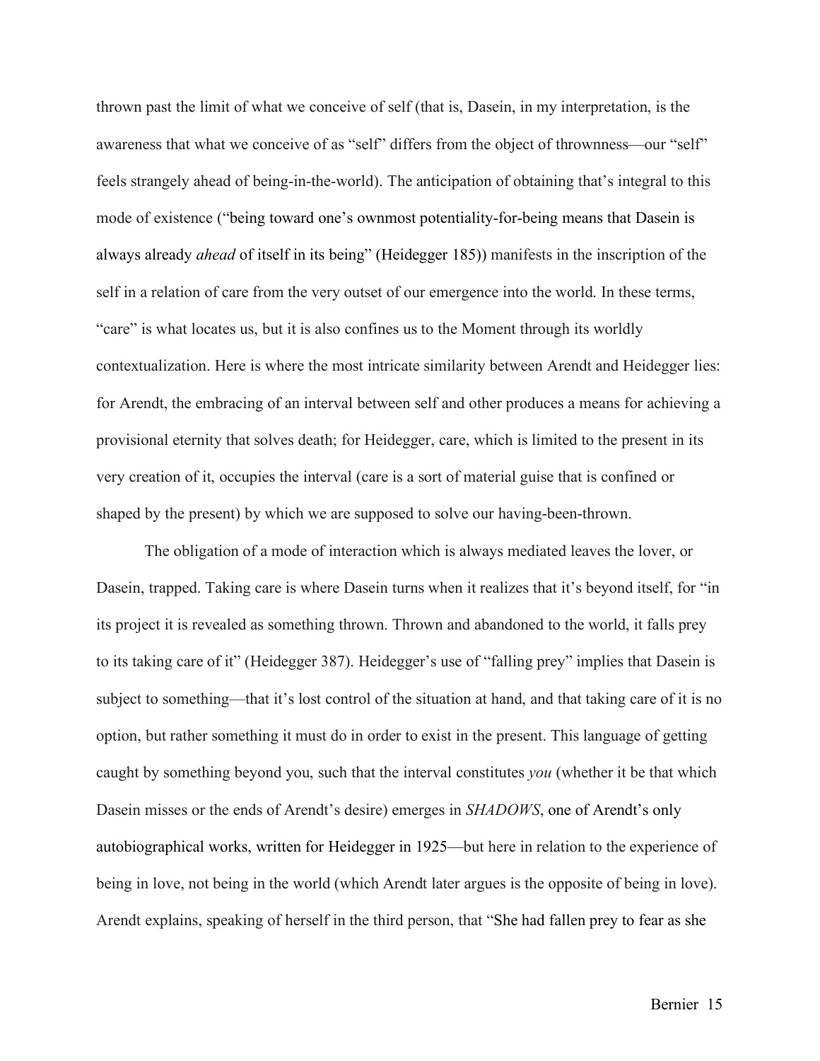thrown past the limit of what we conceive of self (that is, Dasein, in my interpretation, is the awareness that what we conceive of as "self" differs from the object of thrownness—our "self" feels strangely ahead of being-in-the-world). The anticipation of obtaining that's integral to this mode of existence ("being toward one's ownmost potentiality-for-being means that Dasein is always already *ahead* of itself in its being" (Heidegger 185)) manifests in the inscription of the self in a relation of care from the very outset of our emergence into the world. In these terms, "care" is what locates us, but it is also confines us to the Moment through its worldly contextualization. Here is where the most intricate similarity between Arendt and Heidegger lies: for Arendt, the embracing of an interval between self and other produces a means for achieving a provisional eternity that solves death; for Heidegger, care, which is limited to the present in its very creation of it, occupies the interval (care is a sort of material guise that is confined or shaped by the present) by which we are supposed to solve our having-been-thrown.

The obligation of a mode of interaction which is always mediated leaves the lover, or Dasein, trapped. Taking care is where Dasein turns when it realizes that it's beyond itself, for "in its project it is revealed as something thrown. Thrown and abandoned to the world, it falls prey to its taking care of it" (Heidegger 387). Heidegger's use of "falling prey" implies that Dasein is subject to something—that it's lost control of the situation at hand, and that taking care of it is no option, but rather something it must do in order to exist in the present. This language of getting caught by something beyond you, such that the interval constitutes *you* (whether it be that which Dasein misses or the ends of Arendt's desire) emerges in *SHADOWS*, one of Arendt's only autobiographical works, written for Heidegger in 1925—but here in relation to the experience of being in love, not being in the world (which Arendt later argues is the opposite of being in love). Arendt explains, speaking of herself in the third person, that "She had fallen prey to fear as she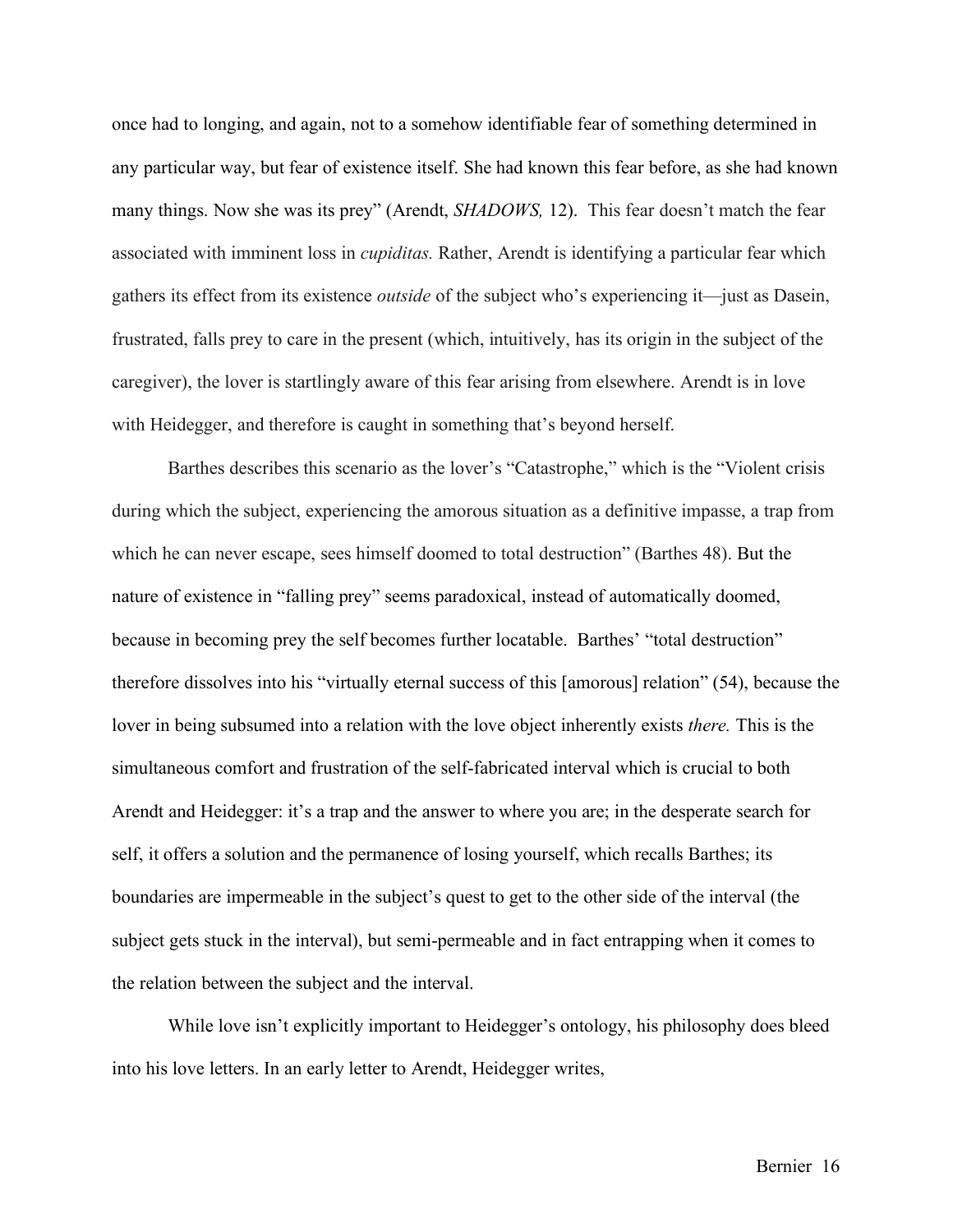once had to longing, and again, not to a somehow identifiable fear of something determined in any particular way, but fear of existence itself. She had known this fear before, as she had known many things. Now she was its prey" (Arendt, *SHADOWS,* 12). This fear doesn't match the fear associated with imminent loss in *cupiditas.* Rather, Arendt is identifying a particular fear which gathers its effect from its existence *outside* of the subject who's experiencing it—just as Dasein, frustrated, falls prey to care in the present (which, intuitively, has its origin in the subject of the caregiver), the lover is startlingly aware of this fear arising from elsewhere. Arendt is in love with Heidegger, and therefore is caught in something that's beyond herself.

Barthes describes this scenario as the lover's "Catastrophe," which is the "Violent crisis during which the subject, experiencing the amorous situation as a definitive impasse, a trap from which he can never escape, sees himself doomed to total destruction" (Barthes 48). But the nature of existence in "falling prey" seems paradoxical, instead of automatically doomed, because in becoming prey the self becomes further locatable. Barthes' "total destruction" therefore dissolves into his "virtually eternal success of this [amorous] relation" (54), because the lover in being subsumed into a relation with the love object inherently exists *there.* This is the simultaneous comfort and frustration of the self-fabricated interval which is crucial to both Arendt and Heidegger: it's a trap and the answer to where you are; in the desperate search for self, it offers a solution and the permanence of losing yourself, which recalls Barthes; its boundaries are impermeable in the subject's quest to get to the other side of the interval (the subject gets stuck in the interval), but semi-permeable and in fact entrapping when it comes to the relation between the subject and the interval.

While love isn't explicitly important to Heidegger's ontology, his philosophy does bleed into his love letters. In an early letter to Arendt, Heidegger writes,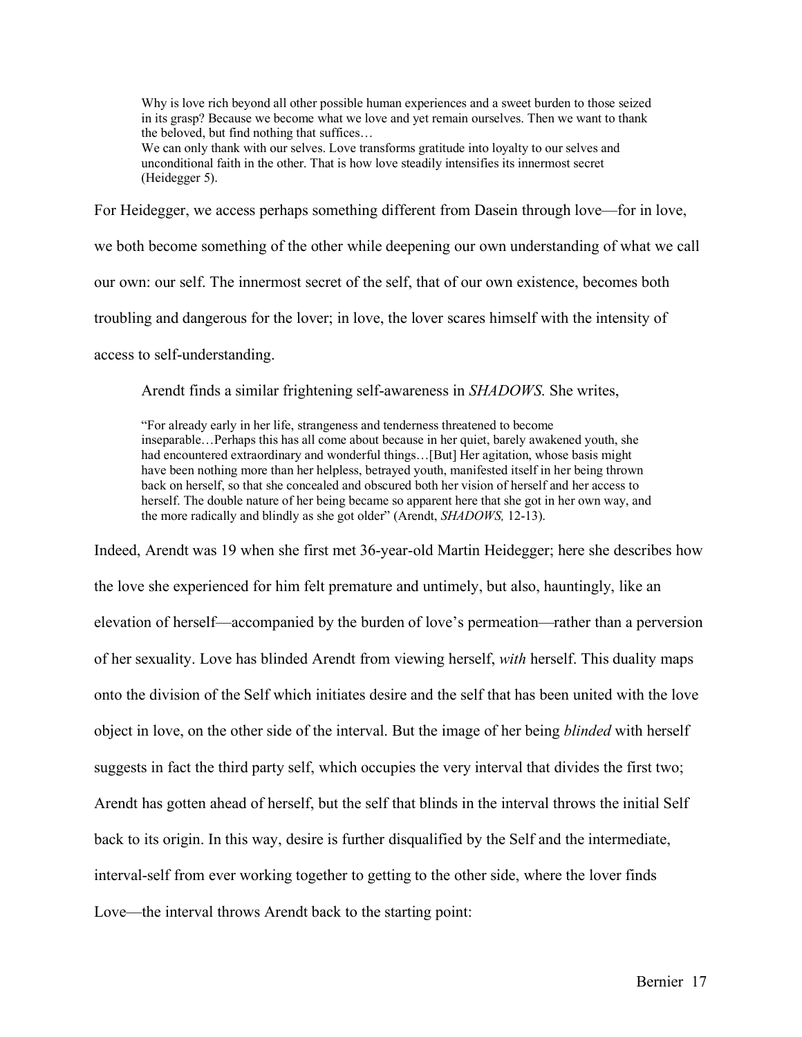> Why is love rich beyond all other possible human experiences and a sweet burden to those seized in its grasp? Because we become what we love and yet remain ourselves. Then we want to thank the beloved, but find nothing that suffices…
> We can only thank with our selves. Love transforms gratitude into loyalty to our selves and unconditional faith in the other. That is how love steadily intensifies its innermost secret (Heidegger 5).

For Heidegger, we access perhaps something different from Dasein through love—for in love, we both become something of the other while deepening our own understanding of what we call our own: our self. The innermost secret of the self, that of our own existence, becomes both troubling and dangerous for the lover; in love, the lover scares himself with the intensity of access to self-understanding.

Arendt finds a similar frightening self-awareness in *SHADOWS.* She writes,

> "For already early in her life, strangeness and tenderness threatened to become inseparable…Perhaps this has all come about because in her quiet, barely awakened youth, she had encountered extraordinary and wonderful things…[But] Her agitation, whose basis might have been nothing more than her helpless, betrayed youth, manifested itself in her being thrown back on herself, so that she concealed and obscured both her vision of herself and her access to herself. The double nature of her being became so apparent here that she got in her own way, and the more radically and blindly as she got older" (Arendt, *SHADOWS,* 12-13).

Indeed, Arendt was 19 when she first met 36-year-old Martin Heidegger; here she describes how the love she experienced for him felt premature and untimely, but also, hauntingly, like an elevation of herself—accompanied by the burden of love's permeation—rather than a perversion of her sexuality. Love has blinded Arendt from viewing herself, *with* herself. This duality maps onto the division of the Self which initiates desire and the self that has been united with the love object in love, on the other side of the interval. But the image of her being *blinded* with herself suggests in fact the third party self, which occupies the very interval that divides the first two; Arendt has gotten ahead of herself, but the self that blinds in the interval throws the initial Self back to its origin. In this way, desire is further disqualified by the Self and the intermediate, interval-self from ever working together to getting to the other side, where the lover finds Love—the interval throws Arendt back to the starting point: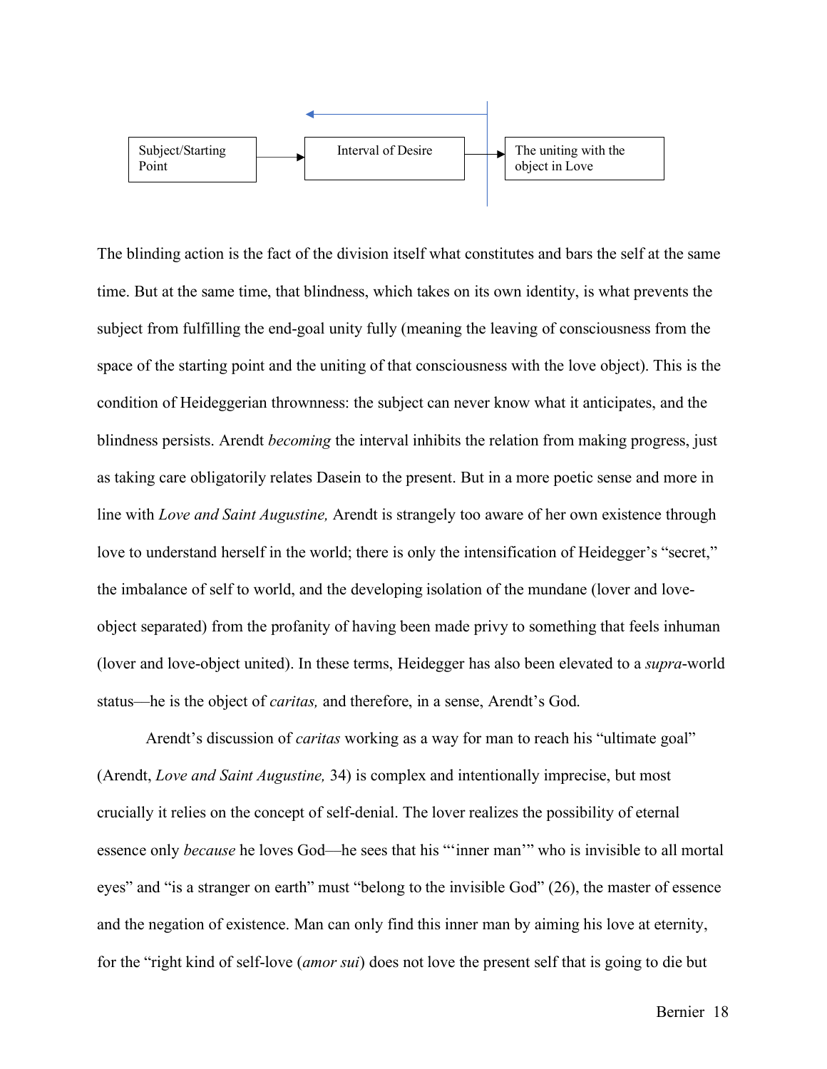Subject/Starting Point → Interval of Desire → The uniting with the object in Love

The blinding action is the fact of the division itself what constitutes and bars the self at the same time. But at the same time, that blindness, which takes on its own identity, is what prevents the subject from fulfilling the end-goal unity fully (meaning the leaving of consciousness from the space of the starting point and the uniting of that consciousness with the love object). This is the condition of Heideggerian thrownness: the subject can never know what it anticipates, and the blindness persists. Arendt *becoming* the interval inhibits the relation from making progress, just as taking care obligatorily relates Dasein to the present. But in a more poetic sense and more in line with *Love and Saint Augustine,* Arendt is strangely too aware of her own existence through love to understand herself in the world; there is only the intensification of Heidegger's "secret," the imbalance of self to world, and the developing isolation of the mundane (lover and love-object separated) from the profanity of having been made privy to something that feels inhuman (lover and love-object united). In these terms, Heidegger has also been elevated to a *supra*-world status—he is the object of *caritas,* and therefore, in a sense, Arendt's God.

Arendt's discussion of *caritas* working as a way for man to reach his "ultimate goal" (Arendt, *Love and Saint Augustine,* 34) is complex and intentionally imprecise, but most crucially it relies on the concept of self-denial. The lover realizes the possibility of eternal essence only *because* he loves God—he sees that his "'inner man'" who is invisible to all mortal eyes" and "is a stranger on earth" must "belong to the invisible God" (26), the master of essence and the negation of existence. Man can only find this inner man by aiming his love at eternity, for the "right kind of self-love (*amor sui*) does not love the present self that is going to die but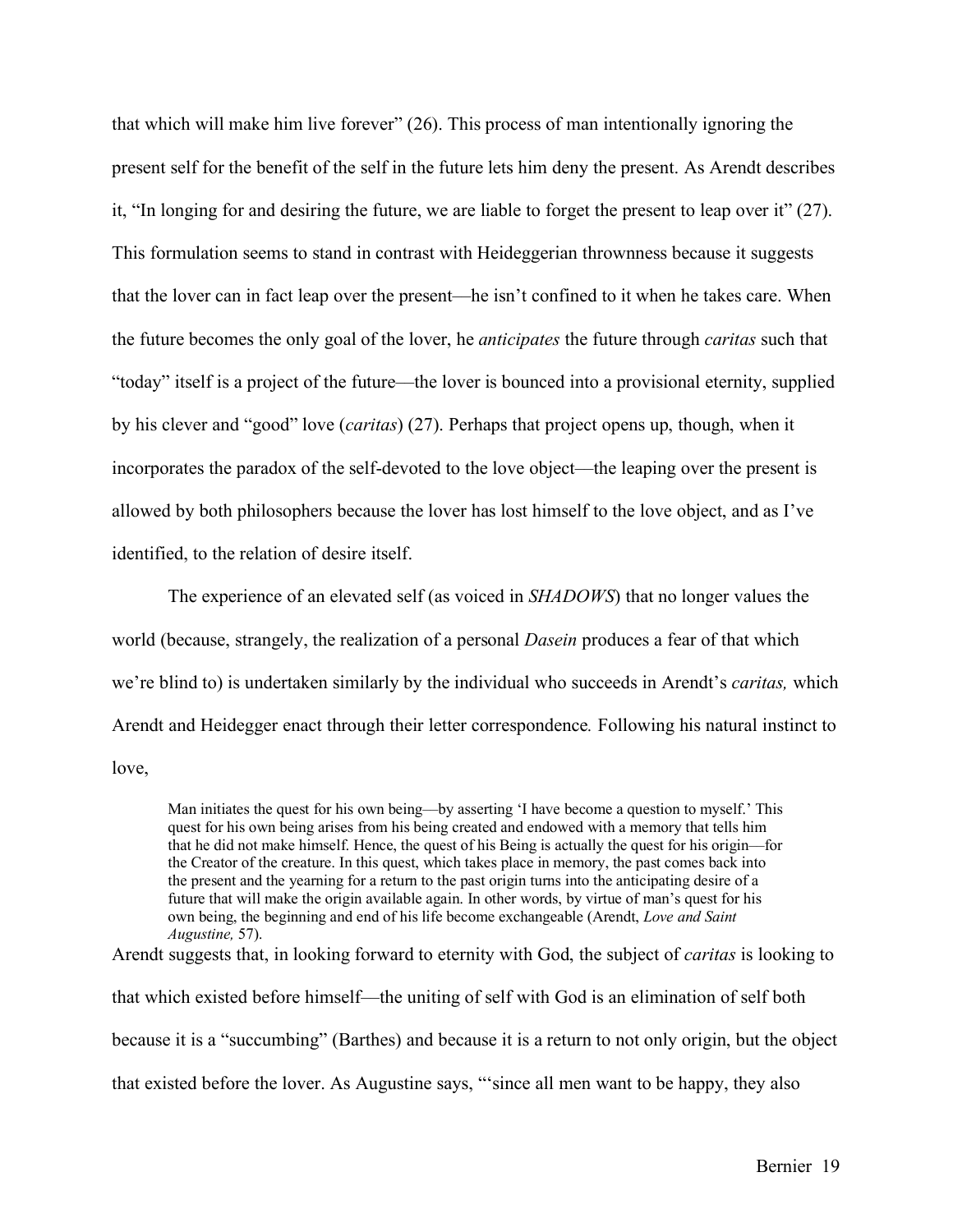that which will make him live forever" (26). This process of man intentionally ignoring the present self for the benefit of the self in the future lets him deny the present. As Arendt describes it, "In longing for and desiring the future, we are liable to forget the present to leap over it" (27). This formulation seems to stand in contrast with Heideggerian thrownness because it suggests that the lover can in fact leap over the present—he isn't confined to it when he takes care. When the future becomes the only goal of the lover, he *anticipates* the future through *caritas* such that "today" itself is a project of the future—the lover is bounced into a provisional eternity, supplied by his clever and "good" love (*caritas*) (27). Perhaps that project opens up, though, when it incorporates the paradox of the self-devoted to the love object—the leaping over the present is allowed by both philosophers because the lover has lost himself to the love object, and as I've identified, to the relation of desire itself.

The experience of an elevated self (as voiced in *SHADOWS*) that no longer values the world (because, strangely, the realization of a personal *Dasein* produces a fear of that which we're blind to) is undertaken similarly by the individual who succeeds in Arendt's *caritas,* which Arendt and Heidegger enact through their letter correspondence. Following his natural instinct to love,

> Man initiates the quest for his own being—by asserting 'I have become a question to myself.' This quest for his own being arises from his being created and endowed with a memory that tells him that he did not make himself. Hence, the quest of his Being is actually the quest for his origin—for the Creator of the creature. In this quest, which takes place in memory, the past comes back into the present and the yearning for a return to the past origin turns into the anticipating desire of a future that will make the origin available again. In other words, by virtue of man's quest for his own being, the beginning and end of his life become exchangeable (Arendt, *Love and Saint Augustine,* 57).

Arendt suggests that, in looking forward to eternity with God, the subject of *caritas* is looking to that which existed before himself—the uniting of self with God is an elimination of self both because it is a "succumbing" (Barthes) and because it is a return to not only origin, but the object that existed before the lover. As Augustine says, "'since all men want to be happy, they also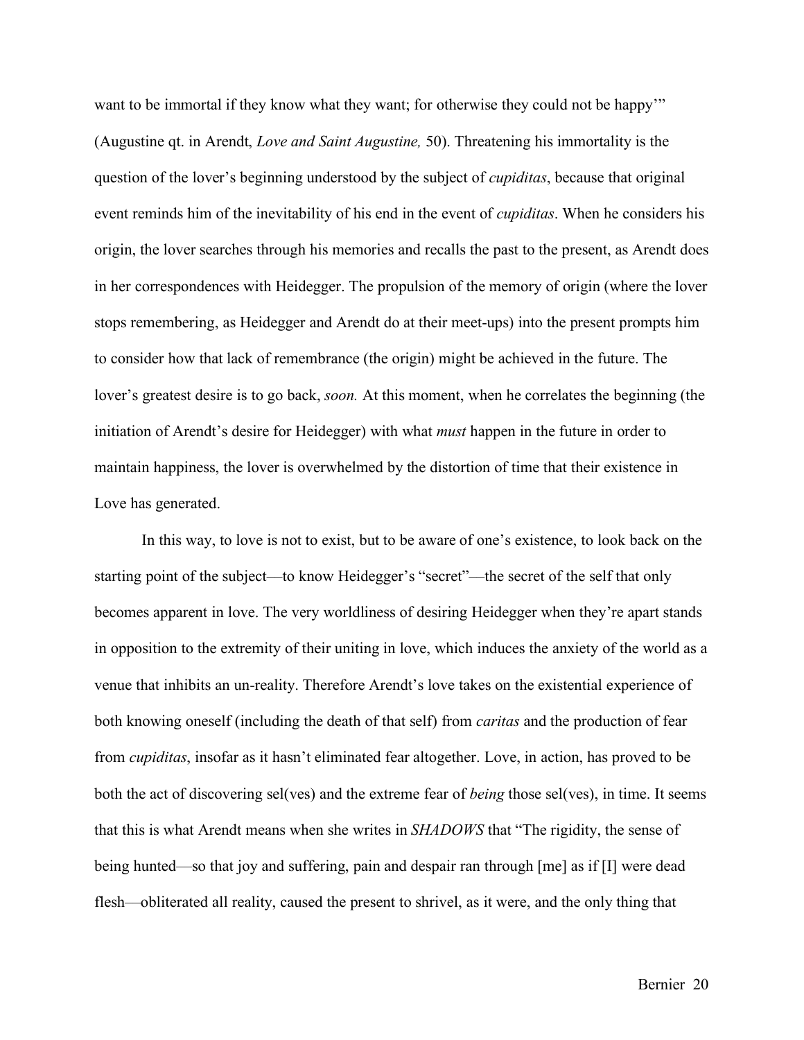want to be immortal if they know what they want; for otherwise they could not be happy'" (Augustine qt. in Arendt, *Love and Saint Augustine,* 50). Threatening his immortality is the question of the lover's beginning understood by the subject of *cupiditas*, because that original event reminds him of the inevitability of his end in the event of *cupiditas*. When he considers his origin, the lover searches through his memories and recalls the past to the present, as Arendt does in her correspondences with Heidegger. The propulsion of the memory of origin (where the lover stops remembering, as Heidegger and Arendt do at their meet-ups) into the present prompts him to consider how that lack of remembrance (the origin) might be achieved in the future. The lover's greatest desire is to go back, *soon.* At this moment, when he correlates the beginning (the initiation of Arendt's desire for Heidegger) with what *must* happen in the future in order to maintain happiness, the lover is overwhelmed by the distortion of time that their existence in Love has generated.

In this way, to love is not to exist, but to be aware of one's existence, to look back on the starting point of the subject—to know Heidegger's "secret"—the secret of the self that only becomes apparent in love. The very worldliness of desiring Heidegger when they're apart stands in opposition to the extremity of their uniting in love, which induces the anxiety of the world as a venue that inhibits an un-reality. Therefore Arendt's love takes on the existential experience of both knowing oneself (including the death of that self) from *caritas* and the production of fear from *cupiditas*, insofar as it hasn't eliminated fear altogether. Love, in action, has proved to be both the act of discovering sel(ves) and the extreme fear of *being* those sel(ves), in time. It seems that this is what Arendt means when she writes in *SHADOWS* that "The rigidity, the sense of being hunted—so that joy and suffering, pain and despair ran through [me] as if [I] were dead flesh—obliterated all reality, caused the present to shrivel, as it were, and the only thing that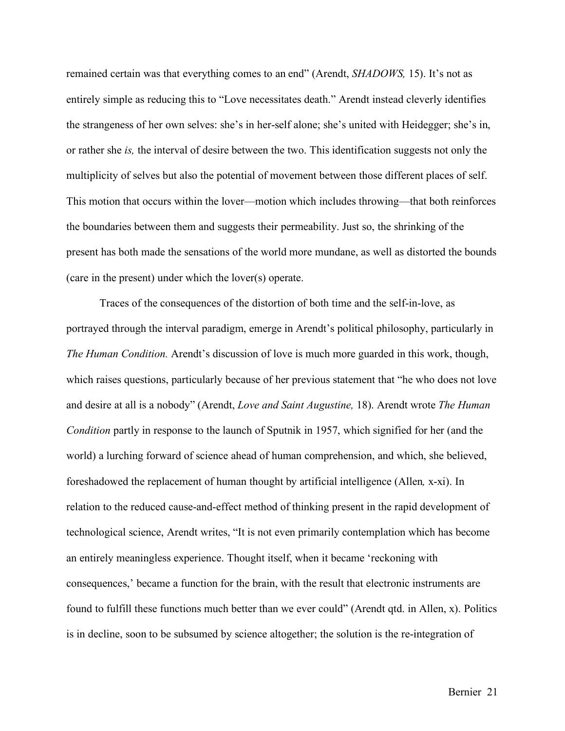remained certain was that everything comes to an end" (Arendt, *SHADOWS,* 15). It's not as entirely simple as reducing this to "Love necessitates death." Arendt instead cleverly identifies the strangeness of her own selves: she's in her-self alone; she's united with Heidegger; she's in, or rather she *is,* the interval of desire between the two. This identification suggests not only the multiplicity of selves but also the potential of movement between those different places of self. This motion that occurs within the lover—motion which includes throwing—that both reinforces the boundaries between them and suggests their permeability. Just so, the shrinking of the present has both made the sensations of the world more mundane, as well as distorted the bounds (care in the present) under which the lover(s) operate.

Traces of the consequences of the distortion of both time and the self-in-love, as portrayed through the interval paradigm, emerge in Arendt's political philosophy, particularly in *The Human Condition.* Arendt's discussion of love is much more guarded in this work, though, which raises questions, particularly because of her previous statement that "he who does not love and desire at all is a nobody" (Arendt, *Love and Saint Augustine,* 18). Arendt wrote *The Human Condition* partly in response to the launch of Sputnik in 1957, which signified for her (and the world) a lurching forward of science ahead of human comprehension, and which, she believed, foreshadowed the replacement of human thought by artificial intelligence (Allen*,* x-xi). In relation to the reduced cause-and-effect method of thinking present in the rapid development of technological science, Arendt writes, "It is not even primarily contemplation which has become an entirely meaningless experience. Thought itself, when it became 'reckoning with consequences,' became a function for the brain, with the result that electronic instruments are found to fulfill these functions much better than we ever could" (Arendt qtd. in Allen, x). Politics is in decline, soon to be subsumed by science altogether; the solution is the re-integration of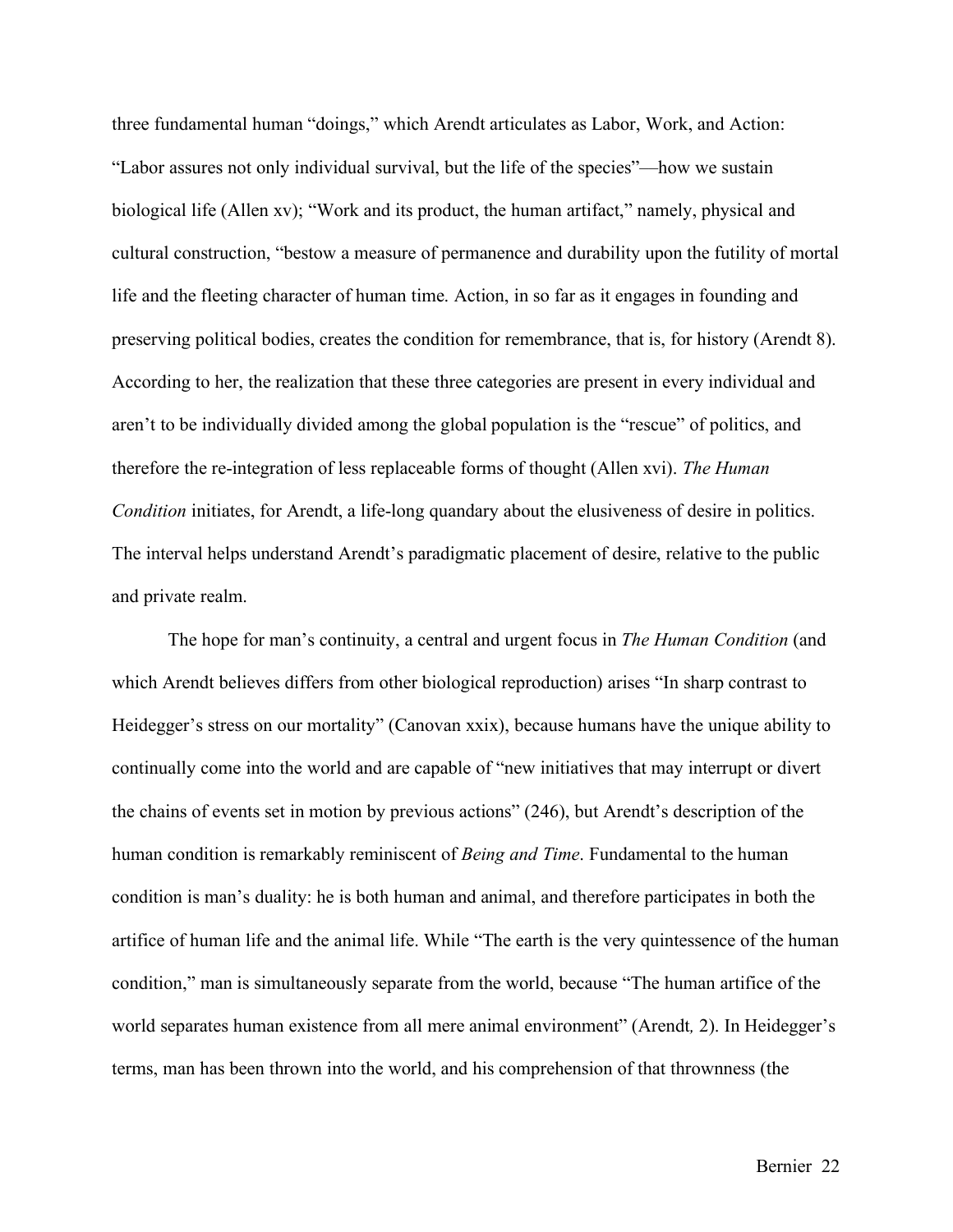three fundamental human "doings," which Arendt articulates as Labor, Work, and Action: "Labor assures not only individual survival, but the life of the species"—how we sustain biological life (Allen xv); "Work and its product, the human artifact," namely, physical and cultural construction, "bestow a measure of permanence and durability upon the futility of mortal life and the fleeting character of human time. Action, in so far as it engages in founding and preserving political bodies, creates the condition for remembrance, that is, for history (Arendt 8). According to her, the realization that these three categories are present in every individual and aren't to be individually divided among the global population is the "rescue" of politics, and therefore the re-integration of less replaceable forms of thought (Allen xvi). *The Human Condition* initiates, for Arendt, a life-long quandary about the elusiveness of desire in politics. The interval helps understand Arendt's paradigmatic placement of desire, relative to the public and private realm.

The hope for man's continuity, a central and urgent focus in *The Human Condition* (and which Arendt believes differs from other biological reproduction) arises "In sharp contrast to Heidegger's stress on our mortality" (Canovan xxix), because humans have the unique ability to continually come into the world and are capable of "new initiatives that may interrupt or divert the chains of events set in motion by previous actions" (246), but Arendt's description of the human condition is remarkably reminiscent of *Being and Time*. Fundamental to the human condition is man's duality: he is both human and animal, and therefore participates in both the artifice of human life and the animal life. While "The earth is the very quintessence of the human condition," man is simultaneously separate from the world, because "The human artifice of the world separates human existence from all mere animal environment" (Arendt*,* 2). In Heidegger's terms, man has been thrown into the world, and his comprehension of that thrownness (the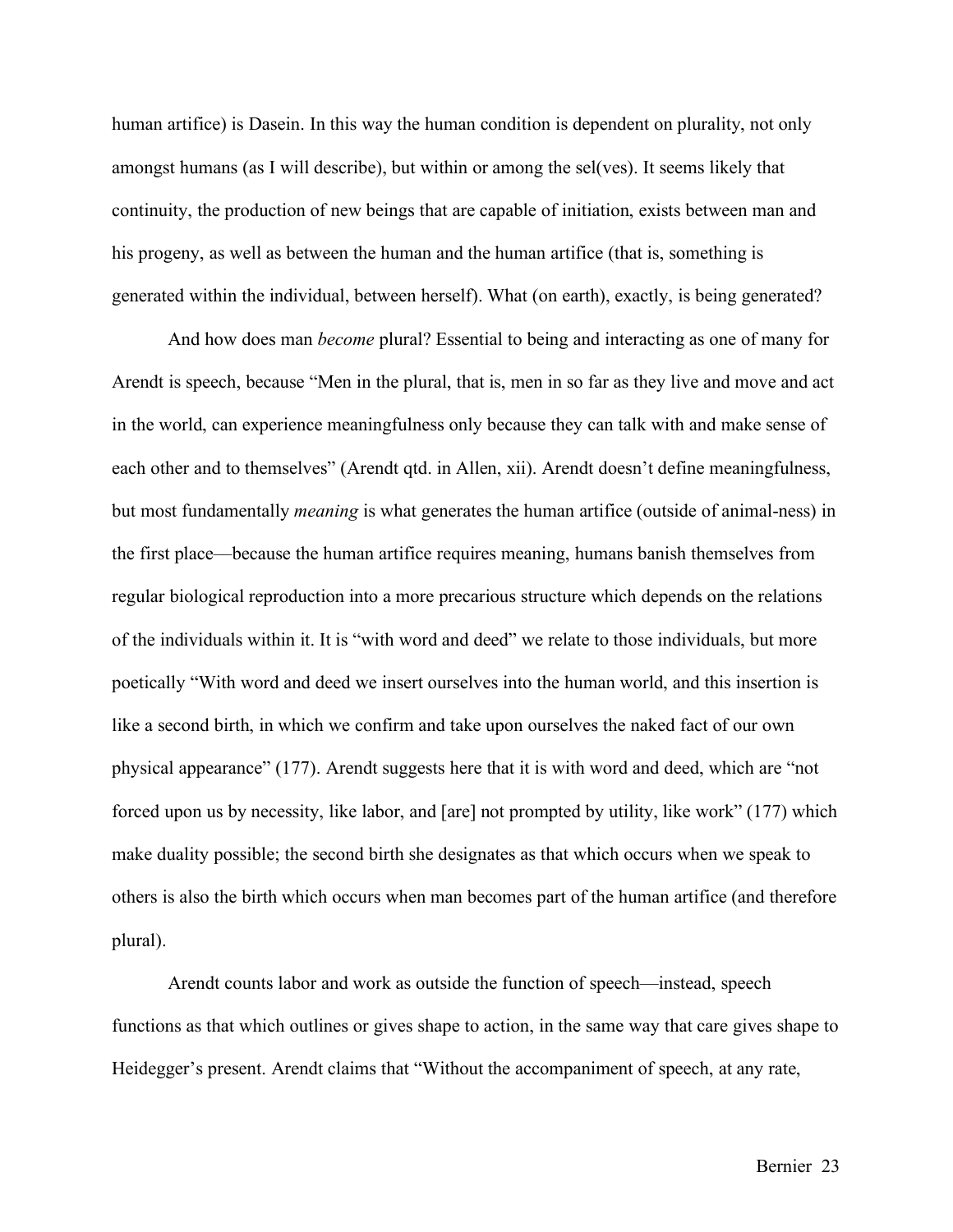human artifice) is Dasein. In this way the human condition is dependent on plurality, not only amongst humans (as I will describe), but within or among the sel(ves). It seems likely that continuity, the production of new beings that are capable of initiation, exists between man and his progeny, as well as between the human and the human artifice (that is, something is generated within the individual, between herself). What (on earth), exactly, is being generated?

And how does man *become* plural? Essential to being and interacting as one of many for Arendt is speech, because "Men in the plural, that is, men in so far as they live and move and act in the world, can experience meaningfulness only because they can talk with and make sense of each other and to themselves" (Arendt qtd. in Allen, xii). Arendt doesn't define meaningfulness, but most fundamentally *meaning* is what generates the human artifice (outside of animal-ness) in the first place—because the human artifice requires meaning, humans banish themselves from regular biological reproduction into a more precarious structure which depends on the relations of the individuals within it. It is "with word and deed" we relate to those individuals, but more poetically "With word and deed we insert ourselves into the human world, and this insertion is like a second birth, in which we confirm and take upon ourselves the naked fact of our own physical appearance" (177). Arendt suggests here that it is with word and deed, which are "not forced upon us by necessity, like labor, and [are] not prompted by utility, like work" (177) which make duality possible; the second birth she designates as that which occurs when we speak to others is also the birth which occurs when man becomes part of the human artifice (and therefore plural).

Arendt counts labor and work as outside the function of speech—instead, speech functions as that which outlines or gives shape to action, in the same way that care gives shape to Heidegger's present. Arendt claims that "Without the accompaniment of speech, at any rate,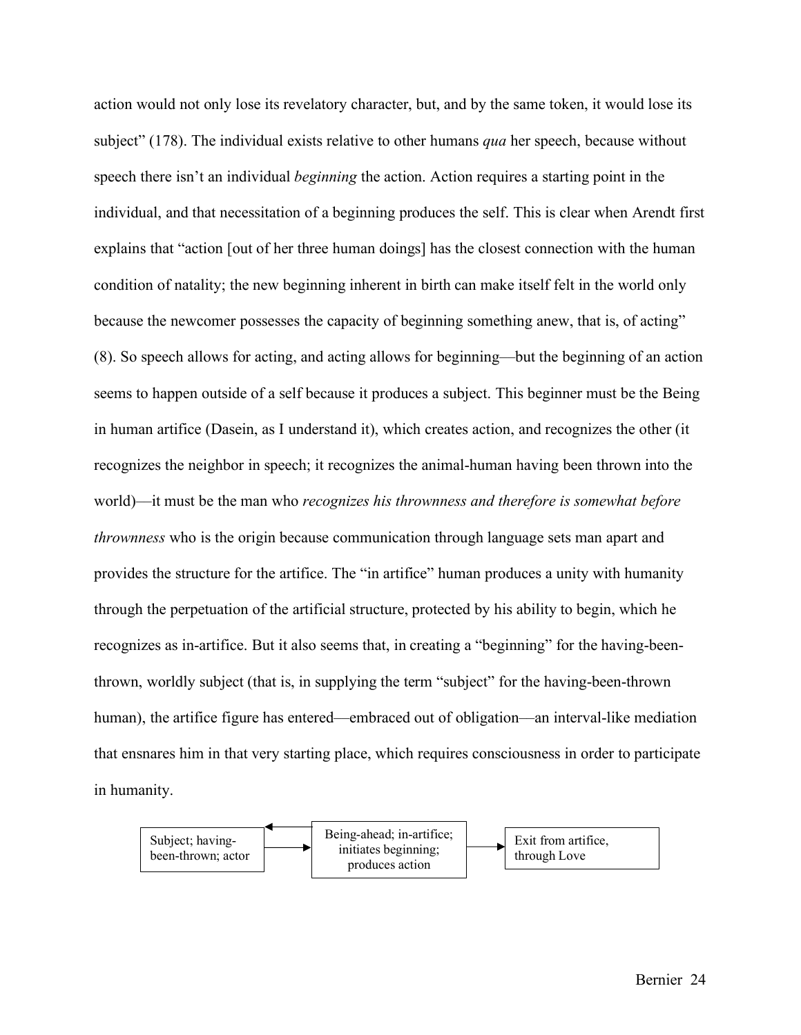action would not only lose its revelatory character, but, and by the same token, it would lose its subject" (178). The individual exists relative to other humans *qua* her speech, because without speech there isn't an individual *beginning* the action. Action requires a starting point in the individual, and that necessitation of a beginning produces the self. This is clear when Arendt first explains that "action [out of her three human doings] has the closest connection with the human condition of natality; the new beginning inherent in birth can make itself felt in the world only because the newcomer possesses the capacity of beginning something anew, that is, of acting" (8). So speech allows for acting, and acting allows for beginning—but the beginning of an action seems to happen outside of a self because it produces a subject. This beginner must be the Being in human artifice (Dasein, as I understand it), which creates action, and recognizes the other (it recognizes the neighbor in speech; it recognizes the animal-human having been thrown into the world)—it must be the man who *recognizes his thrownness and therefore is somewhat before thrownness* who is the origin because communication through language sets man apart and provides the structure for the artifice. The "in artifice" human produces a unity with humanity through the perpetuation of the artificial structure, protected by his ability to begin, which he recognizes as in-artifice. But it also seems that, in creating a "beginning" for the having-been-thrown, worldly subject (that is, in supplying the term "subject" for the having-been-thrown human), the artifice figure has entered—embraced out of obligation—an interval-like mediation that ensnares him in that very starting place, which requires consciousness in order to participate in humanity.

| Subject; having-been-thrown; actor | ⇄ | Being-ahead; in-artifice; initiates beginning; produces action | → | Exit from artifice, through Love |
|---|---|---|---|---|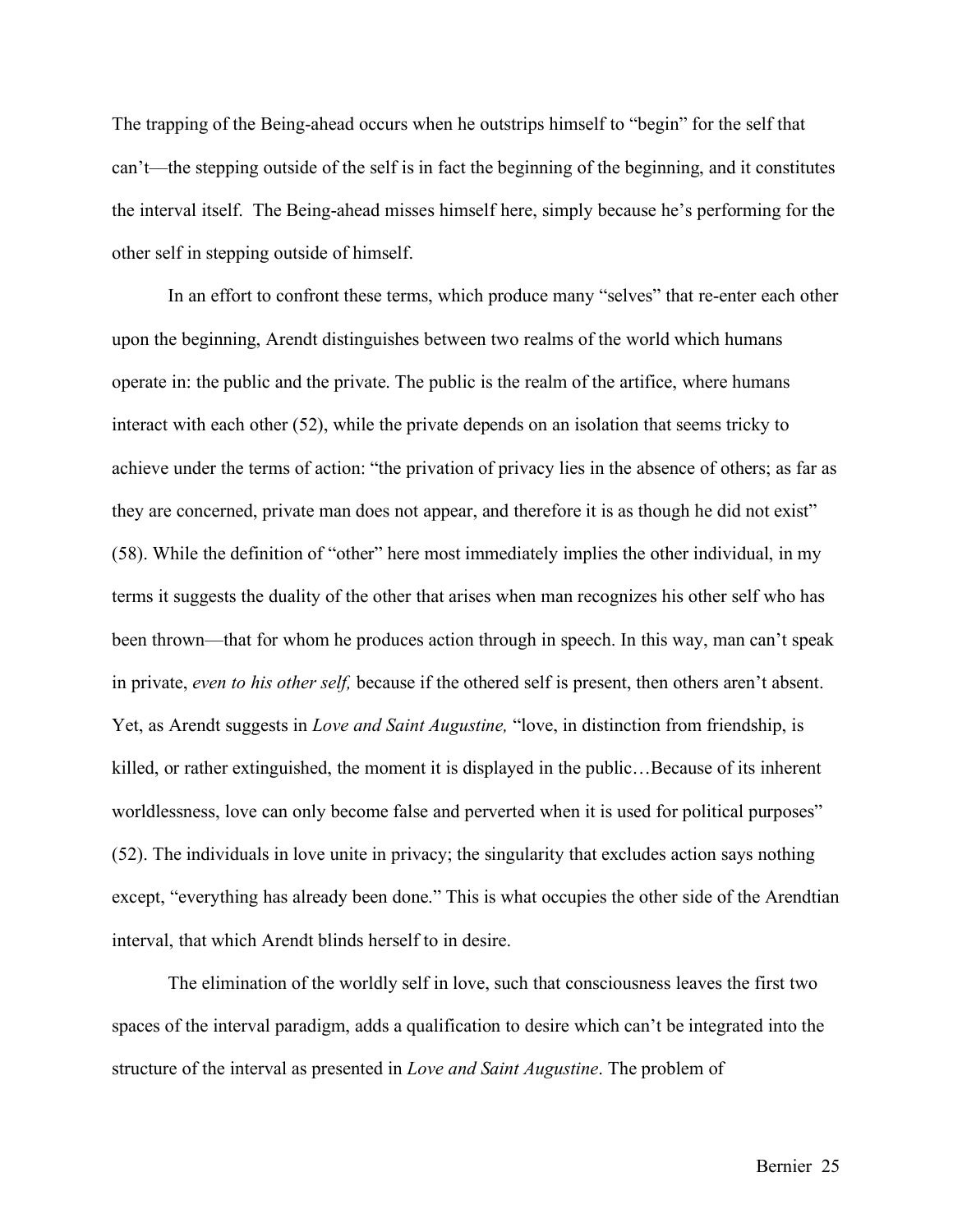The trapping of the Being-ahead occurs when he outstrips himself to "begin" for the self that can't—the stepping outside of the self is in fact the beginning of the beginning, and it constitutes the interval itself.  The Being-ahead misses himself here, simply because he's performing for the other self in stepping outside of himself.

In an effort to confront these terms, which produce many "selves" that re-enter each other upon the beginning, Arendt distinguishes between two realms of the world which humans operate in: the public and the private. The public is the realm of the artifice, where humans interact with each other (52), while the private depends on an isolation that seems tricky to achieve under the terms of action: "the privation of privacy lies in the absence of others; as far as they are concerned, private man does not appear, and therefore it is as though he did not exist" (58). While the definition of "other" here most immediately implies the other individual, in my terms it suggests the duality of the other that arises when man recognizes his other self who has been thrown—that for whom he produces action through in speech. In this way, man can't speak in private, *even to his other self,* because if the othered self is present, then others aren't absent. Yet, as Arendt suggests in *Love and Saint Augustine,* "love, in distinction from friendship, is killed, or rather extinguished, the moment it is displayed in the public…Because of its inherent worldlessness, love can only become false and perverted when it is used for political purposes" (52). The individuals in love unite in privacy; the singularity that excludes action says nothing except, "everything has already been done." This is what occupies the other side of the Arendtian interval, that which Arendt blinds herself to in desire.

The elimination of the worldly self in love, such that consciousness leaves the first two spaces of the interval paradigm, adds a qualification to desire which can't be integrated into the structure of the interval as presented in *Love and Saint Augustine*. The problem of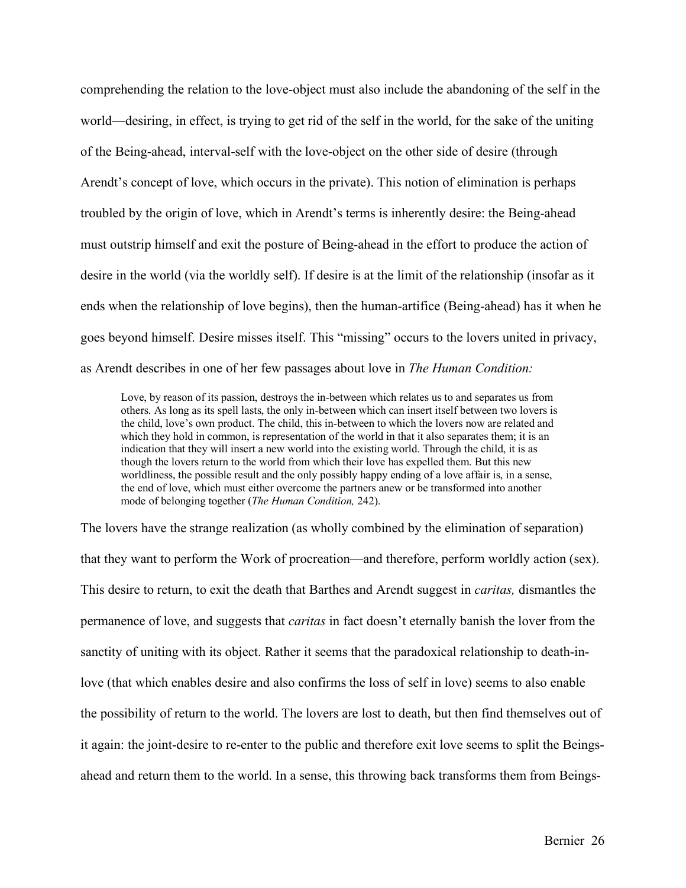comprehending the relation to the love-object must also include the abandoning of the self in the world—desiring, in effect, is trying to get rid of the self in the world, for the sake of the uniting of the Being-ahead, interval-self with the love-object on the other side of desire (through Arendt's concept of love, which occurs in the private). This notion of elimination is perhaps troubled by the origin of love, which in Arendt's terms is inherently desire: the Being-ahead must outstrip himself and exit the posture of Being-ahead in the effort to produce the action of desire in the world (via the worldly self). If desire is at the limit of the relationship (insofar as it ends when the relationship of love begins), then the human-artifice (Being-ahead) has it when he goes beyond himself. Desire misses itself. This "missing" occurs to the lovers united in privacy, as Arendt describes in one of her few passages about love in *The Human Condition:*

> Love, by reason of its passion, destroys the in-between which relates us to and separates us from others. As long as its spell lasts, the only in-between which can insert itself between two lovers is the child, love's own product. The child, this in-between to which the lovers now are related and which they hold in common, is representation of the world in that it also separates them; it is an indication that they will insert a new world into the existing world. Through the child, it is as though the lovers return to the world from which their love has expelled them. But this new worldliness, the possible result and the only possibly happy ending of a love affair is, in a sense, the end of love, which must either overcome the partners anew or be transformed into another mode of belonging together (*The Human Condition,* 242).

The lovers have the strange realization (as wholly combined by the elimination of separation) that they want to perform the Work of procreation—and therefore, perform worldly action (sex). This desire to return, to exit the death that Barthes and Arendt suggest in *caritas,* dismantles the permanence of love, and suggests that *caritas* in fact doesn't eternally banish the lover from the sanctity of uniting with its object. Rather it seems that the paradoxical relationship to death-in-love (that which enables desire and also confirms the loss of self in love) seems to also enable the possibility of return to the world. The lovers are lost to death, but then find themselves out of it again: the joint-desire to re-enter to the public and therefore exit love seems to split the Beings-ahead and return them to the world. In a sense, this throwing back transforms them from Beings-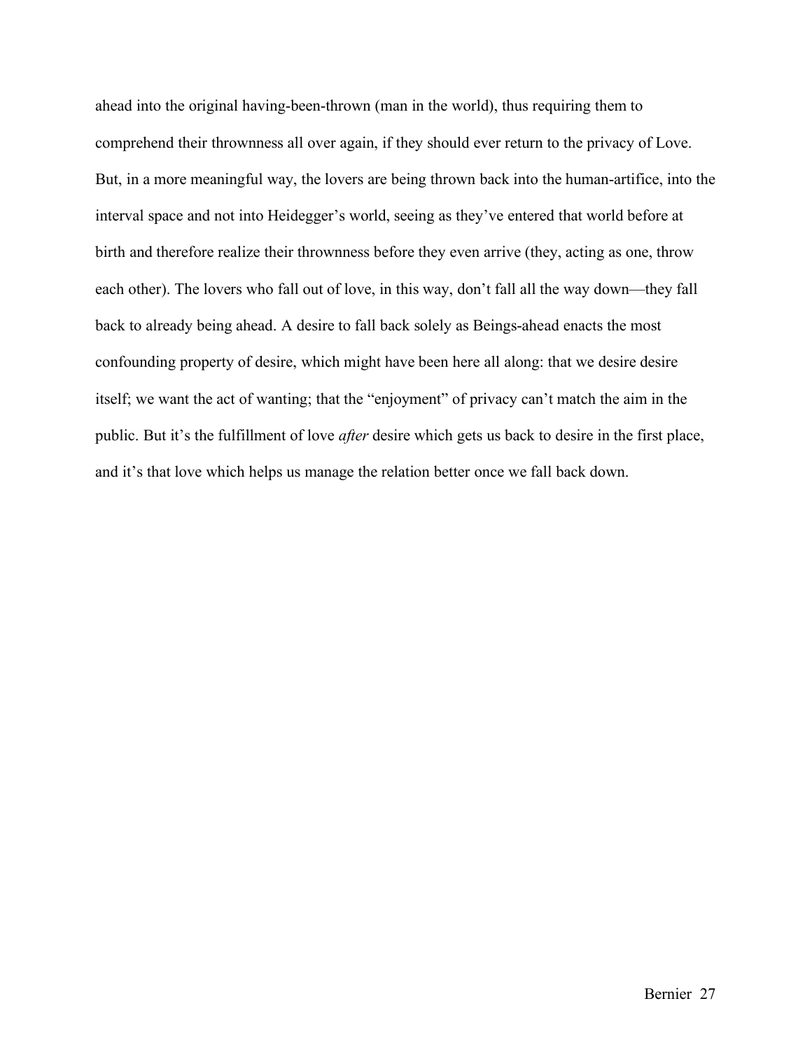ahead into the original having-been-thrown (man in the world), thus requiring them to comprehend their thrownness all over again, if they should ever return to the privacy of Love. But, in a more meaningful way, the lovers are being thrown back into the human-artifice, into the interval space and not into Heidegger's world, seeing as they've entered that world before at birth and therefore realize their thrownness before they even arrive (they, acting as one, throw each other). The lovers who fall out of love, in this way, don't fall all the way down—they fall back to already being ahead. A desire to fall back solely as Beings-ahead enacts the most confounding property of desire, which might have been here all along: that we desire desire itself; we want the act of wanting; that the "enjoyment" of privacy can't match the aim in the public. But it's the fulfillment of love *after* desire which gets us back to desire in the first place, and it's that love which helps us manage the relation better once we fall back down.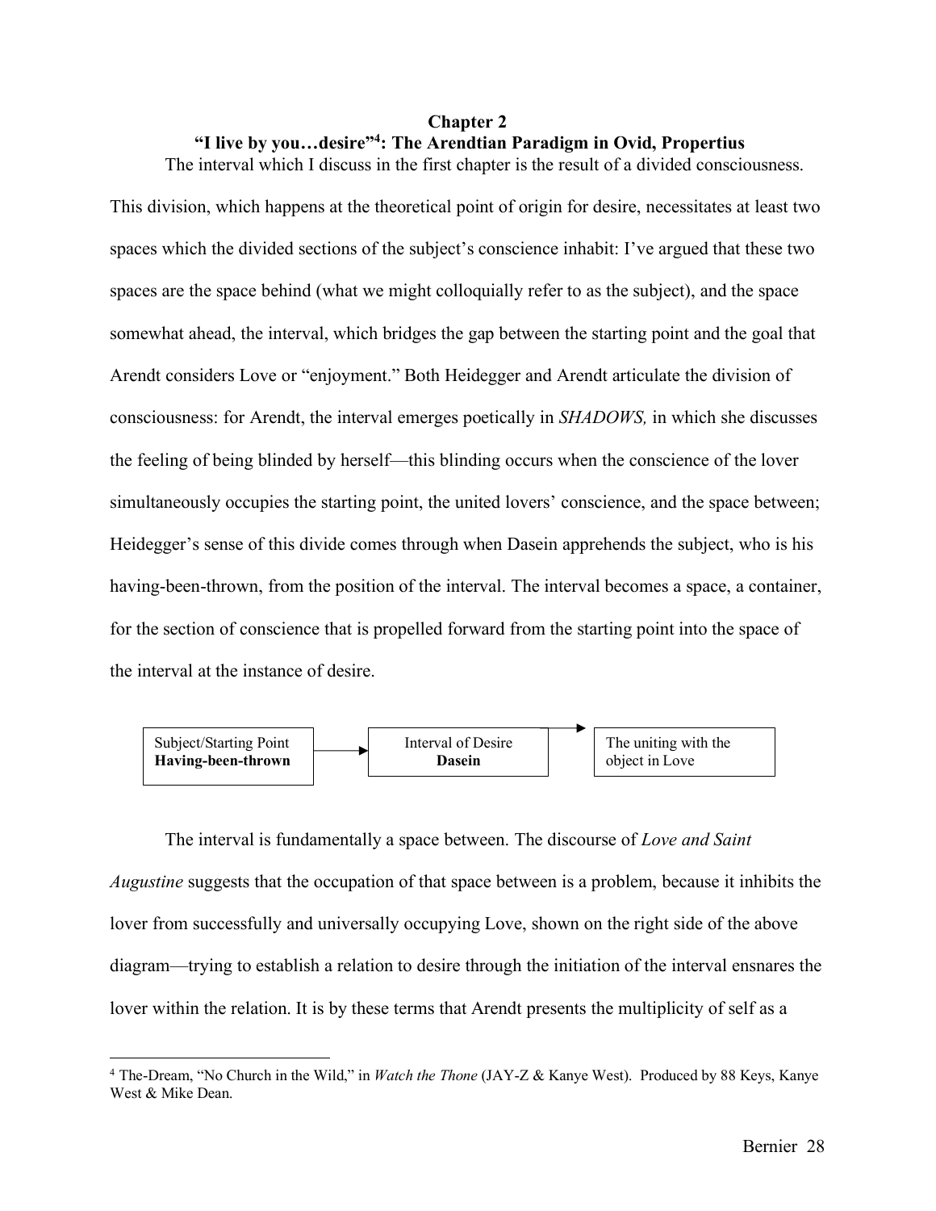## Chapter 2
## "I live by you…desire"[4]: The Arendtian Paradigm in Ovid, Propertius

The interval which I discuss in the first chapter is the result of a divided consciousness. This division, which happens at the theoretical point of origin for desire, necessitates at least two spaces which the divided sections of the subject's conscience inhabit: I've argued that these two spaces are the space behind (what we might colloquially refer to as the subject), and the space somewhat ahead, the interval, which bridges the gap between the starting point and the goal that Arendt considers Love or "enjoyment." Both Heidegger and Arendt articulate the division of consciousness: for Arendt, the interval emerges poetically in *SHADOWS,* in which she discusses the feeling of being blinded by herself—this blinding occurs when the conscience of the lover simultaneously occupies the starting point, the united lovers' conscience, and the space between; Heidegger's sense of this divide comes through when Dasein apprehends the subject, who is his having-been-thrown, from the position of the interval. The interval becomes a space, a container, for the section of conscience that is propelled forward from the starting point into the space of the interval at the instance of desire.

| Subject/Starting Point **Having-been-thrown** | → | Interval of Desire **Dasein** | → | The uniting with the object in Love |
|---|---|---|---|---|

The interval is fundamentally a space between. The discourse of *Love and Saint Augustine* suggests that the occupation of that space between is a problem, because it inhibits the lover from successfully and universally occupying Love, shown on the right side of the above diagram—trying to establish a relation to desire through the initiation of the interval ensnares the lover within the relation. It is by these terms that Arendt presents the multiplicity of self as a

[4] The-Dream, "No Church in the Wild," in *Watch the Thone* (JAY-Z & Kanye West). Produced by 88 Keys, Kanye West & Mike Dean.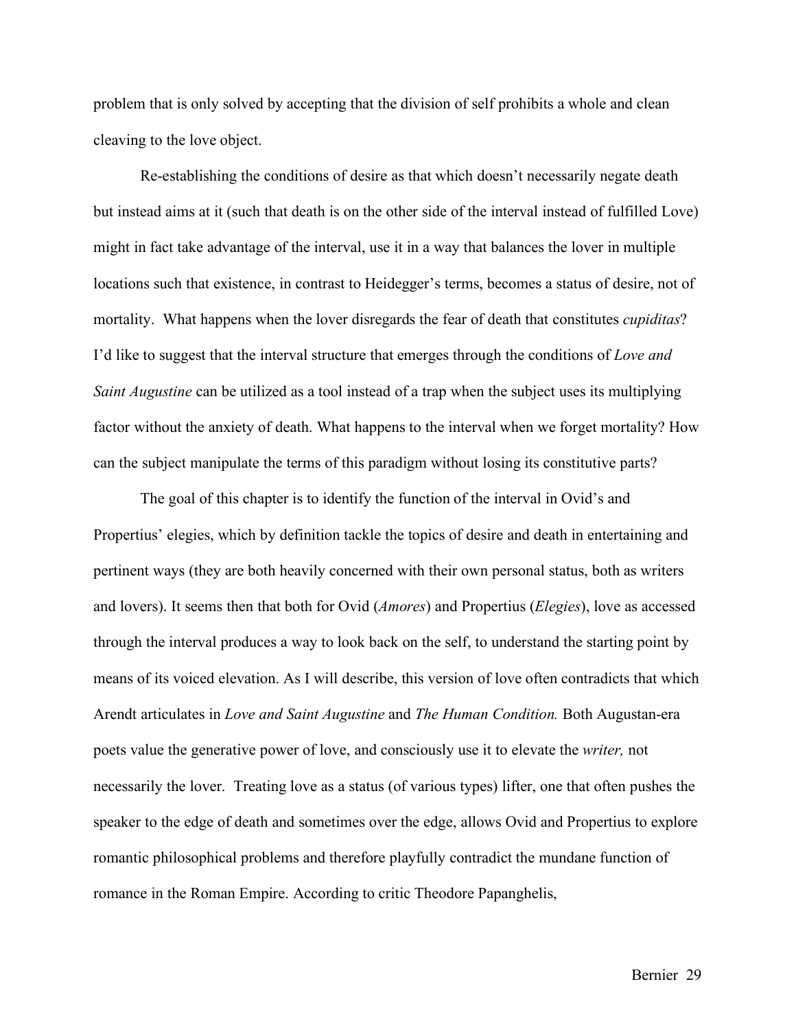problem that is only solved by accepting that the division of self prohibits a whole and clean cleaving to the love object.

Re-establishing the conditions of desire as that which doesn't necessarily negate death but instead aims at it (such that death is on the other side of the interval instead of fulfilled Love) might in fact take advantage of the interval, use it in a way that balances the lover in multiple locations such that existence, in contrast to Heidegger's terms, becomes a status of desire, not of mortality. What happens when the lover disregards the fear of death that constitutes *cupiditas*? I'd like to suggest that the interval structure that emerges through the conditions of *Love and Saint Augustine* can be utilized as a tool instead of a trap when the subject uses its multiplying factor without the anxiety of death. What happens to the interval when we forget mortality? How can the subject manipulate the terms of this paradigm without losing its constitutive parts?

The goal of this chapter is to identify the function of the interval in Ovid's and Propertius' elegies, which by definition tackle the topics of desire and death in entertaining and pertinent ways (they are both heavily concerned with their own personal status, both as writers and lovers). It seems then that both for Ovid (*Amores*) and Propertius (*Elegies*), love as accessed through the interval produces a way to look back on the self, to understand the starting point by means of its voiced elevation. As I will describe, this version of love often contradicts that which Arendt articulates in *Love and Saint Augustine* and *The Human Condition.* Both Augustan-era poets value the generative power of love, and consciously use it to elevate the *writer,* not necessarily the lover. Treating love as a status (of various types) lifter, one that often pushes the speaker to the edge of death and sometimes over the edge, allows Ovid and Propertius to explore romantic philosophical problems and therefore playfully contradict the mundane function of romance in the Roman Empire. According to critic Theodore Papanghelis,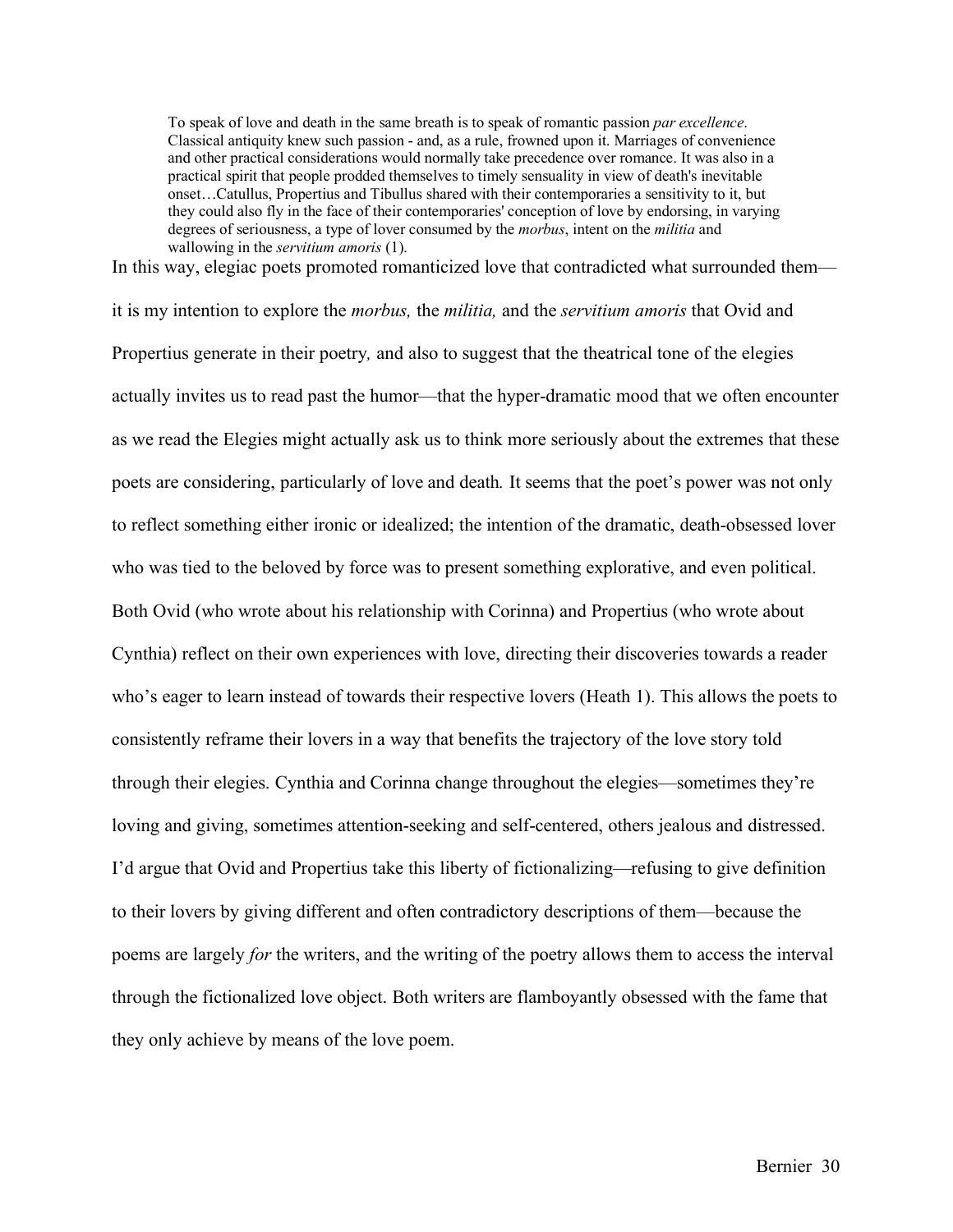> To speak of love and death in the same breath is to speak of romantic passion *par excellence*. Classical antiquity knew such passion - and, as a rule, frowned upon it. Marriages of convenience and other practical considerations would normally take precedence over romance. It was also in a practical spirit that people prodded themselves to timely sensuality in view of death's inevitable onset…Catullus, Propertius and Tibullus shared with their contemporaries a sensitivity to it, but they could also fly in the face of their contemporaries' conception of love by endorsing, in varying degrees of seriousness, a type of lover consumed by the *morbus*, intent on the *militia* and wallowing in the *servitium amoris* (1).

In this way, elegiac poets promoted romanticized love that contradicted what surrounded them—it is my intention to explore the *morbus,* the *militia,* and the *servitium amoris* that Ovid and Propertius generate in their poetry*,* and also to suggest that the theatrical tone of the elegies actually invites us to read past the humor—that the hyper-dramatic mood that we often encounter as we read the Elegies might actually ask us to think more seriously about the extremes that these poets are considering, particularly of love and death*.* It seems that the poet's power was not only to reflect something either ironic or idealized; the intention of the dramatic, death-obsessed lover who was tied to the beloved by force was to present something explorative, and even political. Both Ovid (who wrote about his relationship with Corinna) and Propertius (who wrote about Cynthia) reflect on their own experiences with love, directing their discoveries towards a reader who's eager to learn instead of towards their respective lovers (Heath 1). This allows the poets to consistently reframe their lovers in a way that benefits the trajectory of the love story told through their elegies. Cynthia and Corinna change throughout the elegies—sometimes they're loving and giving, sometimes attention-seeking and self-centered, others jealous and distressed. I'd argue that Ovid and Propertius take this liberty of fictionalizing—refusing to give definition to their lovers by giving different and often contradictory descriptions of them—because the poems are largely *for* the writers, and the writing of the poetry allows them to access the interval through the fictionalized love object. Both writers are flamboyantly obsessed with the fame that they only achieve by means of the love poem.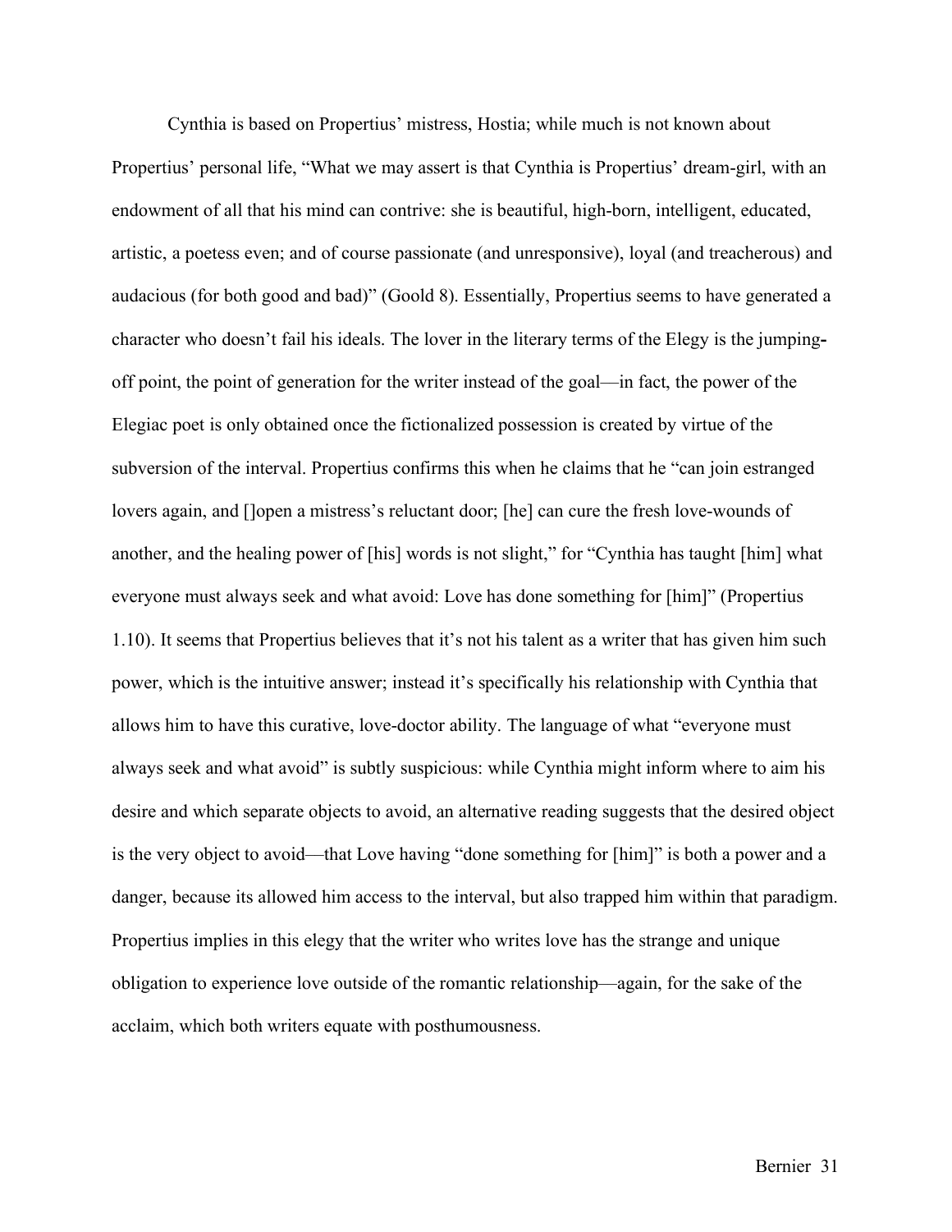Cynthia is based on Propertius' mistress, Hostia; while much is not known about Propertius' personal life, "What we may assert is that Cynthia is Propertius' dream-girl, with an endowment of all that his mind can contrive: she is beautiful, high-born, intelligent, educated, artistic, a poetess even; and of course passionate (and unresponsive), loyal (and treacherous) and audacious (for both good and bad)" (Goold 8). Essentially, Propertius seems to have generated a character who doesn't fail his ideals. The lover in the literary terms of the Elegy is the jumping-off point, the point of generation for the writer instead of the goal—in fact, the power of the Elegiac poet is only obtained once the fictionalized possession is created by virtue of the subversion of the interval. Propertius confirms this when he claims that he "can join estranged lovers again, and []open a mistress's reluctant door; [he] can cure the fresh love-wounds of another, and the healing power of [his] words is not slight," for "Cynthia has taught [him] what everyone must always seek and what avoid: Love has done something for [him]" (Propertius 1.10). It seems that Propertius believes that it's not his talent as a writer that has given him such power, which is the intuitive answer; instead it's specifically his relationship with Cynthia that allows him to have this curative, love-doctor ability. The language of what "everyone must always seek and what avoid" is subtly suspicious: while Cynthia might inform where to aim his desire and which separate objects to avoid, an alternative reading suggests that the desired object is the very object to avoid—that Love having "done something for [him]" is both a power and a danger, because its allowed him access to the interval, but also trapped him within that paradigm. Propertius implies in this elegy that the writer who writes love has the strange and unique obligation to experience love outside of the romantic relationship—again, for the sake of the acclaim, which both writers equate with posthumousness.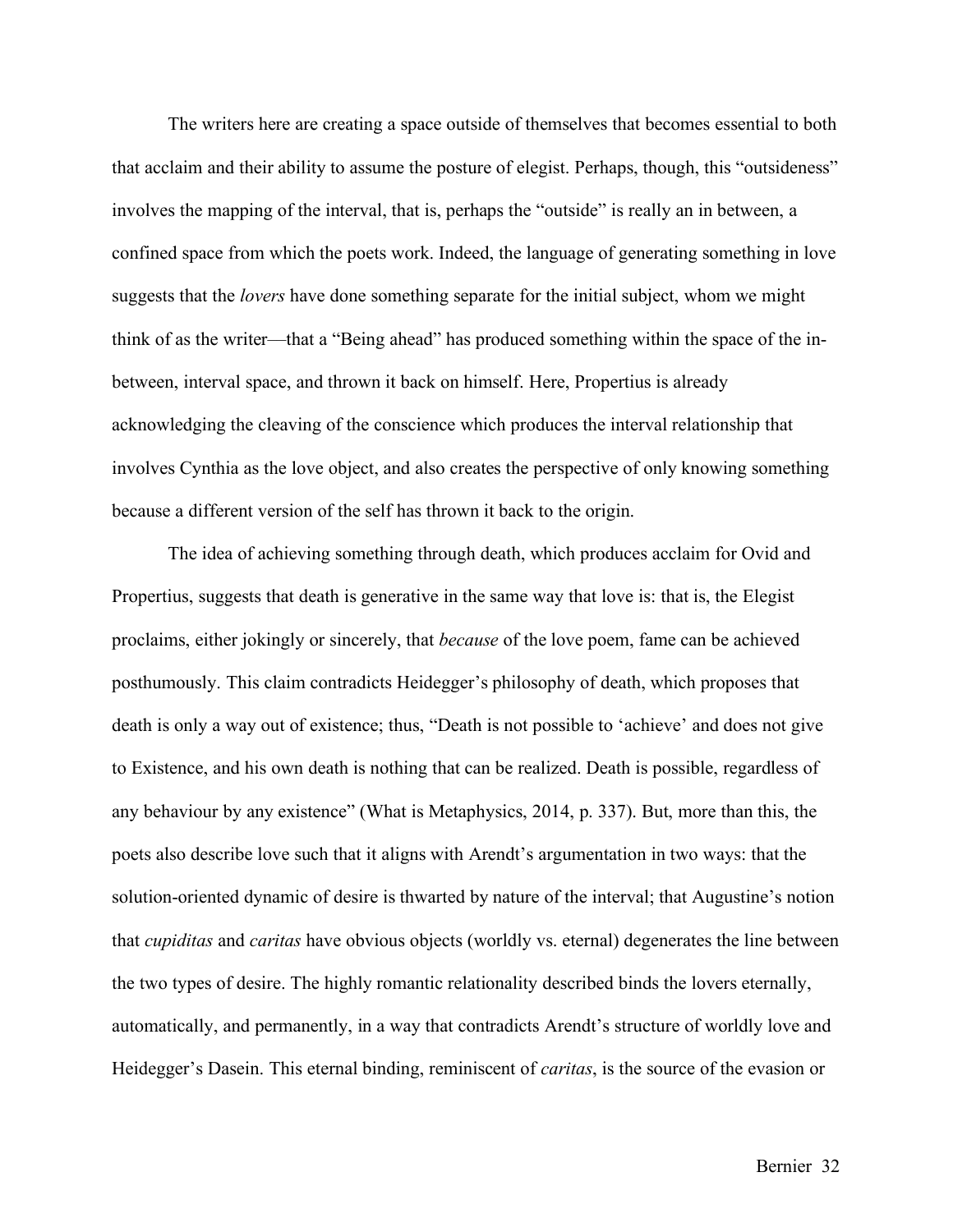The writers here are creating a space outside of themselves that becomes essential to both that acclaim and their ability to assume the posture of elegist. Perhaps, though, this "outsideness" involves the mapping of the interval, that is, perhaps the "outside" is really an in between, a confined space from which the poets work. Indeed, the language of generating something in love suggests that the *lovers* have done something separate for the initial subject, whom we might think of as the writer—that a "Being ahead" has produced something within the space of the in-between, interval space, and thrown it back on himself. Here, Propertius is already acknowledging the cleaving of the conscience which produces the interval relationship that involves Cynthia as the love object, and also creates the perspective of only knowing something because a different version of the self has thrown it back to the origin.

The idea of achieving something through death, which produces acclaim for Ovid and Propertius, suggests that death is generative in the same way that love is: that is, the Elegist proclaims, either jokingly or sincerely, that *because* of the love poem, fame can be achieved posthumously. This claim contradicts Heidegger's philosophy of death, which proposes that death is only a way out of existence; thus, "Death is not possible to 'achieve' and does not give to Existence, and his own death is nothing that can be realized. Death is possible, regardless of any behaviour by any existence" (What is Metaphysics, 2014, p. 337). But, more than this, the poets also describe love such that it aligns with Arendt's argumentation in two ways: that the solution-oriented dynamic of desire is thwarted by nature of the interval; that Augustine's notion that *cupiditas* and *caritas* have obvious objects (worldly vs. eternal) degenerates the line between the two types of desire. The highly romantic relationality described binds the lovers eternally, automatically, and permanently, in a way that contradicts Arendt's structure of worldly love and Heidegger's Dasein. This eternal binding, reminiscent of *caritas*, is the source of the evasion or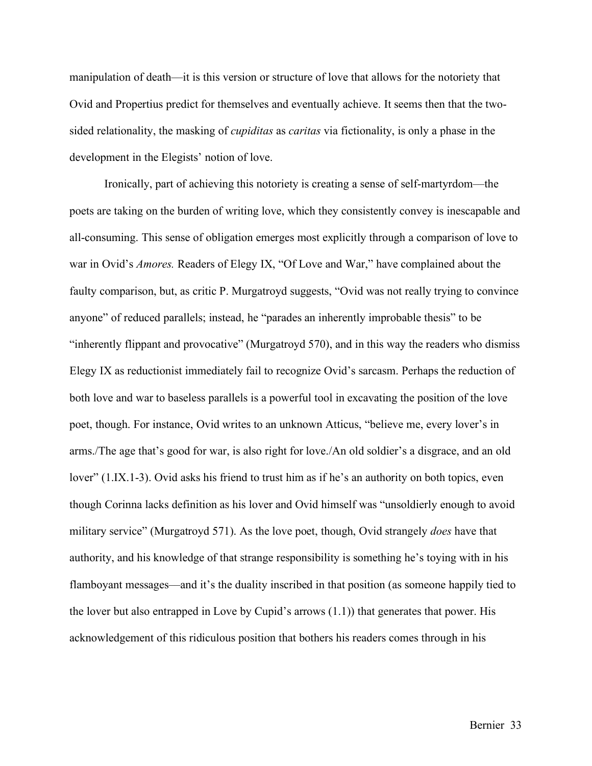manipulation of death—it is this version or structure of love that allows for the notoriety that Ovid and Propertius predict for themselves and eventually achieve. It seems then that the two-sided relationality, the masking of *cupiditas* as *caritas* via fictionality, is only a phase in the development in the Elegists' notion of love.

Ironically, part of achieving this notoriety is creating a sense of self-martyrdom—the poets are taking on the burden of writing love, which they consistently convey is inescapable and all-consuming. This sense of obligation emerges most explicitly through a comparison of love to war in Ovid's *Amores.* Readers of Elegy IX, "Of Love and War," have complained about the faulty comparison, but, as critic P. Murgatroyd suggests, "Ovid was not really trying to convince anyone" of reduced parallels; instead, he "parades an inherently improbable thesis" to be "inherently flippant and provocative" (Murgatroyd 570), and in this way the readers who dismiss Elegy IX as reductionist immediately fail to recognize Ovid's sarcasm. Perhaps the reduction of both love and war to baseless parallels is a powerful tool in excavating the position of the love poet, though. For instance, Ovid writes to an unknown Atticus, "believe me, every lover's in arms./The age that's good for war, is also right for love./An old soldier's a disgrace, and an old lover" (1.IX.1-3). Ovid asks his friend to trust him as if he's an authority on both topics, even though Corinna lacks definition as his lover and Ovid himself was "unsoldierly enough to avoid military service" (Murgatroyd 571). As the love poet, though, Ovid strangely *does* have that authority, and his knowledge of that strange responsibility is something he's toying with in his flamboyant messages—and it's the duality inscribed in that position (as someone happily tied to the lover but also entrapped in Love by Cupid's arrows (1.1)) that generates that power. His acknowledgement of this ridiculous position that bothers his readers comes through in his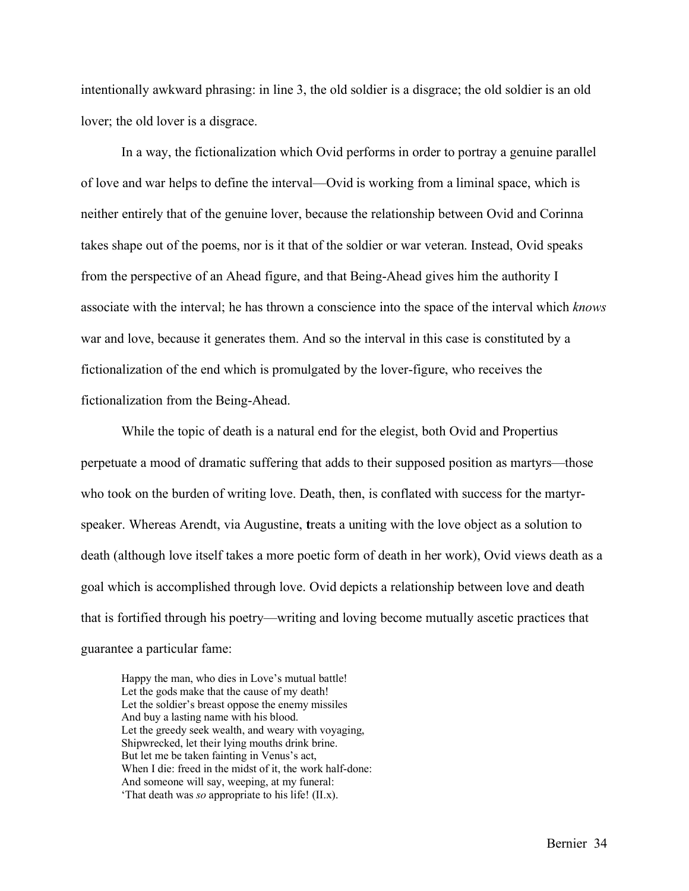intentionally awkward phrasing: in line 3, the old soldier is a disgrace; the old soldier is an old lover; the old lover is a disgrace.

In a way, the fictionalization which Ovid performs in order to portray a genuine parallel of love and war helps to define the interval—Ovid is working from a liminal space, which is neither entirely that of the genuine lover, because the relationship between Ovid and Corinna takes shape out of the poems, nor is it that of the soldier or war veteran. Instead, Ovid speaks from the perspective of an Ahead figure, and that Being-Ahead gives him the authority I associate with the interval; he has thrown a conscience into the space of the interval which *knows* war and love, because it generates them. And so the interval in this case is constituted by a fictionalization of the end which is promulgated by the lover-figure, who receives the fictionalization from the Being-Ahead.

While the topic of death is a natural end for the elegist, both Ovid and Propertius perpetuate a mood of dramatic suffering that adds to their supposed position as martyrs—those who took on the burden of writing love. Death, then, is conflated with success for the martyr-speaker. Whereas Arendt, via Augustine, treats a uniting with the love object as a solution to death (although love itself takes a more poetic form of death in her work), Ovid views death as a goal which is accomplished through love. Ovid depicts a relationship between love and death that is fortified through his poetry—writing and loving become mutually ascetic practices that guarantee a particular fame:

> Happy the man, who dies in Love's mutual battle!
> Let the gods make that the cause of my death!
> Let the soldier's breast oppose the enemy missiles
> And buy a lasting name with his blood.
> Let the greedy seek wealth, and weary with voyaging,
> Shipwrecked, let their lying mouths drink brine.
> But let me be taken fainting in Venus's act,
> When I die: freed in the midst of it, the work half-done:
> And someone will say, weeping, at my funeral:
> 'That death was *so* appropriate to his life! (II.x).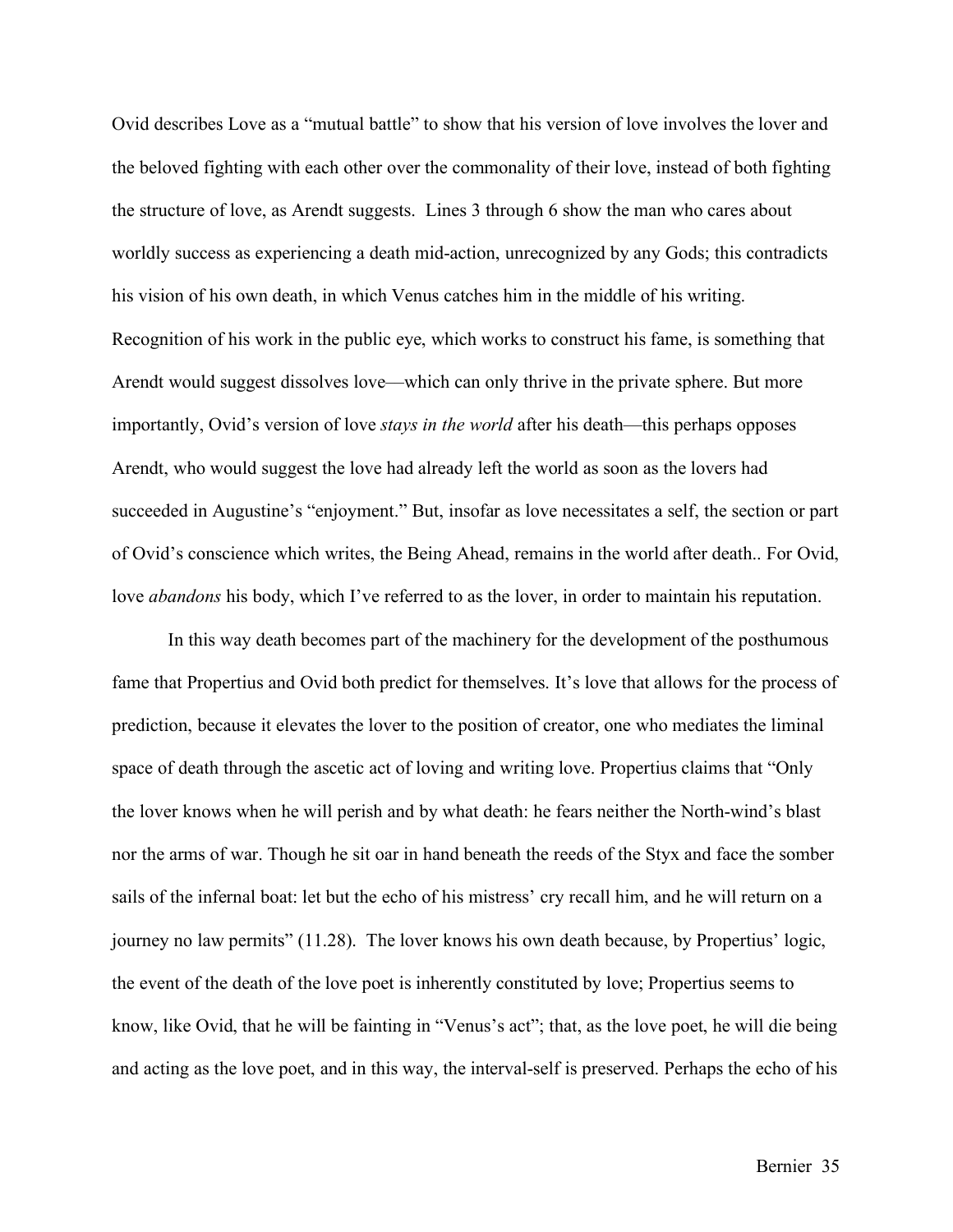Ovid describes Love as a "mutual battle" to show that his version of love involves the lover and the beloved fighting with each other over the commonality of their love, instead of both fighting the structure of love, as Arendt suggests. Lines 3 through 6 show the man who cares about worldly success as experiencing a death mid-action, unrecognized by any Gods; this contradicts his vision of his own death, in which Venus catches him in the middle of his writing. Recognition of his work in the public eye, which works to construct his fame, is something that Arendt would suggest dissolves love—which can only thrive in the private sphere. But more importantly, Ovid's version of love *stays in the world* after his death—this perhaps opposes Arendt, who would suggest the love had already left the world as soon as the lovers had succeeded in Augustine's "enjoyment." But, insofar as love necessitates a self, the section or part of Ovid's conscience which writes, the Being Ahead, remains in the world after death.. For Ovid, love *abandons* his body, which I've referred to as the lover, in order to maintain his reputation.

In this way death becomes part of the machinery for the development of the posthumous fame that Propertius and Ovid both predict for themselves. It's love that allows for the process of prediction, because it elevates the lover to the position of creator, one who mediates the liminal space of death through the ascetic act of loving and writing love. Propertius claims that "Only the lover knows when he will perish and by what death: he fears neither the North-wind's blast nor the arms of war. Though he sit oar in hand beneath the reeds of the Styx and face the somber sails of the infernal boat: let but the echo of his mistress' cry recall him, and he will return on a journey no law permits" (11.28). The lover knows his own death because, by Propertius' logic, the event of the death of the love poet is inherently constituted by love; Propertius seems to know, like Ovid, that he will be fainting in "Venus's act"; that, as the love poet, he will die being and acting as the love poet, and in this way, the interval-self is preserved. Perhaps the echo of his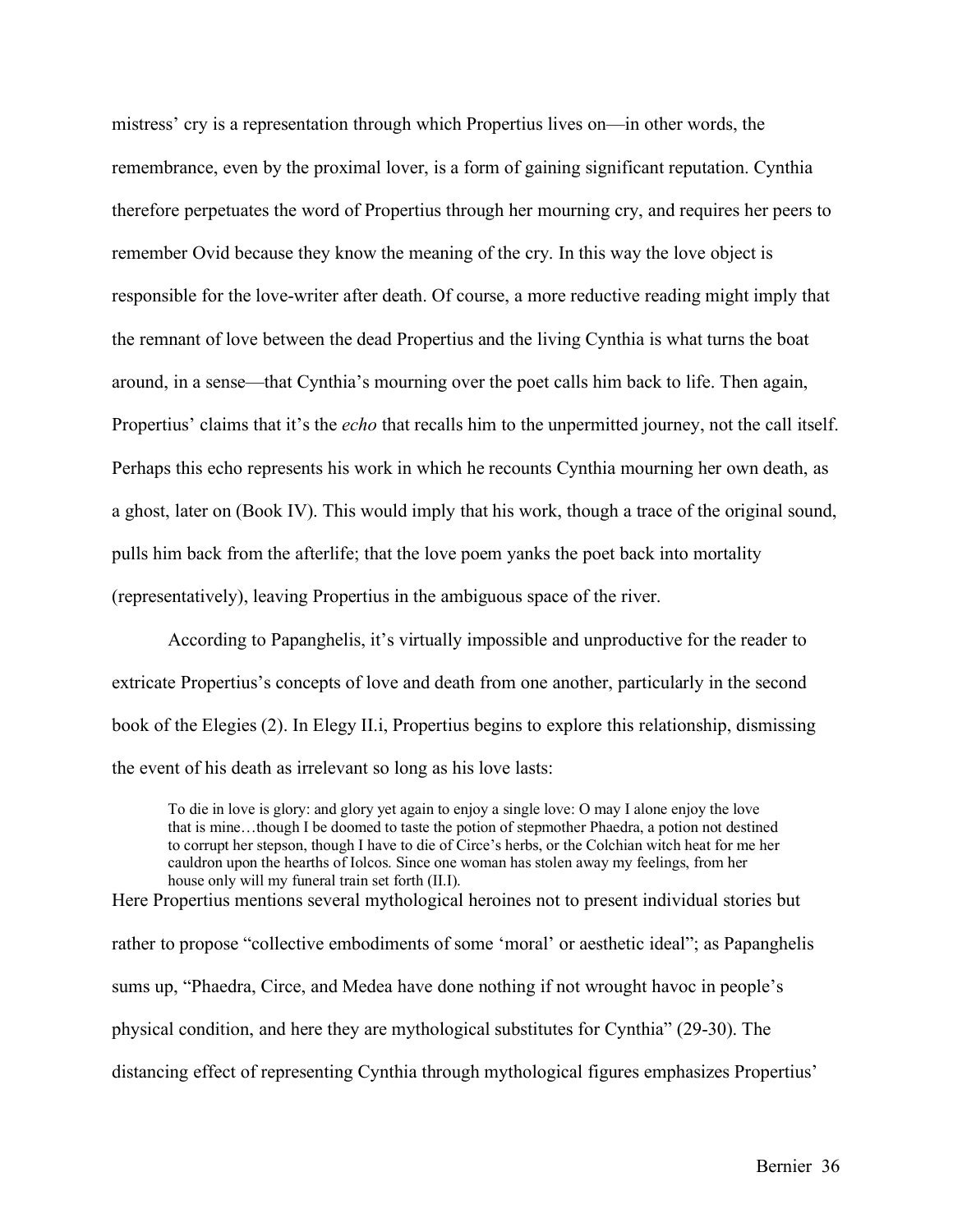mistress' cry is a representation through which Propertius lives on—in other words, the remembrance, even by the proximal lover, is a form of gaining significant reputation. Cynthia therefore perpetuates the word of Propertius through her mourning cry, and requires her peers to remember Ovid because they know the meaning of the cry. In this way the love object is responsible for the love-writer after death. Of course, a more reductive reading might imply that the remnant of love between the dead Propertius and the living Cynthia is what turns the boat around, in a sense—that Cynthia's mourning over the poet calls him back to life. Then again, Propertius' claims that it's the *echo* that recalls him to the unpermitted journey, not the call itself. Perhaps this echo represents his work in which he recounts Cynthia mourning her own death, as a ghost, later on (Book IV). This would imply that his work, though a trace of the original sound, pulls him back from the afterlife; that the love poem yanks the poet back into mortality (representatively), leaving Propertius in the ambiguous space of the river.

According to Papanghelis, it's virtually impossible and unproductive for the reader to extricate Propertius's concepts of love and death from one another, particularly in the second book of the Elegies (2). In Elegy II.i, Propertius begins to explore this relationship, dismissing the event of his death as irrelevant so long as his love lasts:

> To die in love is glory: and glory yet again to enjoy a single love: O may I alone enjoy the love that is mine…though I be doomed to taste the potion of stepmother Phaedra, a potion not destined to corrupt her stepson, though I have to die of Circe's herbs, or the Colchian witch heat for me her cauldron upon the hearths of Iolcos. Since one woman has stolen away my feelings, from her house only will my funeral train set forth (II.I).

Here Propertius mentions several mythological heroines not to present individual stories but rather to propose "collective embodiments of some 'moral' or aesthetic ideal"; as Papanghelis sums up, "Phaedra, Circe, and Medea have done nothing if not wrought havoc in people's physical condition, and here they are mythological substitutes for Cynthia" (29-30). The distancing effect of representing Cynthia through mythological figures emphasizes Propertius'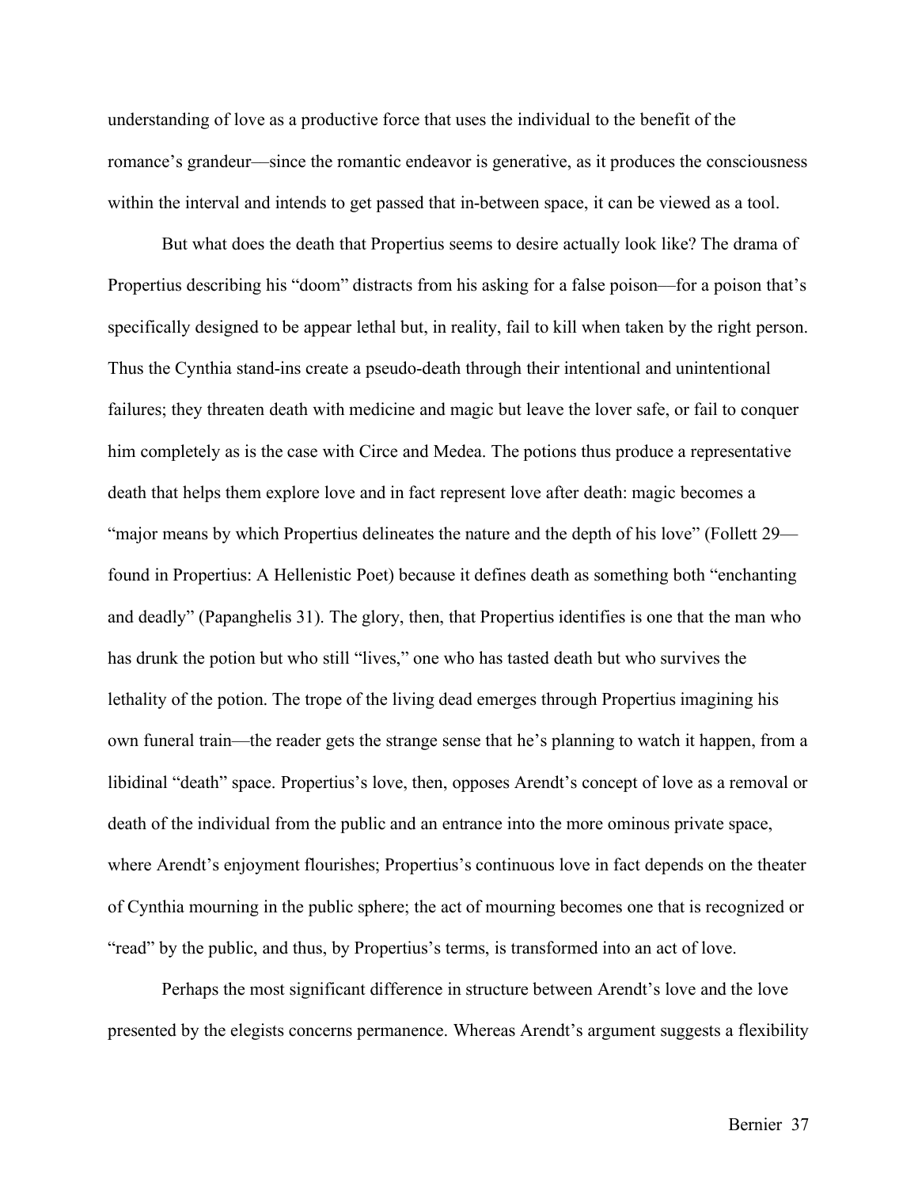understanding of love as a productive force that uses the individual to the benefit of the romance's grandeur—since the romantic endeavor is generative, as it produces the consciousness within the interval and intends to get passed that in-between space, it can be viewed as a tool.

But what does the death that Propertius seems to desire actually look like? The drama of Propertius describing his "doom" distracts from his asking for a false poison—for a poison that's specifically designed to be appear lethal but, in reality, fail to kill when taken by the right person. Thus the Cynthia stand-ins create a pseudo-death through their intentional and unintentional failures; they threaten death with medicine and magic but leave the lover safe, or fail to conquer him completely as is the case with Circe and Medea. The potions thus produce a representative death that helps them explore love and in fact represent love after death: magic becomes a "major means by which Propertius delineates the nature and the depth of his love" (Follett 29—found in Propertius: A Hellenistic Poet) because it defines death as something both "enchanting and deadly" (Papanghelis 31). The glory, then, that Propertius identifies is one that the man who has drunk the potion but who still "lives," one who has tasted death but who survives the lethality of the potion. The trope of the living dead emerges through Propertius imagining his own funeral train—the reader gets the strange sense that he's planning to watch it happen, from a libidinal "death" space. Propertius's love, then, opposes Arendt's concept of love as a removal or death of the individual from the public and an entrance into the more ominous private space, where Arendt's enjoyment flourishes; Propertius's continuous love in fact depends on the theater of Cynthia mourning in the public sphere; the act of mourning becomes one that is recognized or "read" by the public, and thus, by Propertius's terms, is transformed into an act of love.

Perhaps the most significant difference in structure between Arendt's love and the love presented by the elegists concerns permanence. Whereas Arendt's argument suggests a flexibility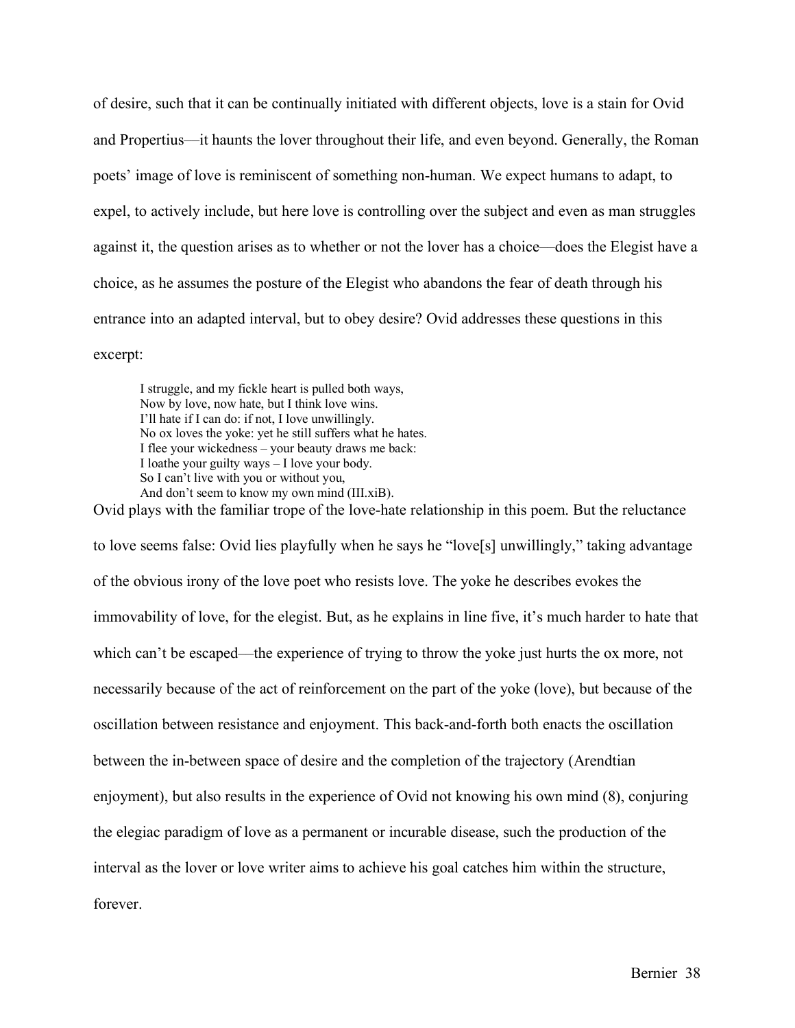of desire, such that it can be continually initiated with different objects, love is a stain for Ovid and Propertius—it haunts the lover throughout their life, and even beyond. Generally, the Roman poets' image of love is reminiscent of something non-human. We expect humans to adapt, to expel, to actively include, but here love is controlling over the subject and even as man struggles against it, the question arises as to whether or not the lover has a choice—does the Elegist have a choice, as he assumes the posture of the Elegist who abandons the fear of death through his entrance into an adapted interval, but to obey desire? Ovid addresses these questions in this excerpt:

> I struggle, and my fickle heart is pulled both ways,
> Now by love, now hate, but I think love wins.
> I'll hate if I can do: if not, I love unwillingly.
> No ox loves the yoke: yet he still suffers what he hates.
> I flee your wickedness – your beauty draws me back:
> I loathe your guilty ways – I love your body.
> So I can't live with you or without you,
> And don't seem to know my own mind (III.xiB).

Ovid plays with the familiar trope of the love-hate relationship in this poem. But the reluctance to love seems false: Ovid lies playfully when he says he "love[s] unwillingly," taking advantage of the obvious irony of the love poet who resists love. The yoke he describes evokes the immovability of love, for the elegist. But, as he explains in line five, it's much harder to hate that which can't be escaped—the experience of trying to throw the yoke just hurts the ox more, not necessarily because of the act of reinforcement on the part of the yoke (love), but because of the oscillation between resistance and enjoyment. This back-and-forth both enacts the oscillation between the in-between space of desire and the completion of the trajectory (Arendtian enjoyment), but also results in the experience of Ovid not knowing his own mind (8), conjuring the elegiac paradigm of love as a permanent or incurable disease, such the production of the interval as the lover or love writer aims to achieve his goal catches him within the structure, forever.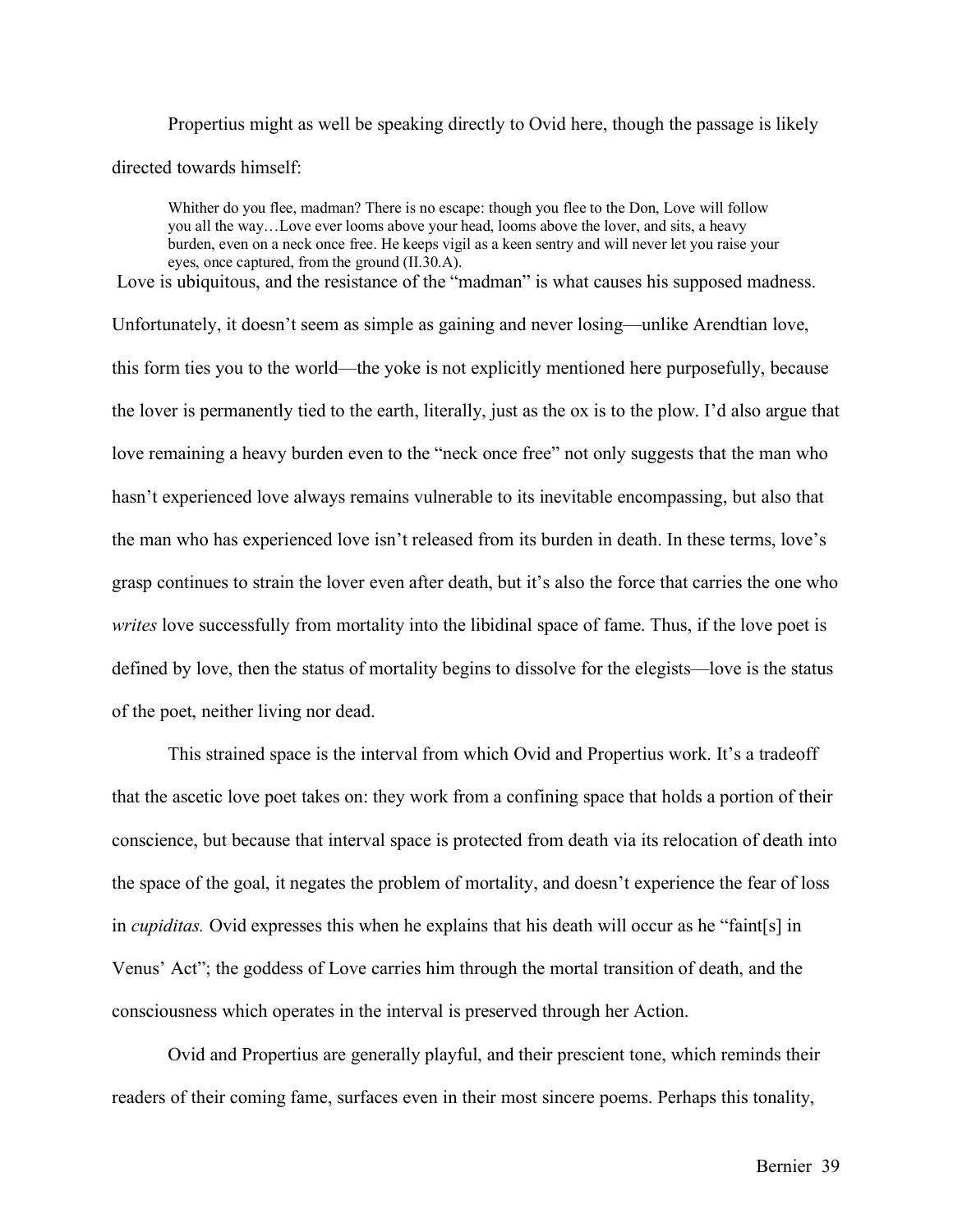Propertius might as well be speaking directly to Ovid here, though the passage is likely directed towards himself:

> Whither do you flee, madman? There is no escape: though you flee to the Don, Love will follow you all the way…Love ever looms above your head, looms above the lover, and sits, a heavy burden, even on a neck once free. He keeps vigil as a keen sentry and will never let you raise your eyes, once captured, from the ground (II.30.A).

Love is ubiquitous, and the resistance of the "madman" is what causes his supposed madness. Unfortunately, it doesn't seem as simple as gaining and never losing—unlike Arendtian love, this form ties you to the world—the yoke is not explicitly mentioned here purposefully, because the lover is permanently tied to the earth, literally, just as the ox is to the plow. I'd also argue that love remaining a heavy burden even to the "neck once free" not only suggests that the man who hasn't experienced love always remains vulnerable to its inevitable encompassing, but also that the man who has experienced love isn't released from its burden in death. In these terms, love's grasp continues to strain the lover even after death, but it's also the force that carries the one who *writes* love successfully from mortality into the libidinal space of fame. Thus, if the love poet is defined by love, then the status of mortality begins to dissolve for the elegists—love is the status of the poet, neither living nor dead.

This strained space is the interval from which Ovid and Propertius work. It's a tradeoff that the ascetic love poet takes on: they work from a confining space that holds a portion of their conscience, but because that interval space is protected from death via its relocation of death into the space of the goal, it negates the problem of mortality, and doesn't experience the fear of loss in *cupiditas.* Ovid expresses this when he explains that his death will occur as he "faint[s] in Venus' Act"; the goddess of Love carries him through the mortal transition of death, and the consciousness which operates in the interval is preserved through her Action.

Ovid and Propertius are generally playful, and their prescient tone, which reminds their readers of their coming fame, surfaces even in their most sincere poems. Perhaps this tonality,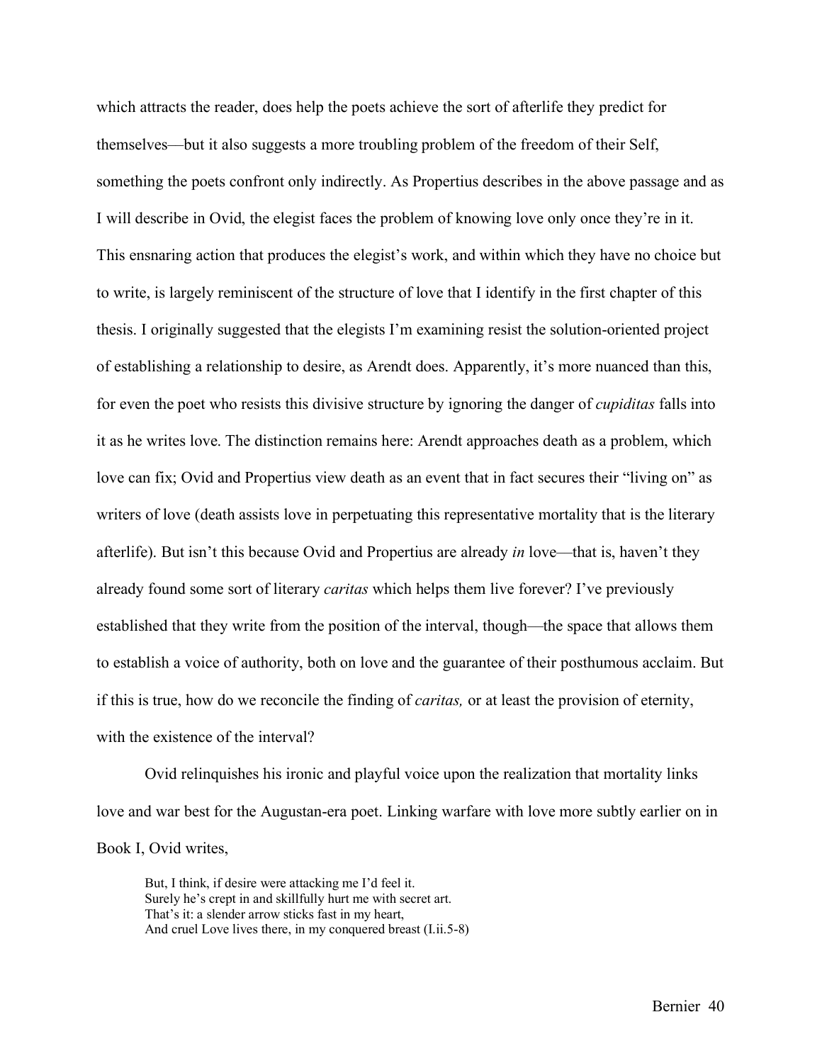which attracts the reader, does help the poets achieve the sort of afterlife they predict for themselves—but it also suggests a more troubling problem of the freedom of their Self, something the poets confront only indirectly. As Propertius describes in the above passage and as I will describe in Ovid, the elegist faces the problem of knowing love only once they're in it. This ensnaring action that produces the elegist's work, and within which they have no choice but to write, is largely reminiscent of the structure of love that I identify in the first chapter of this thesis. I originally suggested that the elegists I'm examining resist the solution-oriented project of establishing a relationship to desire, as Arendt does. Apparently, it's more nuanced than this, for even the poet who resists this divisive structure by ignoring the danger of *cupiditas* falls into it as he writes love. The distinction remains here: Arendt approaches death as a problem, which love can fix; Ovid and Propertius view death as an event that in fact secures their "living on" as writers of love (death assists love in perpetuating this representative mortality that is the literary afterlife). But isn't this because Ovid and Propertius are already *in* love—that is, haven't they already found some sort of literary *caritas* which helps them live forever? I've previously established that they write from the position of the interval, though—the space that allows them to establish a voice of authority, both on love and the guarantee of their posthumous acclaim. But if this is true, how do we reconcile the finding of *caritas,* or at least the provision of eternity, with the existence of the interval?

Ovid relinquishes his ironic and playful voice upon the realization that mortality links love and war best for the Augustan-era poet. Linking warfare with love more subtly earlier on in Book I, Ovid writes,

> But, I think, if desire were attacking me I'd feel it.
> Surely he's crept in and skillfully hurt me with secret art.
> That's it: a slender arrow sticks fast in my heart,
> And cruel Love lives there, in my conquered breast (I.ii.5-8)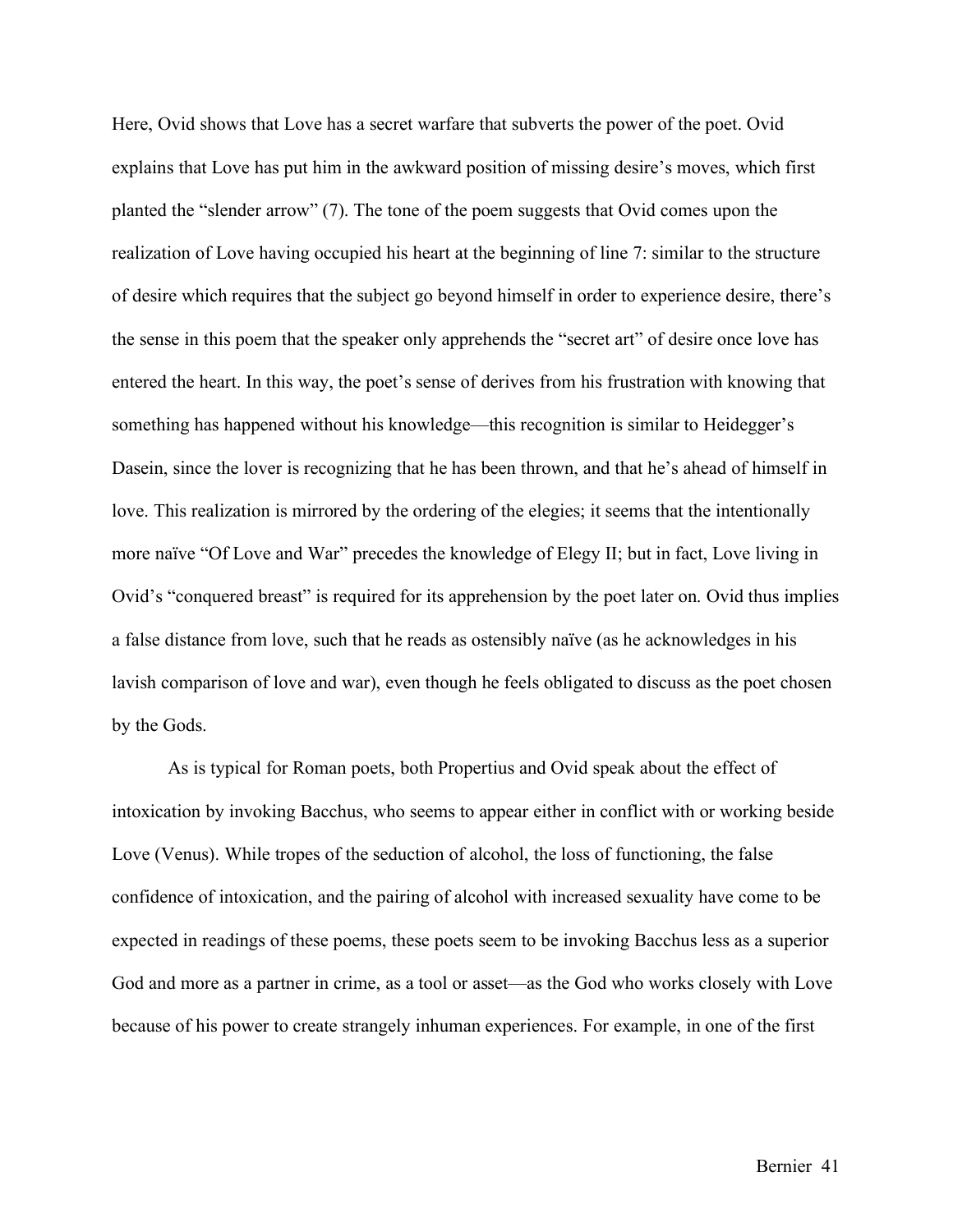Here, Ovid shows that Love has a secret warfare that subverts the power of the poet. Ovid explains that Love has put him in the awkward position of missing desire's moves, which first planted the "slender arrow" (7). The tone of the poem suggests that Ovid comes upon the realization of Love having occupied his heart at the beginning of line 7: similar to the structure of desire which requires that the subject go beyond himself in order to experience desire, there's the sense in this poem that the speaker only apprehends the "secret art" of desire once love has entered the heart. In this way, the poet's sense of derives from his frustration with knowing that something has happened without his knowledge—this recognition is similar to Heidegger's Dasein, since the lover is recognizing that he has been thrown, and that he's ahead of himself in love. This realization is mirrored by the ordering of the elegies; it seems that the intentionally more naïve "Of Love and War" precedes the knowledge of Elegy II; but in fact, Love living in Ovid's "conquered breast" is required for its apprehension by the poet later on. Ovid thus implies a false distance from love, such that he reads as ostensibly naïve (as he acknowledges in his lavish comparison of love and war), even though he feels obligated to discuss as the poet chosen by the Gods.

As is typical for Roman poets, both Propertius and Ovid speak about the effect of intoxication by invoking Bacchus, who seems to appear either in conflict with or working beside Love (Venus). While tropes of the seduction of alcohol, the loss of functioning, the false confidence of intoxication, and the pairing of alcohol with increased sexuality have come to be expected in readings of these poems, these poets seem to be invoking Bacchus less as a superior God and more as a partner in crime, as a tool or asset—as the God who works closely with Love because of his power to create strangely inhuman experiences. For example, in one of the first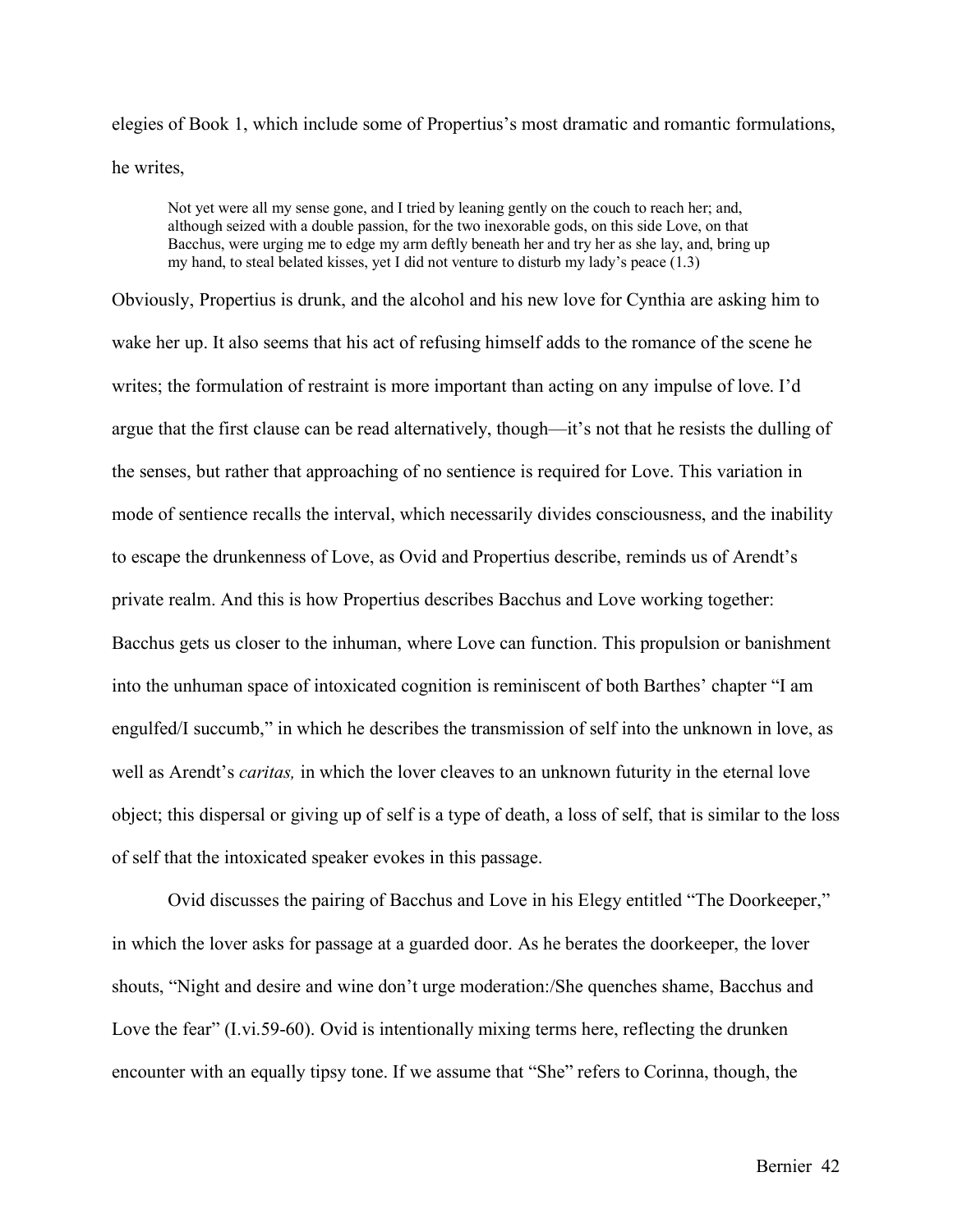elegies of Book 1, which include some of Propertius's most dramatic and romantic formulations, he writes,

> Not yet were all my sense gone, and I tried by leaning gently on the couch to reach her; and, although seized with a double passion, for the two inexorable gods, on this side Love, on that Bacchus, were urging me to edge my arm deftly beneath her and try her as she lay, and, bring up my hand, to steal belated kisses, yet I did not venture to disturb my lady's peace (1.3)

Obviously, Propertius is drunk, and the alcohol and his new love for Cynthia are asking him to wake her up. It also seems that his act of refusing himself adds to the romance of the scene he writes; the formulation of restraint is more important than acting on any impulse of love. I'd argue that the first clause can be read alternatively, though—it's not that he resists the dulling of the senses, but rather that approaching of no sentience is required for Love. This variation in mode of sentience recalls the interval, which necessarily divides consciousness, and the inability to escape the drunkenness of Love, as Ovid and Propertius describe, reminds us of Arendt's private realm. And this is how Propertius describes Bacchus and Love working together: Bacchus gets us closer to the inhuman, where Love can function. This propulsion or banishment into the unhuman space of intoxicated cognition is reminiscent of both Barthes' chapter "I am engulfed/I succumb," in which he describes the transmission of self into the unknown in love, as well as Arendt's *caritas,* in which the lover cleaves to an unknown futurity in the eternal love object; this dispersal or giving up of self is a type of death, a loss of self, that is similar to the loss of self that the intoxicated speaker evokes in this passage.

Ovid discusses the pairing of Bacchus and Love in his Elegy entitled "The Doorkeeper," in which the lover asks for passage at a guarded door. As he berates the doorkeeper, the lover shouts, "Night and desire and wine don't urge moderation:/She quenches shame, Bacchus and Love the fear" (I.vi.59-60). Ovid is intentionally mixing terms here, reflecting the drunken encounter with an equally tipsy tone. If we assume that "She" refers to Corinna, though, the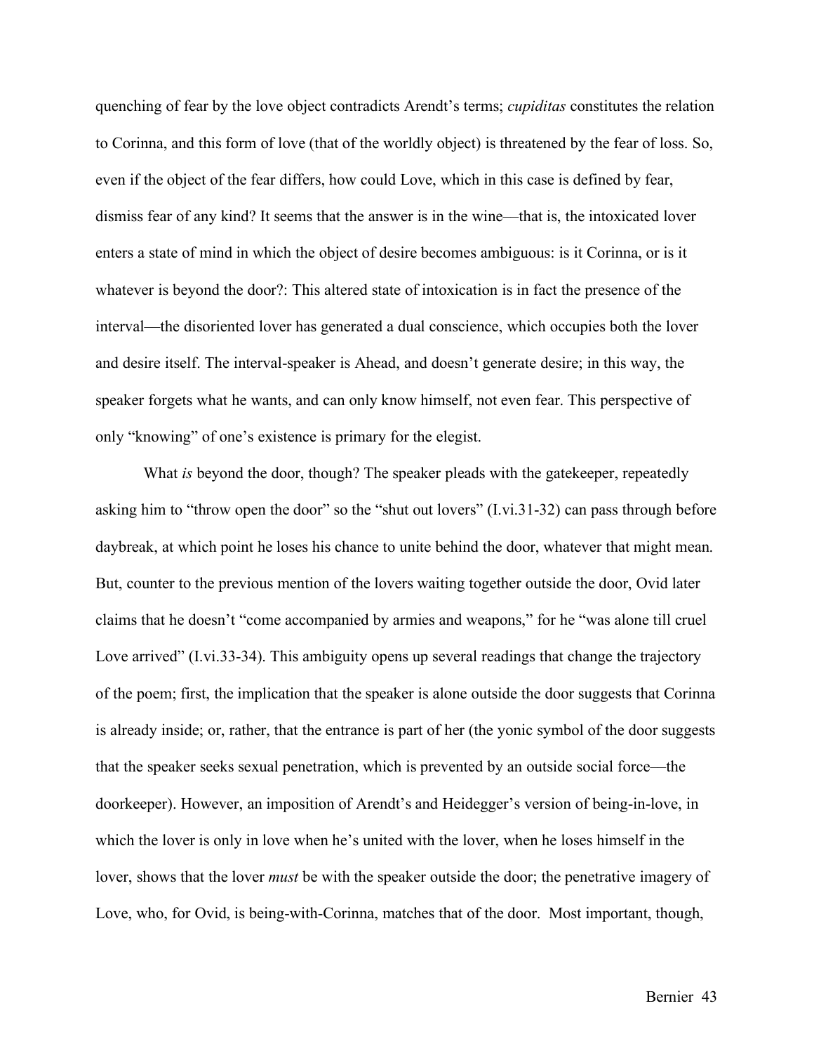quenching of fear by the love object contradicts Arendt's terms; *cupiditas* constitutes the relation to Corinna, and this form of love (that of the worldly object) is threatened by the fear of loss. So, even if the object of the fear differs, how could Love, which in this case is defined by fear, dismiss fear of any kind? It seems that the answer is in the wine—that is, the intoxicated lover enters a state of mind in which the object of desire becomes ambiguous: is it Corinna, or is it whatever is beyond the door?: This altered state of intoxication is in fact the presence of the interval—the disoriented lover has generated a dual conscience, which occupies both the lover and desire itself. The interval-speaker is Ahead, and doesn't generate desire; in this way, the speaker forgets what he wants, and can only know himself, not even fear. This perspective of only "knowing" of one's existence is primary for the elegist.

What *is* beyond the door, though? The speaker pleads with the gatekeeper, repeatedly asking him to "throw open the door" so the "shut out lovers" (I.vi.31-32) can pass through before daybreak, at which point he loses his chance to unite behind the door, whatever that might mean. But, counter to the previous mention of the lovers waiting together outside the door, Ovid later claims that he doesn't "come accompanied by armies and weapons," for he "was alone till cruel Love arrived" (I.vi.33-34). This ambiguity opens up several readings that change the trajectory of the poem; first, the implication that the speaker is alone outside the door suggests that Corinna is already inside; or, rather, that the entrance is part of her (the yonic symbol of the door suggests that the speaker seeks sexual penetration, which is prevented by an outside social force—the doorkeeper). However, an imposition of Arendt's and Heidegger's version of being-in-love, in which the lover is only in love when he's united with the lover, when he loses himself in the lover, shows that the lover *must* be with the speaker outside the door; the penetrative imagery of Love, who, for Ovid, is being-with-Corinna, matches that of the door. Most important, though,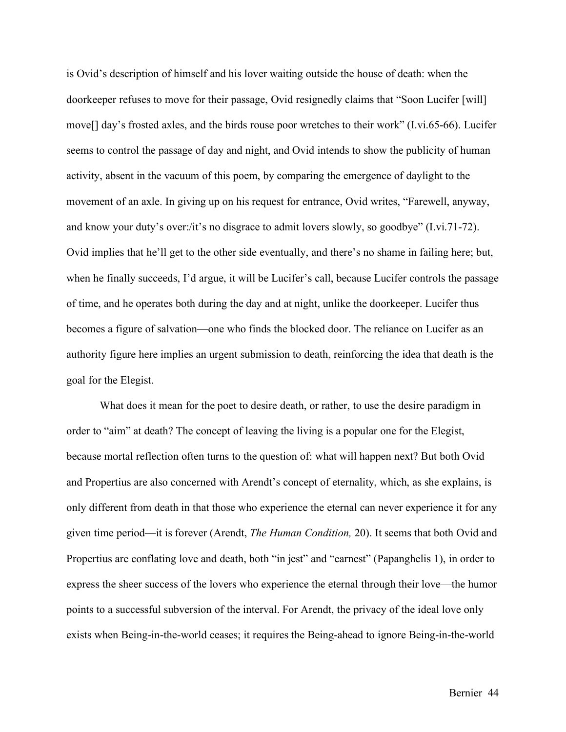is Ovid's description of himself and his lover waiting outside the house of death: when the doorkeeper refuses to move for their passage, Ovid resignedly claims that "Soon Lucifer [will] move[] day's frosted axles, and the birds rouse poor wretches to their work" (I.vi.65-66). Lucifer seems to control the passage of day and night, and Ovid intends to show the publicity of human activity, absent in the vacuum of this poem, by comparing the emergence of daylight to the movement of an axle. In giving up on his request for entrance, Ovid writes, "Farewell, anyway, and know your duty's over:/it's no disgrace to admit lovers slowly, so goodbye" (I.vi.71-72). Ovid implies that he'll get to the other side eventually, and there's no shame in failing here; but, when he finally succeeds, I'd argue, it will be Lucifer's call, because Lucifer controls the passage of time, and he operates both during the day and at night, unlike the doorkeeper. Lucifer thus becomes a figure of salvation—one who finds the blocked door. The reliance on Lucifer as an authority figure here implies an urgent submission to death, reinforcing the idea that death is the goal for the Elegist.

What does it mean for the poet to desire death, or rather, to use the desire paradigm in order to "aim" at death? The concept of leaving the living is a popular one for the Elegist, because mortal reflection often turns to the question of: what will happen next? But both Ovid and Propertius are also concerned with Arendt's concept of eternality, which, as she explains, is only different from death in that those who experience the eternal can never experience it for any given time period—it is forever (Arendt, *The Human Condition,* 20). It seems that both Ovid and Propertius are conflating love and death, both "in jest" and "earnest" (Papanghelis 1), in order to express the sheer success of the lovers who experience the eternal through their love—the humor points to a successful subversion of the interval. For Arendt, the privacy of the ideal love only exists when Being-in-the-world ceases; it requires the Being-ahead to ignore Being-in-the-world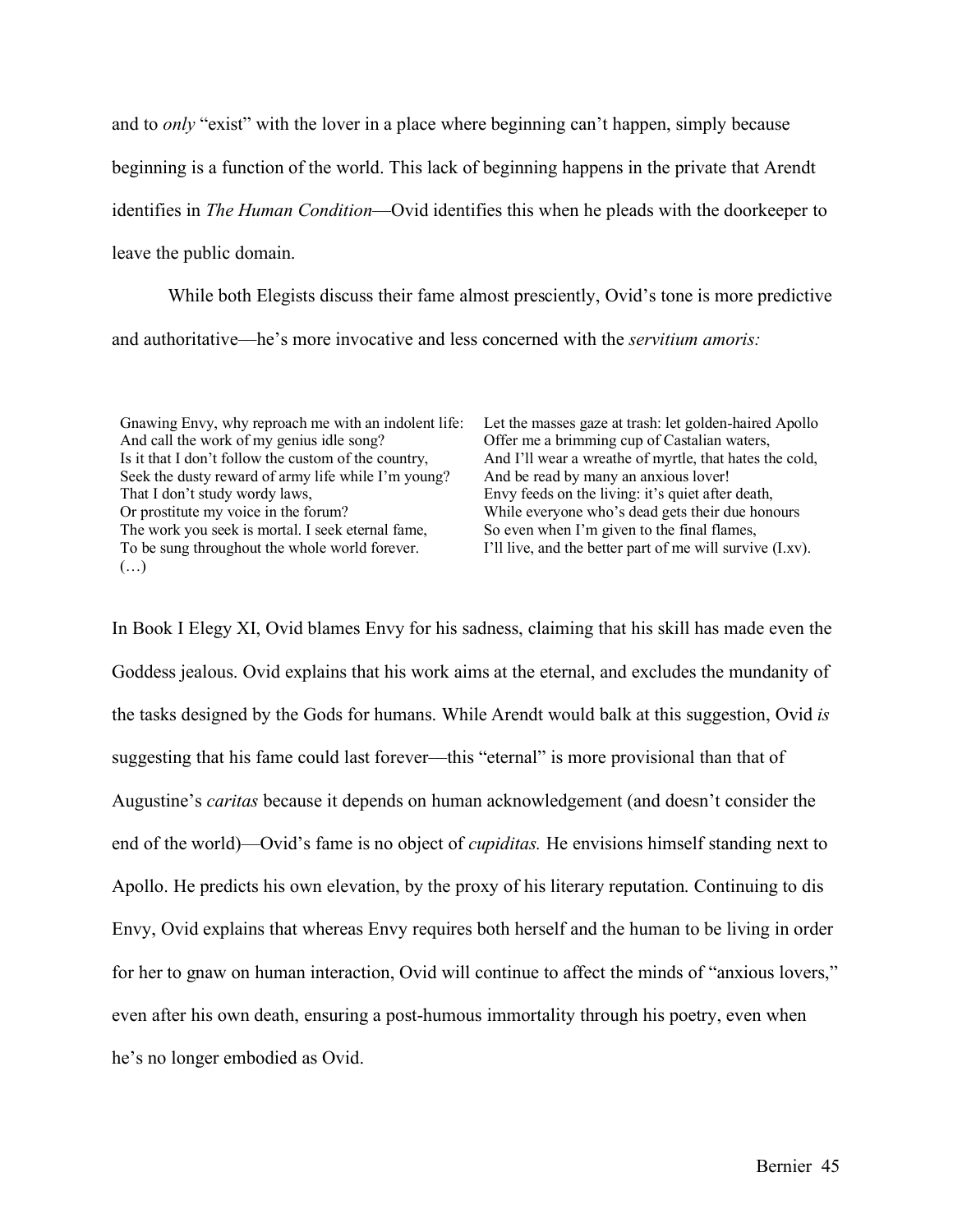and to *only* "exist" with the lover in a place where beginning can't happen, simply because beginning is a function of the world. This lack of beginning happens in the private that Arendt identifies in *The Human Condition*—Ovid identifies this when he pleads with the doorkeeper to leave the public domain.

While both Elegists discuss their fame almost presciently, Ovid's tone is more predictive and authoritative—he's more invocative and less concerned with the *servitium amoris:*

> Gnawing Envy, why reproach me with an indolent life:
> And call the work of my genius idle song?
> Is it that I don't follow the custom of the country,
> Seek the dusty reward of army life while I'm young?
> That I don't study wordy laws,
> Or prostitute my voice in the forum?
> The work you seek is mortal. I seek eternal fame,
> To be sung throughout the whole world forever.
> (…)
> Let the masses gaze at trash: let golden-haired Apollo
> Offer me a brimming cup of Castalian waters,
> And I'll wear a wreathe of myrtle, that hates the cold,
> And be read by many an anxious lover!
> Envy feeds on the living: it's quiet after death,
> While everyone who's dead gets their due honours
> So even when I'm given to the final flames,
> I'll live, and the better part of me will survive (I.xv).

In Book I Elegy XI, Ovid blames Envy for his sadness, claiming that his skill has made even the Goddess jealous. Ovid explains that his work aims at the eternal, and excludes the mundanity of the tasks designed by the Gods for humans. While Arendt would balk at this suggestion, Ovid *is* suggesting that his fame could last forever—this "eternal" is more provisional than that of Augustine's *caritas* because it depends on human acknowledgement (and doesn't consider the end of the world)—Ovid's fame is no object of *cupiditas.* He envisions himself standing next to Apollo. He predicts his own elevation, by the proxy of his literary reputation. Continuing to dis Envy, Ovid explains that whereas Envy requires both herself and the human to be living in order for her to gnaw on human interaction, Ovid will continue to affect the minds of "anxious lovers," even after his own death, ensuring a post-humous immortality through his poetry, even when he's no longer embodied as Ovid.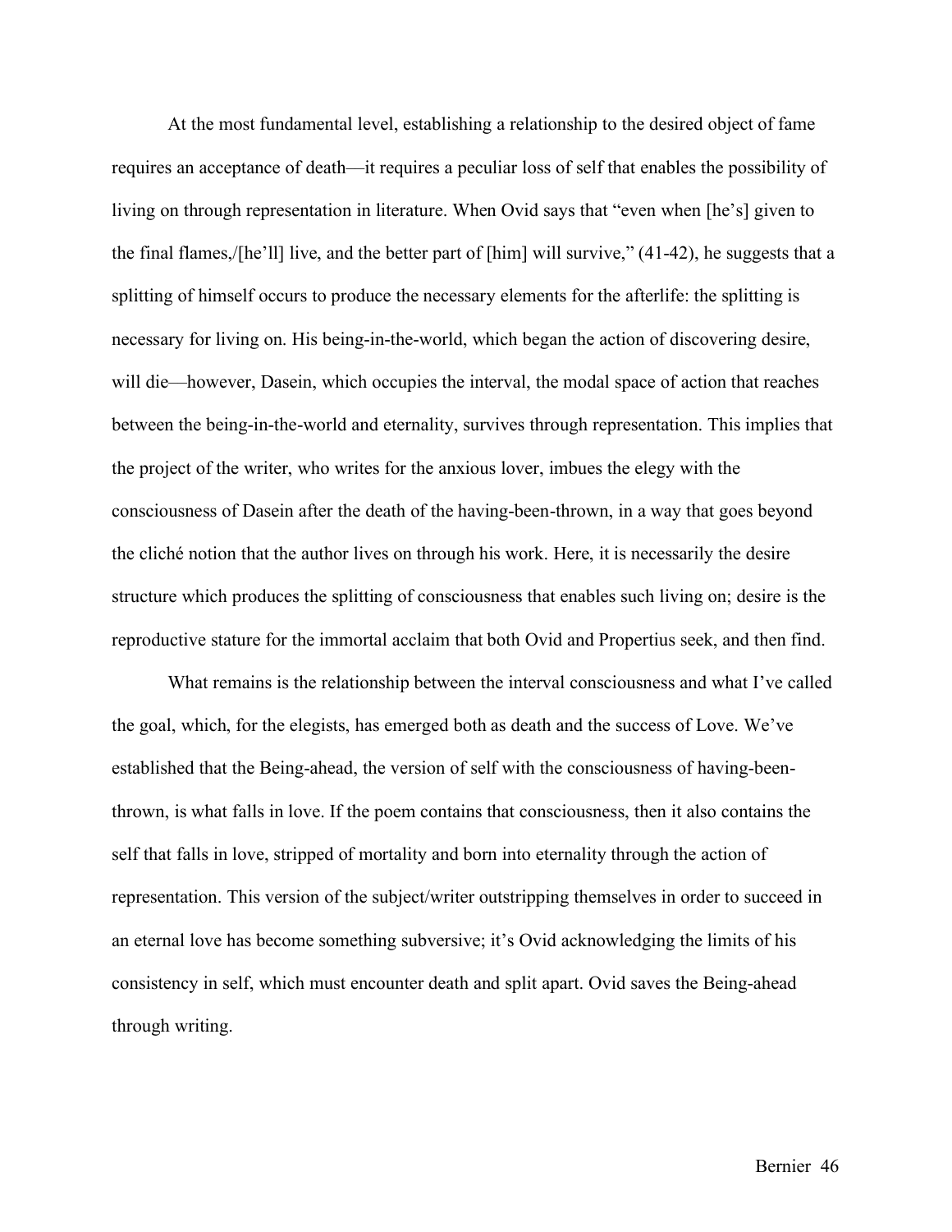At the most fundamental level, establishing a relationship to the desired object of fame requires an acceptance of death—it requires a peculiar loss of self that enables the possibility of living on through representation in literature. When Ovid says that "even when [he's] given to the final flames,/[he'll] live, and the better part of [him] will survive," (41-42), he suggests that a splitting of himself occurs to produce the necessary elements for the afterlife: the splitting is necessary for living on. His being-in-the-world, which began the action of discovering desire, will die—however, Dasein, which occupies the interval, the modal space of action that reaches between the being-in-the-world and eternality, survives through representation. This implies that the project of the writer, who writes for the anxious lover, imbues the elegy with the consciousness of Dasein after the death of the having-been-thrown, in a way that goes beyond the cliché notion that the author lives on through his work. Here, it is necessarily the desire structure which produces the splitting of consciousness that enables such living on; desire is the reproductive stature for the immortal acclaim that both Ovid and Propertius seek, and then find.

What remains is the relationship between the interval consciousness and what I've called the goal, which, for the elegists, has emerged both as death and the success of Love. We've established that the Being-ahead, the version of self with the consciousness of having-been-thrown, is what falls in love. If the poem contains that consciousness, then it also contains the self that falls in love, stripped of mortality and born into eternality through the action of representation. This version of the subject/writer outstripping themselves in order to succeed in an eternal love has become something subversive; it's Ovid acknowledging the limits of his consistency in self, which must encounter death and split apart. Ovid saves the Being-ahead through writing.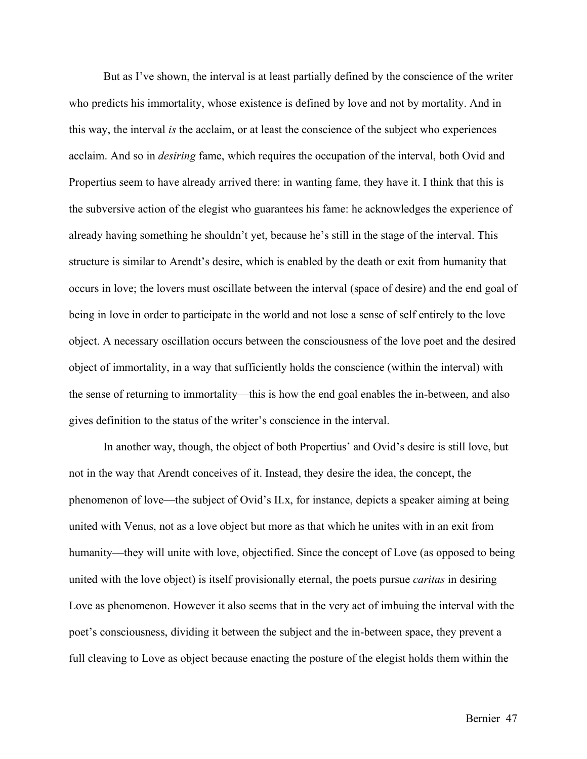But as I've shown, the interval is at least partially defined by the conscience of the writer who predicts his immortality, whose existence is defined by love and not by mortality. And in this way, the interval *is* the acclaim, or at least the conscience of the subject who experiences acclaim. And so in *desiring* fame, which requires the occupation of the interval, both Ovid and Propertius seem to have already arrived there: in wanting fame, they have it. I think that this is the subversive action of the elegist who guarantees his fame: he acknowledges the experience of already having something he shouldn't yet, because he's still in the stage of the interval. This structure is similar to Arendt's desire, which is enabled by the death or exit from humanity that occurs in love; the lovers must oscillate between the interval (space of desire) and the end goal of being in love in order to participate in the world and not lose a sense of self entirely to the love object. A necessary oscillation occurs between the consciousness of the love poet and the desired object of immortality, in a way that sufficiently holds the conscience (within the interval) with the sense of returning to immortality—this is how the end goal enables the in-between, and also gives definition to the status of the writer's conscience in the interval.

In another way, though, the object of both Propertius' and Ovid's desire is still love, but not in the way that Arendt conceives of it. Instead, they desire the idea, the concept, the phenomenon of love—the subject of Ovid's II.x, for instance, depicts a speaker aiming at being united with Venus, not as a love object but more as that which he unites with in an exit from humanity—they will unite with love, objectified. Since the concept of Love (as opposed to being united with the love object) is itself provisionally eternal, the poets pursue *caritas* in desiring Love as phenomenon. However it also seems that in the very act of imbuing the interval with the poet's consciousness, dividing it between the subject and the in-between space, they prevent a full cleaving to Love as object because enacting the posture of the elegist holds them within the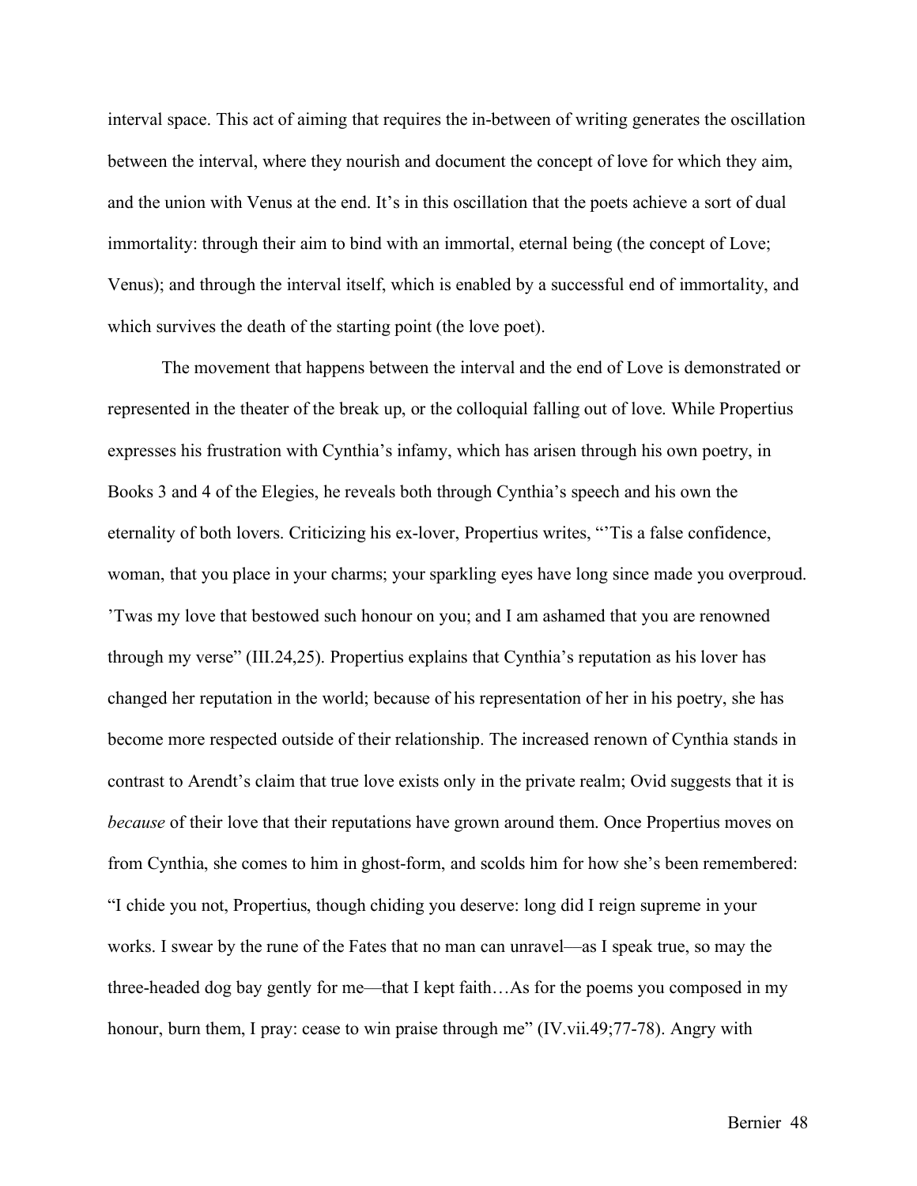interval space. This act of aiming that requires the in-between of writing generates the oscillation between the interval, where they nourish and document the concept of love for which they aim, and the union with Venus at the end. It's in this oscillation that the poets achieve a sort of dual immortality: through their aim to bind with an immortal, eternal being (the concept of Love; Venus); and through the interval itself, which is enabled by a successful end of immortality, and which survives the death of the starting point (the love poet).

The movement that happens between the interval and the end of Love is demonstrated or represented in the theater of the break up, or the colloquial falling out of love. While Propertius expresses his frustration with Cynthia's infamy, which has arisen through his own poetry, in Books 3 and 4 of the Elegies, he reveals both through Cynthia's speech and his own the eternality of both lovers. Criticizing his ex-lover, Propertius writes, "'Tis a false confidence, woman, that you place in your charms; your sparkling eyes have long since made you overproud. 'Twas my love that bestowed such honour on you; and I am ashamed that you are renowned through my verse" (III.24,25). Propertius explains that Cynthia's reputation as his lover has changed her reputation in the world; because of his representation of her in his poetry, she has become more respected outside of their relationship. The increased renown of Cynthia stands in contrast to Arendt's claim that true love exists only in the private realm; Ovid suggests that it is *because* of their love that their reputations have grown around them. Once Propertius moves on from Cynthia, she comes to him in ghost-form, and scolds him for how she's been remembered: "I chide you not, Propertius, though chiding you deserve: long did I reign supreme in your works. I swear by the rune of the Fates that no man can unravel—as I speak true, so may the three-headed dog bay gently for me—that I kept faith…As for the poems you composed in my honour, burn them, I pray: cease to win praise through me" (IV.vii.49;77-78). Angry with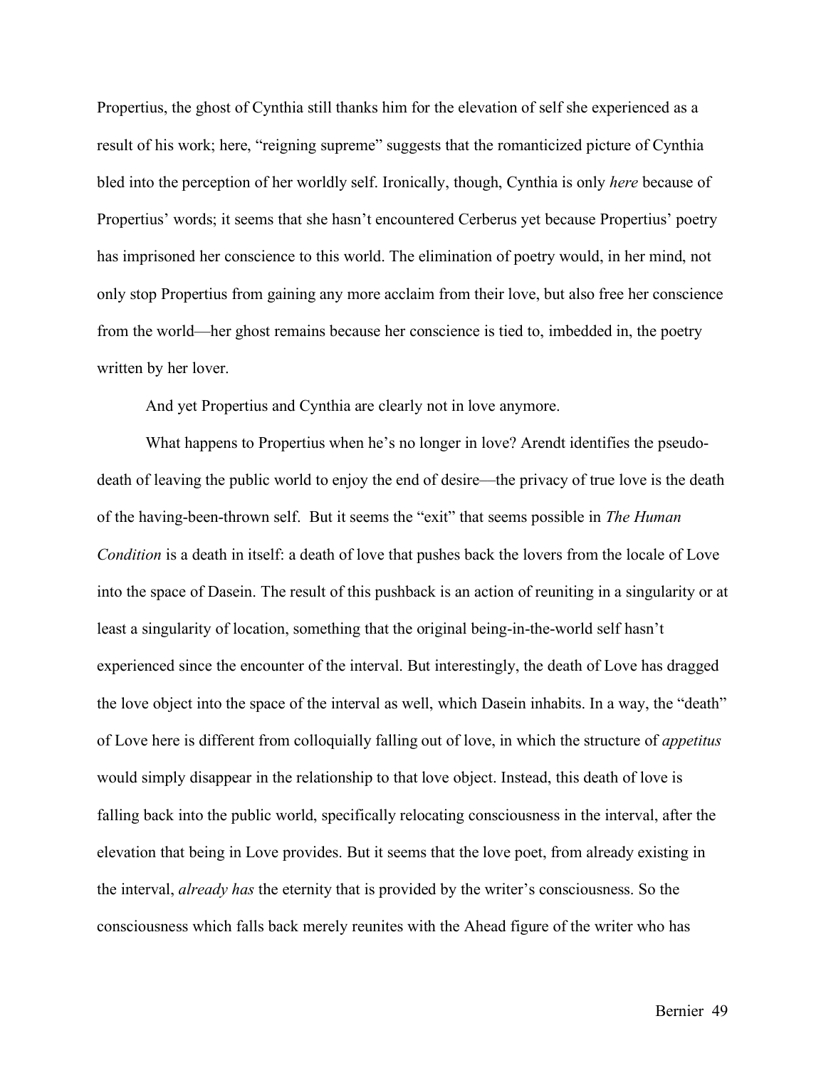Propertius, the ghost of Cynthia still thanks him for the elevation of self she experienced as a result of his work; here, "reigning supreme" suggests that the romanticized picture of Cynthia bled into the perception of her worldly self. Ironically, though, Cynthia is only *here* because of Propertius' words; it seems that she hasn't encountered Cerberus yet because Propertius' poetry has imprisoned her conscience to this world. The elimination of poetry would, in her mind, not only stop Propertius from gaining any more acclaim from their love, but also free her conscience from the world—her ghost remains because her conscience is tied to, imbedded in, the poetry written by her lover.

And yet Propertius and Cynthia are clearly not in love anymore.

What happens to Propertius when he's no longer in love? Arendt identifies the pseudo-death of leaving the public world to enjoy the end of desire—the privacy of true love is the death of the having-been-thrown self. But it seems the "exit" that seems possible in *The Human Condition* is a death in itself: a death of love that pushes back the lovers from the locale of Love into the space of Dasein. The result of this pushback is an action of reuniting in a singularity or at least a singularity of location, something that the original being-in-the-world self hasn't experienced since the encounter of the interval. But interestingly, the death of Love has dragged the love object into the space of the interval as well, which Dasein inhabits. In a way, the "death" of Love here is different from colloquially falling out of love, in which the structure of *appetitus* would simply disappear in the relationship to that love object. Instead, this death of love is falling back into the public world, specifically relocating consciousness in the interval, after the elevation that being in Love provides. But it seems that the love poet, from already existing in the interval, *already has* the eternity that is provided by the writer's consciousness. So the consciousness which falls back merely reunites with the Ahead figure of the writer who has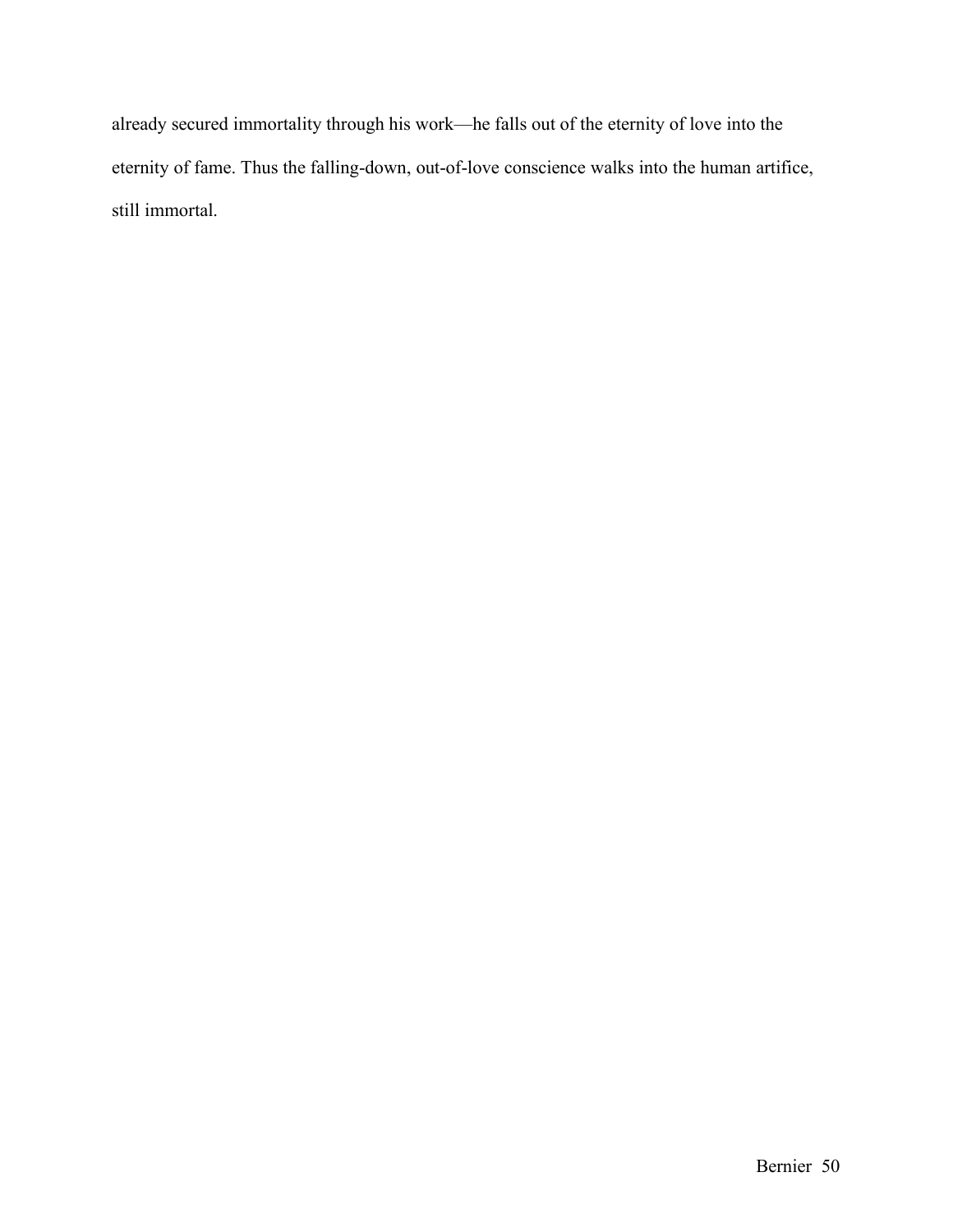already secured immortality through his work—he falls out of the eternity of love into the eternity of fame. Thus the falling-down, out-of-love conscience walks into the human artifice, still immortal.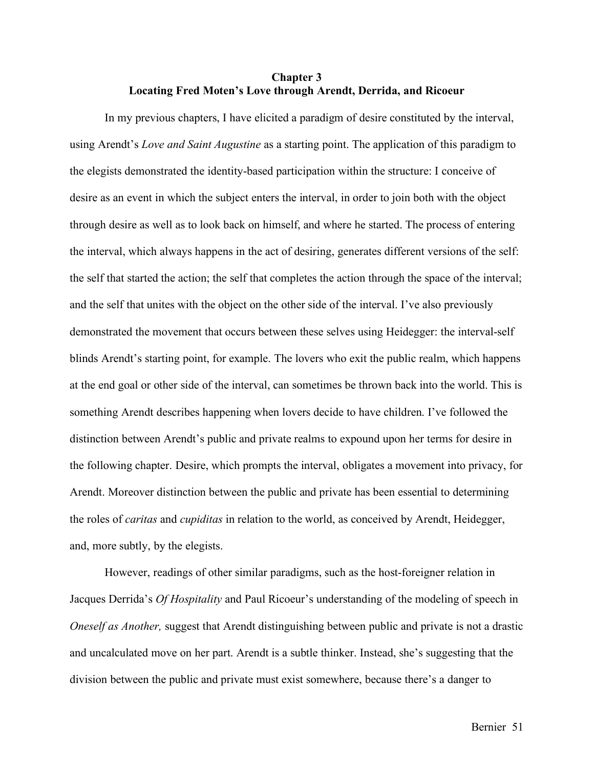# Chapter 3
## Locating Fred Moten's Love through Arendt, Derrida, and Ricoeur

In my previous chapters, I have elicited a paradigm of desire constituted by the interval, using Arendt's *Love and Saint Augustine* as a starting point. The application of this paradigm to the elegists demonstrated the identity-based participation within the structure: I conceive of desire as an event in which the subject enters the interval, in order to join both with the object through desire as well as to look back on himself, and where he started. The process of entering the interval, which always happens in the act of desiring, generates different versions of the self: the self that started the action; the self that completes the action through the space of the interval; and the self that unites with the object on the other side of the interval. I've also previously demonstrated the movement that occurs between these selves using Heidegger: the interval-self blinds Arendt's starting point, for example. The lovers who exit the public realm, which happens at the end goal or other side of the interval, can sometimes be thrown back into the world. This is something Arendt describes happening when lovers decide to have children. I've followed the distinction between Arendt's public and private realms to expound upon her terms for desire in the following chapter. Desire, which prompts the interval, obligates a movement into privacy, for Arendt. Moreover distinction between the public and private has been essential to determining the roles of *caritas* and *cupiditas* in relation to the world, as conceived by Arendt, Heidegger, and, more subtly, by the elegists.

However, readings of other similar paradigms, such as the host-foreigner relation in Jacques Derrida's *Of Hospitality* and Paul Ricoeur's understanding of the modeling of speech in *Oneself as Another,* suggest that Arendt distinguishing between public and private is not a drastic and uncalculated move on her part. Arendt is a subtle thinker. Instead, she's suggesting that the division between the public and private must exist somewhere, because there's a danger to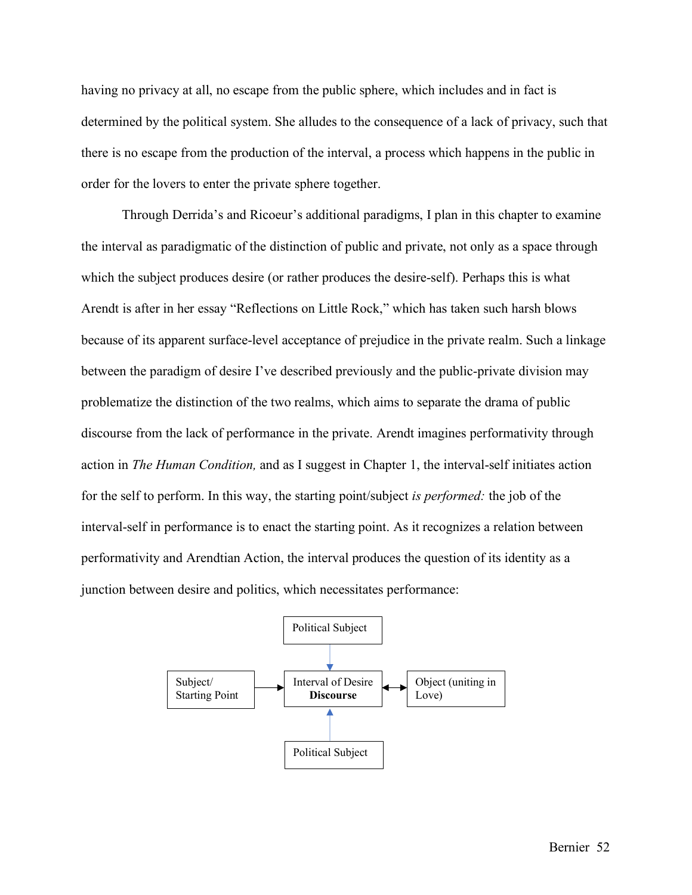having no privacy at all, no escape from the public sphere, which includes and in fact is determined by the political system. She alludes to the consequence of a lack of privacy, such that there is no escape from the production of the interval, a process which happens in the public in order for the lovers to enter the private sphere together.

Through Derrida's and Ricoeur's additional paradigms, I plan in this chapter to examine the interval as paradigmatic of the distinction of public and private, not only as a space through which the subject produces desire (or rather produces the desire-self). Perhaps this is what Arendt is after in her essay "Reflections on Little Rock," which has taken such harsh blows because of its apparent surface-level acceptance of prejudice in the private realm. Such a linkage between the paradigm of desire I've described previously and the public-private division may problematize the distinction of the two realms, which aims to separate the drama of public discourse from the lack of performance in the private. Arendt imagines performativity through action in *The Human Condition,* and as I suggest in Chapter 1, the interval-self initiates action for the self to perform. In this way, the starting point/subject *is performed:* the job of the interval-self in performance is to enact the starting point. As it recognizes a relation between performativity and Arendtian Action, the interval produces the question of its identity as a junction between desire and politics, which necessitates performance:

```
                      Political Subject
                              ↓
Subject/          →   Interval of Desire   ↔   Object (uniting in
Starting Point           Discourse              Love)
                              ↑
                      Political Subject
```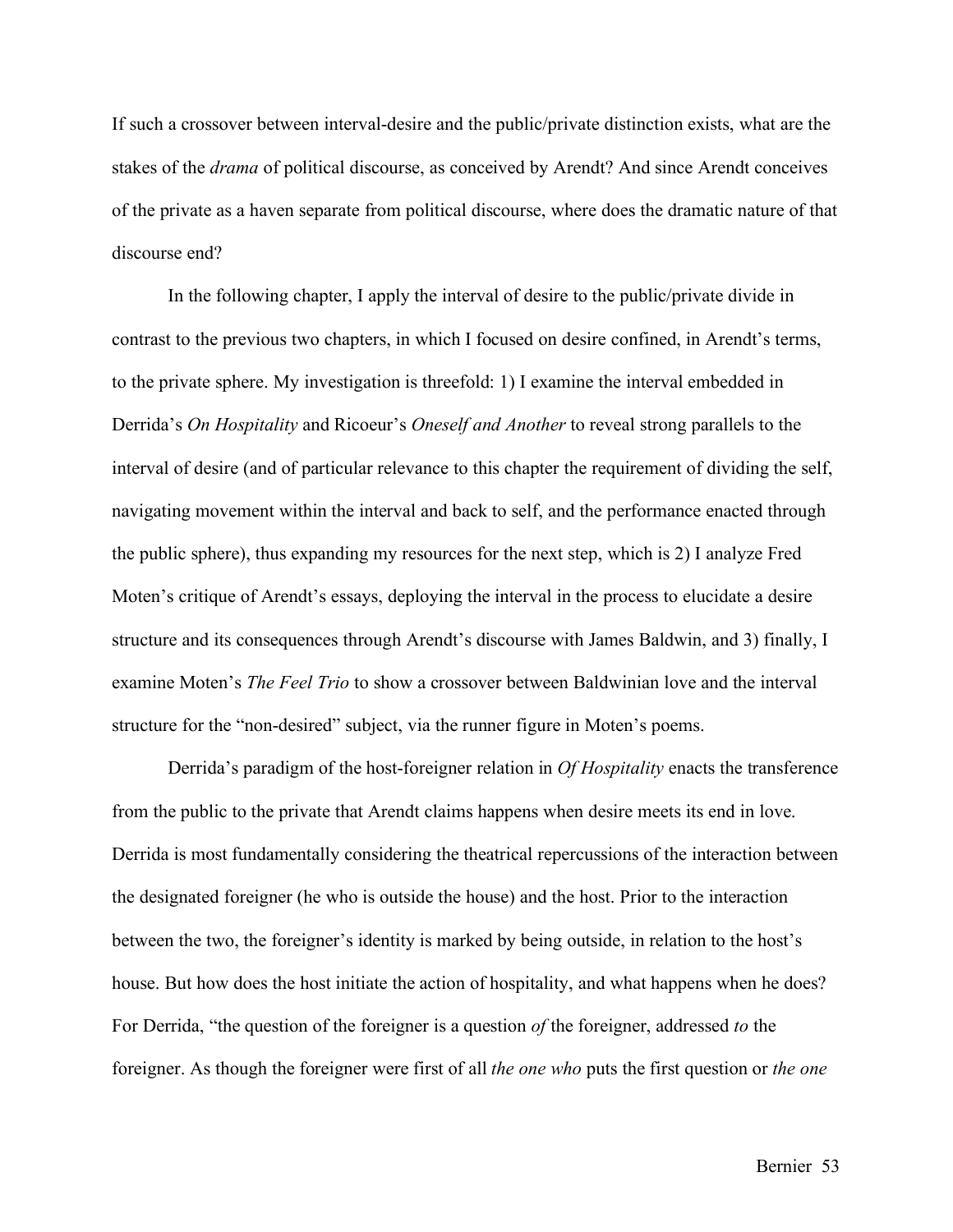If such a crossover between interval-desire and the public/private distinction exists, what are the stakes of the *drama* of political discourse, as conceived by Arendt? And since Arendt conceives of the private as a haven separate from political discourse, where does the dramatic nature of that discourse end?

In the following chapter, I apply the interval of desire to the public/private divide in contrast to the previous two chapters, in which I focused on desire confined, in Arendt's terms, to the private sphere. My investigation is threefold: 1) I examine the interval embedded in Derrida's *On Hospitality* and Ricoeur's *Oneself and Another* to reveal strong parallels to the interval of desire (and of particular relevance to this chapter the requirement of dividing the self, navigating movement within the interval and back to self, and the performance enacted through the public sphere), thus expanding my resources for the next step, which is 2) I analyze Fred Moten's critique of Arendt's essays, deploying the interval in the process to elucidate a desire structure and its consequences through Arendt's discourse with James Baldwin, and 3) finally, I examine Moten's *The Feel Trio* to show a crossover between Baldwinian love and the interval structure for the "non-desired" subject, via the runner figure in Moten's poems.

Derrida's paradigm of the host-foreigner relation in *Of Hospitality* enacts the transference from the public to the private that Arendt claims happens when desire meets its end in love. Derrida is most fundamentally considering the theatrical repercussions of the interaction between the designated foreigner (he who is outside the house) and the host. Prior to the interaction between the two, the foreigner's identity is marked by being outside, in relation to the host's house. But how does the host initiate the action of hospitality, and what happens when he does? For Derrida, "the question of the foreigner is a question *of* the foreigner, addressed *to* the foreigner. As though the foreigner were first of all *the one who* puts the first question or *the one*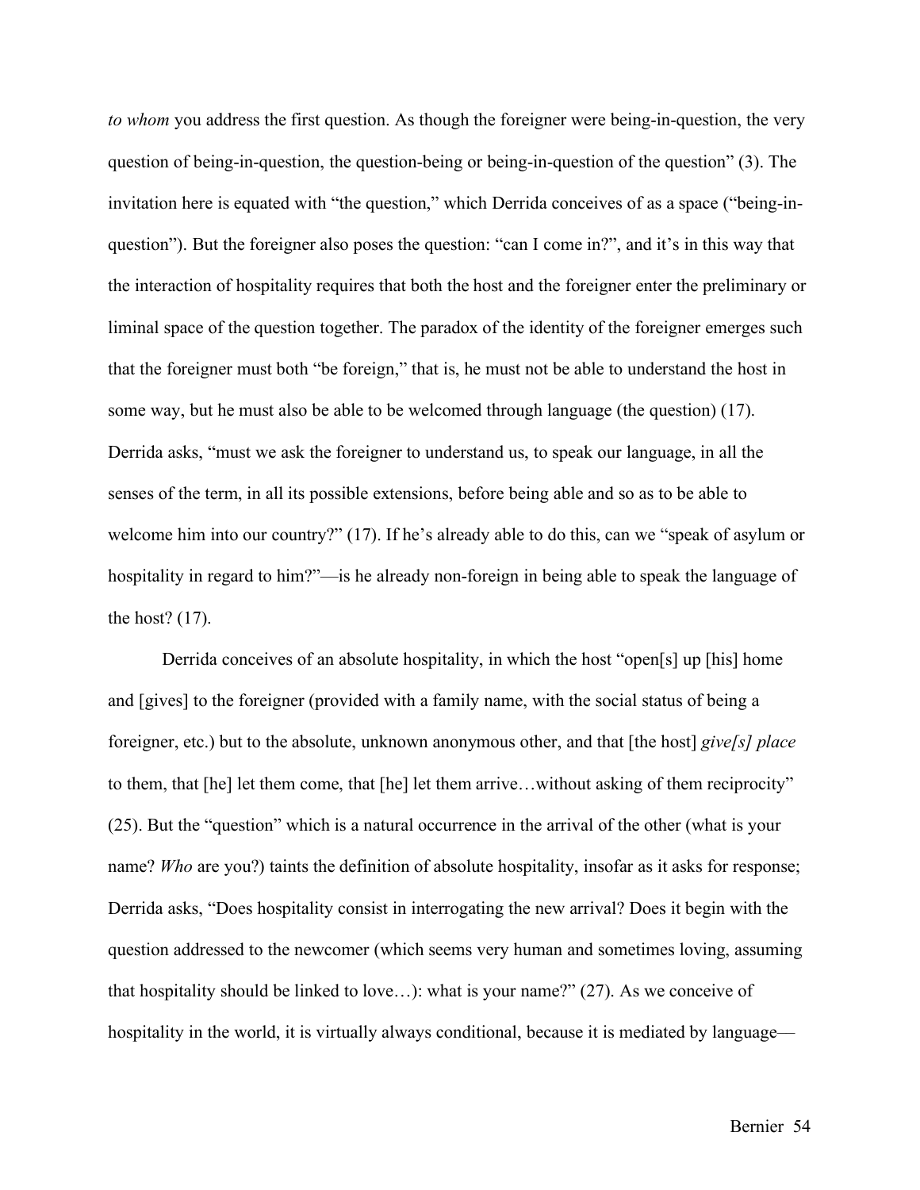*to whom* you address the first question. As though the foreigner were being-in-question, the very question of being-in-question, the question-being or being-in-question of the question" (3). The invitation here is equated with "the question," which Derrida conceives of as a space ("being-in-question"). But the foreigner also poses the question: "can I come in?", and it's in this way that the interaction of hospitality requires that both the host and the foreigner enter the preliminary or liminal space of the question together. The paradox of the identity of the foreigner emerges such that the foreigner must both "be foreign," that is, he must not be able to understand the host in some way, but he must also be able to be welcomed through language (the question) (17). Derrida asks, "must we ask the foreigner to understand us, to speak our language, in all the senses of the term, in all its possible extensions, before being able and so as to be able to welcome him into our country?" (17). If he's already able to do this, can we "speak of asylum or hospitality in regard to him?"—is he already non-foreign in being able to speak the language of the host? (17).

Derrida conceives of an absolute hospitality, in which the host "open[s] up [his] home and [gives] to the foreigner (provided with a family name, with the social status of being a foreigner, etc.) but to the absolute, unknown anonymous other, and that [the host] *give[s] place* to them, that [he] let them come, that [he] let them arrive…without asking of them reciprocity" (25). But the "question" which is a natural occurrence in the arrival of the other (what is your name? *Who* are you?) taints the definition of absolute hospitality, insofar as it asks for response; Derrida asks, "Does hospitality consist in interrogating the new arrival? Does it begin with the question addressed to the newcomer (which seems very human and sometimes loving, assuming that hospitality should be linked to love…): what is your name?" (27). As we conceive of hospitality in the world, it is virtually always conditional, because it is mediated by language—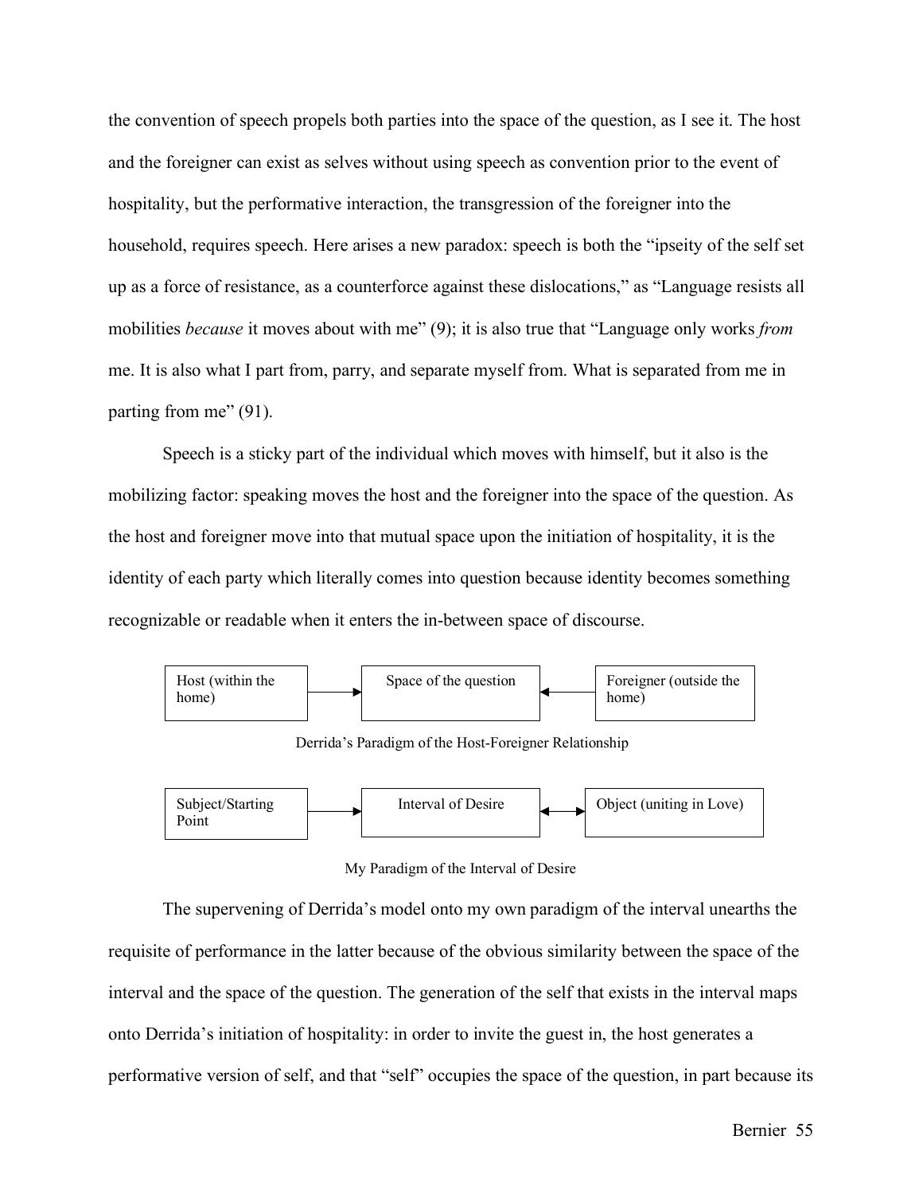the convention of speech propels both parties into the space of the question, as I see it. The host and the foreigner can exist as selves without using speech as convention prior to the event of hospitality, but the performative interaction, the transgression of the foreigner into the household, requires speech. Here arises a new paradox: speech is both the "ipseity of the self set up as a force of resistance, as a counterforce against these dislocations," as "Language resists all mobilities *because* it moves about with me" (9); it is also true that "Language only works *from* me. It is also what I part from, parry, and separate myself from. What is separated from me in parting from me" (91).

Speech is a sticky part of the individual which moves with himself, but it also is the mobilizing factor: speaking moves the host and the foreigner into the space of the question. As the host and foreigner move into that mutual space upon the initiation of hospitality, it is the identity of each party which literally comes into question because identity becomes something recognizable or readable when it enters the in-between space of discourse.

Host (within the home) → Space of the question ← Foreigner (outside the home)

Derrida's Paradigm of the Host-Foreigner Relationship

Subject/Starting Point → Interval of Desire ↔ Object (uniting in Love)

My Paradigm of the Interval of Desire

The supervening of Derrida's model onto my own paradigm of the interval unearths the requisite of performance in the latter because of the obvious similarity between the space of the interval and the space of the question. The generation of the self that exists in the interval maps onto Derrida's initiation of hospitality: in order to invite the guest in, the host generates a performative version of self, and that "self" occupies the space of the question, in part because its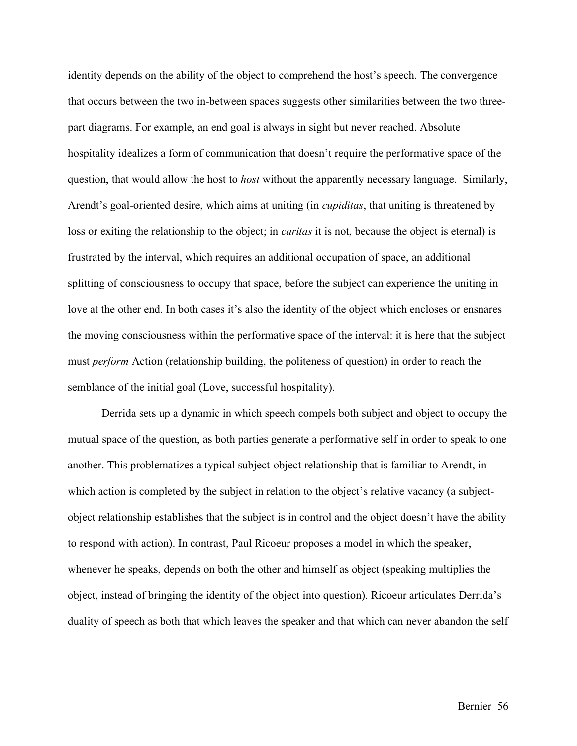identity depends on the ability of the object to comprehend the host's speech. The convergence that occurs between the two in-between spaces suggests other similarities between the two three-part diagrams. For example, an end goal is always in sight but never reached. Absolute hospitality idealizes a form of communication that doesn't require the performative space of the question, that would allow the host to *host* without the apparently necessary language. Similarly, Arendt's goal-oriented desire, which aims at uniting (in *cupiditas*, that uniting is threatened by loss or exiting the relationship to the object; in *caritas* it is not, because the object is eternal) is frustrated by the interval, which requires an additional occupation of space, an additional splitting of consciousness to occupy that space, before the subject can experience the uniting in love at the other end. In both cases it's also the identity of the object which encloses or ensnares the moving consciousness within the performative space of the interval: it is here that the subject must *perform* Action (relationship building, the politeness of question) in order to reach the semblance of the initial goal (Love, successful hospitality).

Derrida sets up a dynamic in which speech compels both subject and object to occupy the mutual space of the question, as both parties generate a performative self in order to speak to one another. This problematizes a typical subject-object relationship that is familiar to Arendt, in which action is completed by the subject in relation to the object's relative vacancy (a subject-object relationship establishes that the subject is in control and the object doesn't have the ability to respond with action). In contrast, Paul Ricoeur proposes a model in which the speaker, whenever he speaks, depends on both the other and himself as object (speaking multiplies the object, instead of bringing the identity of the object into question). Ricoeur articulates Derrida's duality of speech as both that which leaves the speaker and that which can never abandon the self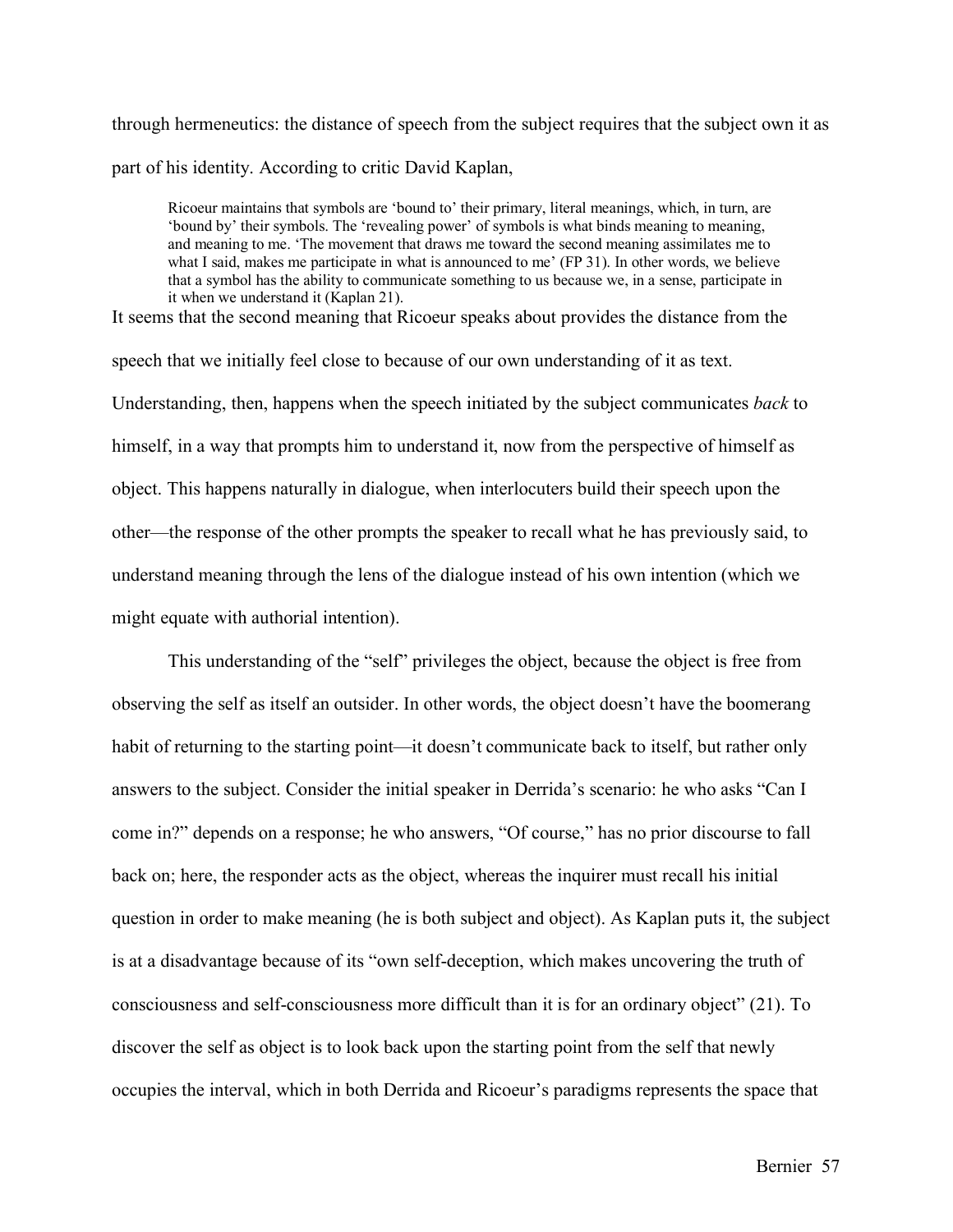through hermeneutics: the distance of speech from the subject requires that the subject own it as part of his identity. According to critic David Kaplan,

> Ricoeur maintains that symbols are 'bound to' their primary, literal meanings, which, in turn, are 'bound by' their symbols. The 'revealing power' of symbols is what binds meaning to meaning, and meaning to me. 'The movement that draws me toward the second meaning assimilates me to what I said, makes me participate in what is announced to me' (FP 31). In other words, we believe that a symbol has the ability to communicate something to us because we, in a sense, participate in it when we understand it (Kaplan 21).

It seems that the second meaning that Ricoeur speaks about provides the distance from the speech that we initially feel close to because of our own understanding of it as text. Understanding, then, happens when the speech initiated by the subject communicates *back* to himself, in a way that prompts him to understand it, now from the perspective of himself as object. This happens naturally in dialogue, when interlocuters build their speech upon the other—the response of the other prompts the speaker to recall what he has previously said, to understand meaning through the lens of the dialogue instead of his own intention (which we might equate with authorial intention).

This understanding of the "self" privileges the object, because the object is free from observing the self as itself an outsider. In other words, the object doesn't have the boomerang habit of returning to the starting point—it doesn't communicate back to itself, but rather only answers to the subject. Consider the initial speaker in Derrida's scenario: he who asks "Can I come in?" depends on a response; he who answers, "Of course," has no prior discourse to fall back on; here, the responder acts as the object, whereas the inquirer must recall his initial question in order to make meaning (he is both subject and object). As Kaplan puts it, the subject is at a disadvantage because of its "own self-deception, which makes uncovering the truth of consciousness and self-consciousness more difficult than it is for an ordinary object" (21). To discover the self as object is to look back upon the starting point from the self that newly occupies the interval, which in both Derrida and Ricoeur's paradigms represents the space that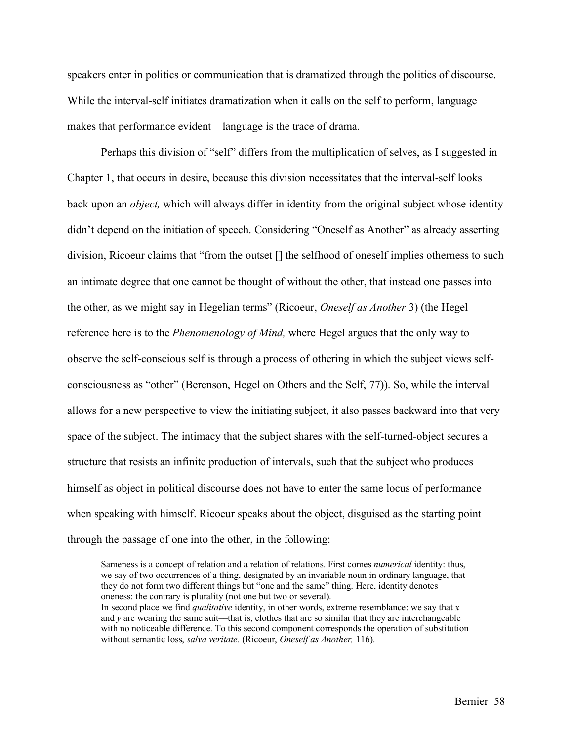speakers enter in politics or communication that is dramatized through the politics of discourse. While the interval-self initiates dramatization when it calls on the self to perform, language makes that performance evident—language is the trace of drama.

Perhaps this division of "self" differs from the multiplication of selves, as I suggested in Chapter 1, that occurs in desire, because this division necessitates that the interval-self looks back upon an *object,* which will always differ in identity from the original subject whose identity didn't depend on the initiation of speech. Considering "Oneself as Another" as already asserting division, Ricoeur claims that "from the outset [] the selfhood of oneself implies otherness to such an intimate degree that one cannot be thought of without the other, that instead one passes into the other, as we might say in Hegelian terms" (Ricoeur, *Oneself as Another* 3) (the Hegel reference here is to the *Phenomenology of Mind,* where Hegel argues that the only way to observe the self-conscious self is through a process of othering in which the subject views self-consciousness as "other" (Berenson, Hegel on Others and the Self, 77)). So, while the interval allows for a new perspective to view the initiating subject, it also passes backward into that very space of the subject. The intimacy that the subject shares with the self-turned-object secures a structure that resists an infinite production of intervals, such that the subject who produces himself as object in political discourse does not have to enter the same locus of performance when speaking with himself. Ricoeur speaks about the object, disguised as the starting point through the passage of one into the other, in the following:

> Sameness is a concept of relation and a relation of relations. First comes *numerical* identity: thus, we say of two occurrences of a thing, designated by an invariable noun in ordinary language, that they do not form two different things but "one and the same" thing. Here, identity denotes oneness: the contrary is plurality (not one but two or several).
> In second place we find *qualitative* identity, in other words, extreme resemblance: we say that *x* and *y* are wearing the same suit—that is, clothes that are so similar that they are interchangeable with no noticeable difference. To this second component corresponds the operation of substitution without semantic loss, *salva veritate.* (Ricoeur, *Oneself as Another,* 116).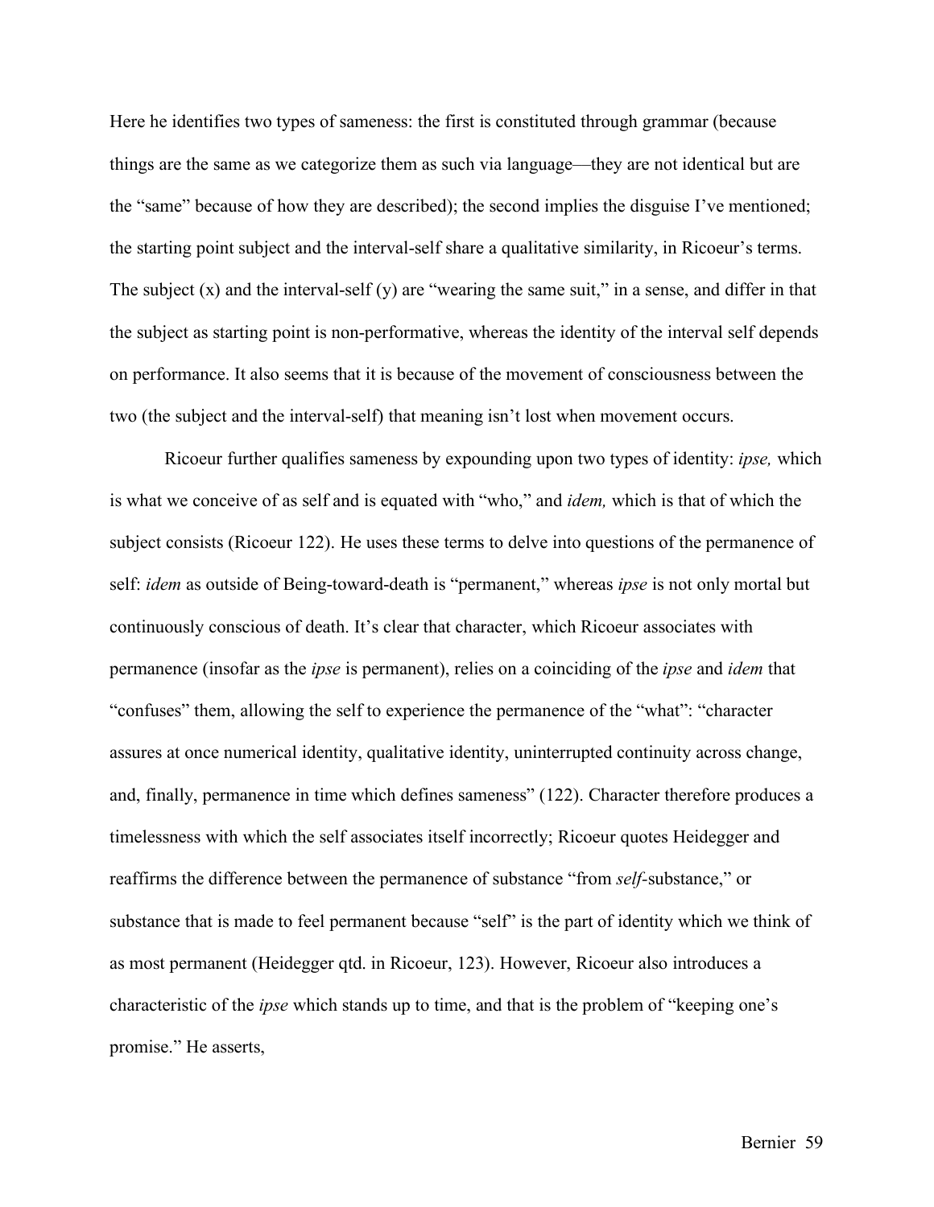Here he identifies two types of sameness: the first is constituted through grammar (because things are the same as we categorize them as such via language—they are not identical but are the "same" because of how they are described); the second implies the disguise I've mentioned; the starting point subject and the interval-self share a qualitative similarity, in Ricoeur's terms. The subject (x) and the interval-self (y) are "wearing the same suit," in a sense, and differ in that the subject as starting point is non-performative, whereas the identity of the interval self depends on performance. It also seems that it is because of the movement of consciousness between the two (the subject and the interval-self) that meaning isn't lost when movement occurs.

Ricoeur further qualifies sameness by expounding upon two types of identity: *ipse,* which is what we conceive of as self and is equated with "who," and *idem,* which is that of which the subject consists (Ricoeur 122). He uses these terms to delve into questions of the permanence of self: *idem* as outside of Being-toward-death is "permanent," whereas *ipse* is not only mortal but continuously conscious of death. It's clear that character, which Ricoeur associates with permanence (insofar as the *ipse* is permanent), relies on a coinciding of the *ipse* and *idem* that "confuses" them, allowing the self to experience the permanence of the "what": "character assures at once numerical identity, qualitative identity, uninterrupted continuity across change, and, finally, permanence in time which defines sameness" (122). Character therefore produces a timelessness with which the self associates itself incorrectly; Ricoeur quotes Heidegger and reaffirms the difference between the permanence of substance "from *self*-substance," or substance that is made to feel permanent because "self" is the part of identity which we think of as most permanent (Heidegger qtd. in Ricoeur, 123). However, Ricoeur also introduces a characteristic of the *ipse* which stands up to time, and that is the problem of "keeping one's promise." He asserts,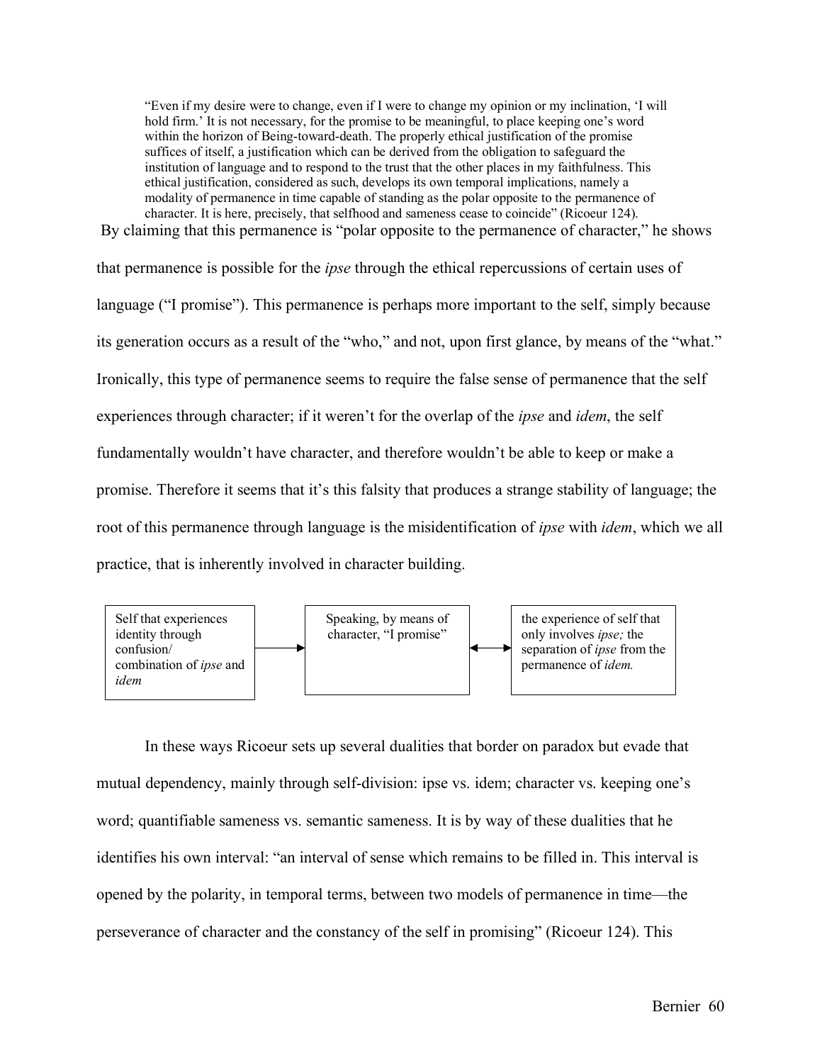> "Even if my desire were to change, even if I were to change my opinion or my inclination, 'I will hold firm.' It is not necessary, for the promise to be meaningful, to place keeping one's word within the horizon of Being-toward-death. The properly ethical justification of the promise suffices of itself, a justification which can be derived from the obligation to safeguard the institution of language and to respond to the trust that the other places in my faithfulness. This ethical justification, considered as such, develops its own temporal implications, namely a modality of permanence in time capable of standing as the polar opposite to the permanence of character. It is here, precisely, that selfhood and sameness cease to coincide" (Ricoeur 124).

By claiming that this permanence is "polar opposite to the permanence of character," he shows that permanence is possible for the *ipse* through the ethical repercussions of certain uses of language ("I promise"). This permanence is perhaps more important to the self, simply because its generation occurs as a result of the "who," and not, upon first glance, by means of the "what." Ironically, this type of permanence seems to require the false sense of permanence that the self experiences through character; if it weren't for the overlap of the *ipse* and *idem*, the self fundamentally wouldn't have character, and therefore wouldn't be able to keep or make a promise. Therefore it seems that it's this falsity that produces a strange stability of language; the root of this permanence through language is the misidentification of *ipse* with *idem*, which we all practice, that is inherently involved in character building.

| Self that experiences identity through confusion/ combination of *ipse* and *idem* | → | Speaking, by means of character, "I promise" | ↔ | the experience of self that only involves *ipse;* the separation of *ipse* from the permanence of *idem.* |
|---|---|---|---|---|

In these ways Ricoeur sets up several dualities that border on paradox but evade that mutual dependency, mainly through self-division: ipse vs. idem; character vs. keeping one's word; quantifiable sameness vs. semantic sameness. It is by way of these dualities that he identifies his own interval: "an interval of sense which remains to be filled in. This interval is opened by the polarity, in temporal terms, between two models of permanence in time—the perseverance of character and the constancy of the self in promising" (Ricoeur 124). This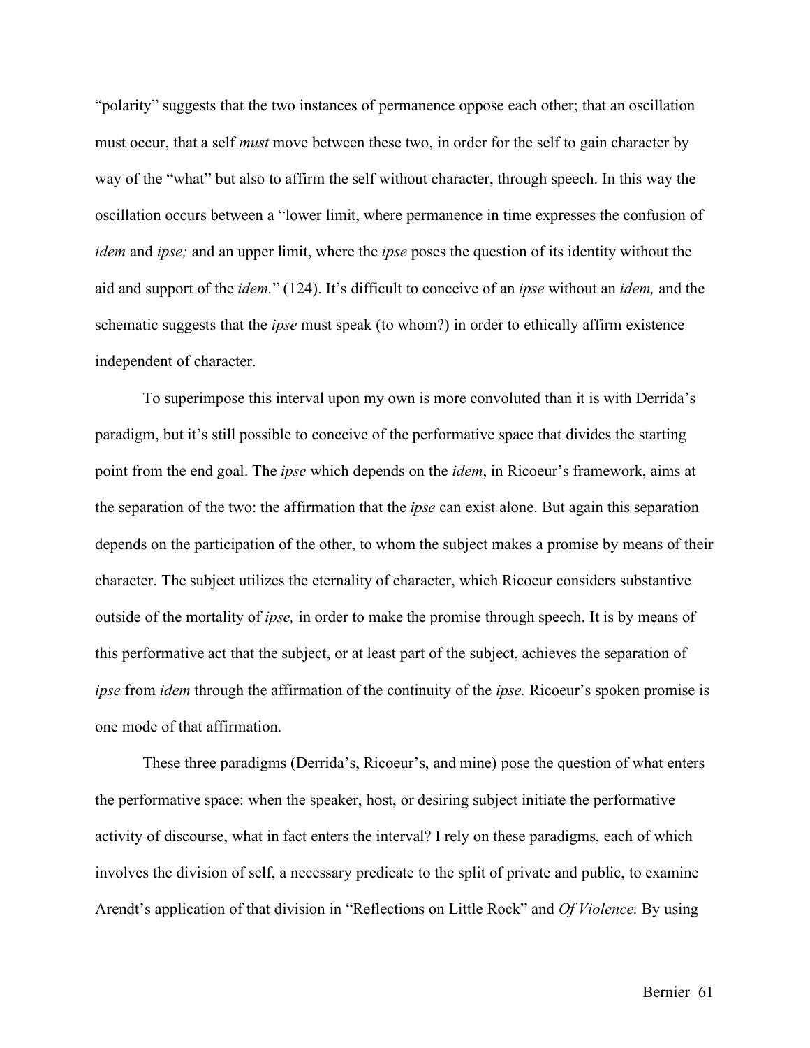"polarity" suggests that the two instances of permanence oppose each other; that an oscillation must occur, that a self *must* move between these two, in order for the self to gain character by way of the "what" but also to affirm the self without character, through speech. In this way the oscillation occurs between a "lower limit, where permanence in time expresses the confusion of *idem* and *ipse;* and an upper limit, where the *ipse* poses the question of its identity without the aid and support of the *idem.*" (124). It's difficult to conceive of an *ipse* without an *idem,* and the schematic suggests that the *ipse* must speak (to whom?) in order to ethically affirm existence independent of character.

To superimpose this interval upon my own is more convoluted than it is with Derrida's paradigm, but it's still possible to conceive of the performative space that divides the starting point from the end goal. The *ipse* which depends on the *idem*, in Ricoeur's framework, aims at the separation of the two: the affirmation that the *ipse* can exist alone. But again this separation depends on the participation of the other, to whom the subject makes a promise by means of their character. The subject utilizes the eternality of character, which Ricoeur considers substantive outside of the mortality of *ipse,* in order to make the promise through speech. It is by means of this performative act that the subject, or at least part of the subject, achieves the separation of *ipse* from *idem* through the affirmation of the continuity of the *ipse.* Ricoeur's spoken promise is one mode of that affirmation.

These three paradigms (Derrida's, Ricoeur's, and mine) pose the question of what enters the performative space: when the speaker, host, or desiring subject initiate the performative activity of discourse, what in fact enters the interval? I rely on these paradigms, each of which involves the division of self, a necessary predicate to the split of private and public, to examine Arendt's application of that division in "Reflections on Little Rock" and *Of Violence.* By using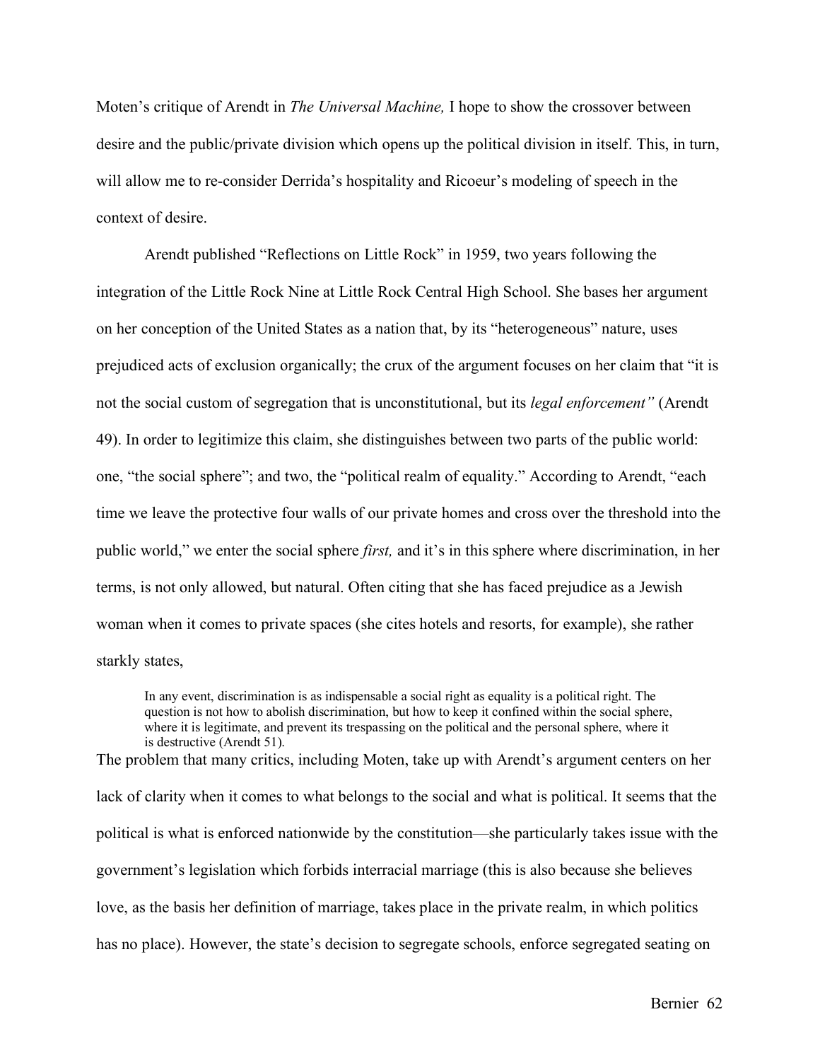Moten's critique of Arendt in *The Universal Machine,* I hope to show the crossover between desire and the public/private division which opens up the political division in itself. This, in turn, will allow me to re-consider Derrida's hospitality and Ricoeur's modeling of speech in the context of desire.

Arendt published "Reflections on Little Rock" in 1959, two years following the integration of the Little Rock Nine at Little Rock Central High School. She bases her argument on her conception of the United States as a nation that, by its "heterogeneous" nature, uses prejudiced acts of exclusion organically; the crux of the argument focuses on her claim that "it is not the social custom of segregation that is unconstitutional, but its *legal enforcement"* (Arendt 49). In order to legitimize this claim, she distinguishes between two parts of the public world: one, "the social sphere"; and two, the "political realm of equality." According to Arendt, "each time we leave the protective four walls of our private homes and cross over the threshold into the public world," we enter the social sphere *first,* and it's in this sphere where discrimination, in her terms, is not only allowed, but natural. Often citing that she has faced prejudice as a Jewish woman when it comes to private spaces (she cites hotels and resorts, for example), she rather starkly states,

> In any event, discrimination is as indispensable a social right as equality is a political right. The question is not how to abolish discrimination, but how to keep it confined within the social sphere, where it is legitimate, and prevent its trespassing on the political and the personal sphere, where it is destructive (Arendt 51).

The problem that many critics, including Moten, take up with Arendt's argument centers on her lack of clarity when it comes to what belongs to the social and what is political. It seems that the political is what is enforced nationwide by the constitution—she particularly takes issue with the government's legislation which forbids interracial marriage (this is also because she believes love, as the basis her definition of marriage, takes place in the private realm, in which politics has no place). However, the state's decision to segregate schools, enforce segregated seating on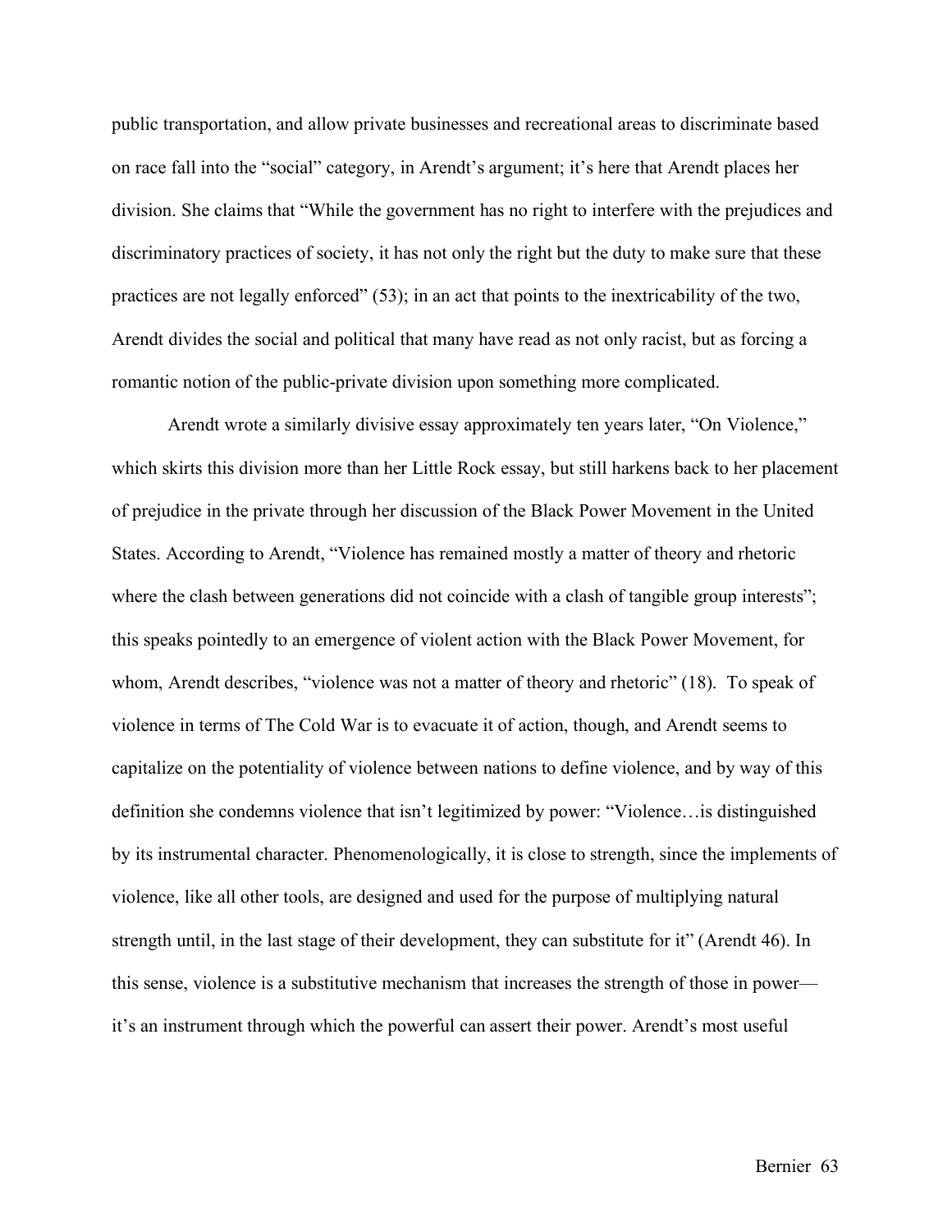public transportation, and allow private businesses and recreational areas to discriminate based on race fall into the "social" category, in Arendt's argument; it's here that Arendt places her division. She claims that "While the government has no right to interfere with the prejudices and discriminatory practices of society, it has not only the right but the duty to make sure that these practices are not legally enforced" (53); in an act that points to the inextricability of the two, Arendt divides the social and political that many have read as not only racist, but as forcing a romantic notion of the public-private division upon something more complicated.

Arendt wrote a similarly divisive essay approximately ten years later, "On Violence," which skirts this division more than her Little Rock essay, but still harkens back to her placement of prejudice in the private through her discussion of the Black Power Movement in the United States. According to Arendt, "Violence has remained mostly a matter of theory and rhetoric where the clash between generations did not coincide with a clash of tangible group interests"; this speaks pointedly to an emergence of violent action with the Black Power Movement, for whom, Arendt describes, "violence was not a matter of theory and rhetoric" (18). To speak of violence in terms of The Cold War is to evacuate it of action, though, and Arendt seems to capitalize on the potentiality of violence between nations to define violence, and by way of this definition she condemns violence that isn't legitimized by power: "Violence…is distinguished by its instrumental character. Phenomenologically, it is close to strength, since the implements of violence, like all other tools, are designed and used for the purpose of multiplying natural strength until, in the last stage of their development, they can substitute for it" (Arendt 46). In this sense, violence is a substitutive mechanism that increases the strength of those in power—it's an instrument through which the powerful can assert their power. Arendt's most useful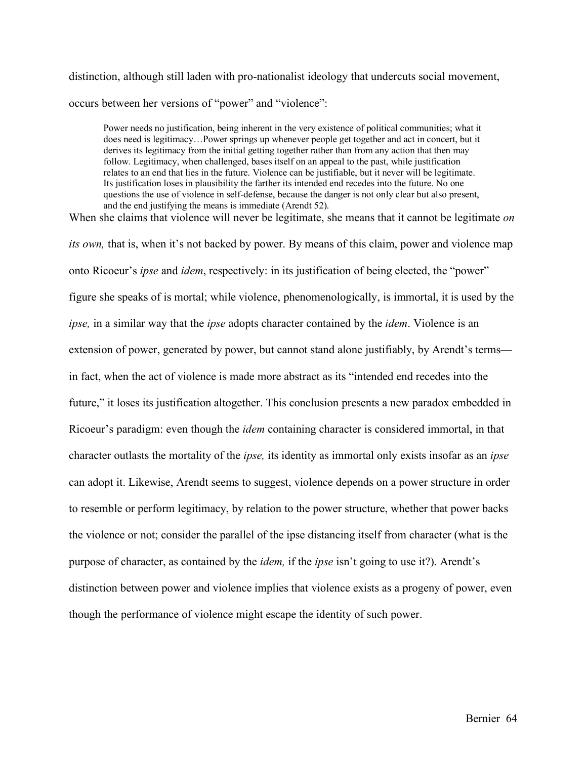distinction, although still laden with pro-nationalist ideology that undercuts social movement, occurs between her versions of "power" and "violence":

> Power needs no justification, being inherent in the very existence of political communities; what it does need is legitimacy…Power springs up whenever people get together and act in concert, but it derives its legitimacy from the initial getting together rather than from any action that then may follow. Legitimacy, when challenged, bases itself on an appeal to the past, while justification relates to an end that lies in the future. Violence can be justifiable, but it never will be legitimate. Its justification loses in plausibility the farther its intended end recedes into the future. No one questions the use of violence in self-defense, because the danger is not only clear but also present, and the end justifying the means is immediate (Arendt 52).

When she claims that violence will never be legitimate, she means that it cannot be legitimate *on its own,* that is, when it's not backed by power. By means of this claim, power and violence map onto Ricoeur's *ipse* and *idem*, respectively: in its justification of being elected, the "power" figure she speaks of is mortal; while violence, phenomenologically, is immortal, it is used by the *ipse,* in a similar way that the *ipse* adopts character contained by the *idem*. Violence is an extension of power, generated by power, but cannot stand alone justifiably, by Arendt's terms—in fact, when the act of violence is made more abstract as its "intended end recedes into the future," it loses its justification altogether. This conclusion presents a new paradox embedded in Ricoeur's paradigm: even though the *idem* containing character is considered immortal, in that character outlasts the mortality of the *ipse,* its identity as immortal only exists insofar as an *ipse* can adopt it. Likewise, Arendt seems to suggest, violence depends on a power structure in order to resemble or perform legitimacy, by relation to the power structure, whether that power backs the violence or not; consider the parallel of the ipse distancing itself from character (what is the purpose of character, as contained by the *idem,* if the *ipse* isn't going to use it?). Arendt's distinction between power and violence implies that violence exists as a progeny of power, even though the performance of violence might escape the identity of such power.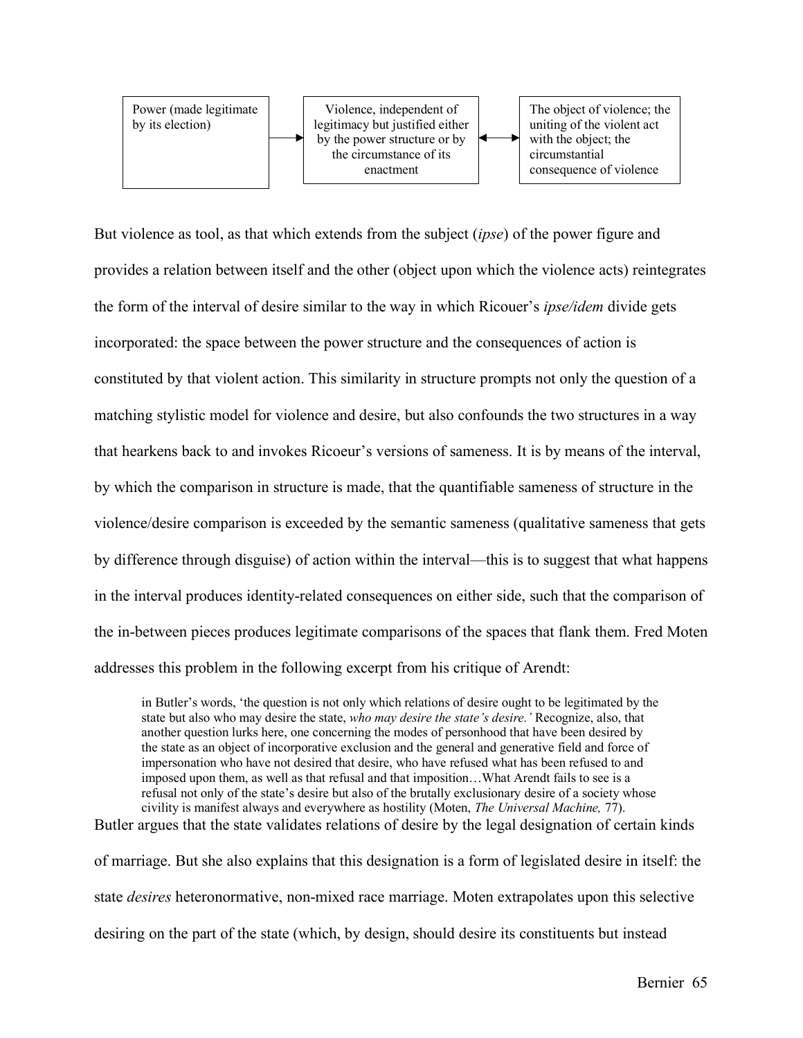| Power (made legitimate by its election) | → | Violence, independent of legitimacy but justified either by the power structure or by the circumstance of its enactment | ↔ | The object of violence; the uniting of the violent act with the object; the circumstantial consequence of violence |
|---|---|---|---|---|

But violence as tool, as that which extends from the subject (*ipse*) of the power figure and provides a relation between itself and the other (object upon which the violence acts) reintegrates the form of the interval of desire similar to the way in which Ricouer's *ipse/idem* divide gets incorporated: the space between the power structure and the consequences of action is constituted by that violent action. This similarity in structure prompts not only the question of a matching stylistic model for violence and desire, but also confounds the two structures in a way that hearkens back to and invokes Ricoeur's versions of sameness. It is by means of the interval, by which the comparison in structure is made, that the quantifiable sameness of structure in the violence/desire comparison is exceeded by the semantic sameness (qualitative sameness that gets by difference through disguise) of action within the interval—this is to suggest that what happens in the interval produces identity-related consequences on either side, such that the comparison of the in-between pieces produces legitimate comparisons of the spaces that flank them. Fred Moten addresses this problem in the following excerpt from his critique of Arendt:

> in Butler's words, 'the question is not only which relations of desire ought to be legitimated by the state but also who may desire the state, *who may desire the state's desire.'* Recognize, also, that another question lurks here, one concerning the modes of personhood that have been desired by the state as an object of incorporative exclusion and the general and generative field and force of impersonation who have not desired that desire, who have refused what has been refused to and imposed upon them, as well as that refusal and that imposition…What Arendt fails to see is a refusal not only of the state's desire but also of the brutally exclusionary desire of a society whose civility is manifest always and everywhere as hostility (Moten, *The Universal Machine,* 77).

Butler argues that the state validates relations of desire by the legal designation of certain kinds of marriage. But she also explains that this designation is a form of legislated desire in itself: the state *desires* heteronormative, non-mixed race marriage. Moten extrapolates upon this selective desiring on the part of the state (which, by design, should desire its constituents but instead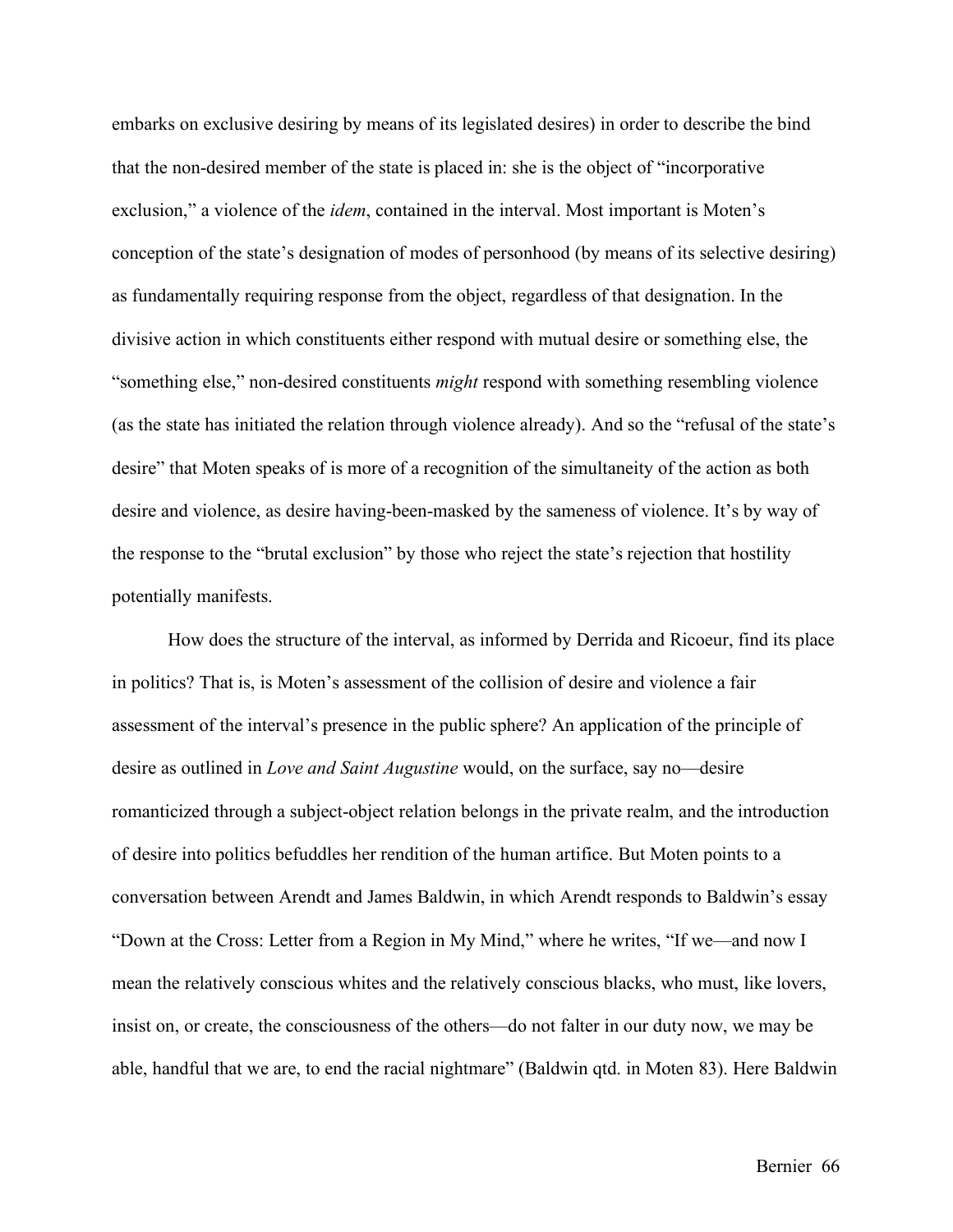embarks on exclusive desiring by means of its legislated desires) in order to describe the bind that the non-desired member of the state is placed in: she is the object of "incorporative exclusion," a violence of the *idem*, contained in the interval. Most important is Moten's conception of the state's designation of modes of personhood (by means of its selective desiring) as fundamentally requiring response from the object, regardless of that designation. In the divisive action in which constituents either respond with mutual desire or something else, the "something else," non-desired constituents *might* respond with something resembling violence (as the state has initiated the relation through violence already). And so the "refusal of the state's desire" that Moten speaks of is more of a recognition of the simultaneity of the action as both desire and violence, as desire having-been-masked by the sameness of violence. It's by way of the response to the "brutal exclusion" by those who reject the state's rejection that hostility potentially manifests.

How does the structure of the interval, as informed by Derrida and Ricoeur, find its place in politics? That is, is Moten's assessment of the collision of desire and violence a fair assessment of the interval's presence in the public sphere? An application of the principle of desire as outlined in *Love and Saint Augustine* would, on the surface, say no—desire romanticized through a subject-object relation belongs in the private realm, and the introduction of desire into politics befuddles her rendition of the human artifice. But Moten points to a conversation between Arendt and James Baldwin, in which Arendt responds to Baldwin's essay "Down at the Cross: Letter from a Region in My Mind," where he writes, "If we—and now I mean the relatively conscious whites and the relatively conscious blacks, who must, like lovers, insist on, or create, the consciousness of the others—do not falter in our duty now, we may be able, handful that we are, to end the racial nightmare" (Baldwin qtd. in Moten 83). Here Baldwin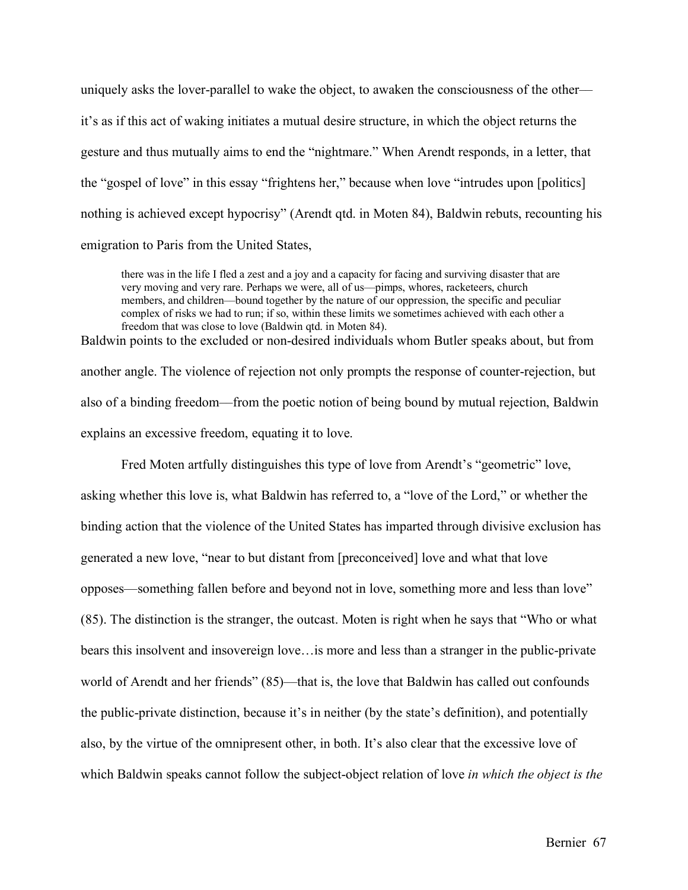uniquely asks the lover-parallel to wake the object, to awaken the consciousness of the other—it's as if this act of waking initiates a mutual desire structure, in which the object returns the gesture and thus mutually aims to end the "nightmare." When Arendt responds, in a letter, that the "gospel of love" in this essay "frightens her," because when love "intrudes upon [politics] nothing is achieved except hypocrisy" (Arendt qtd. in Moten 84), Baldwin rebuts, recounting his emigration to Paris from the United States,

> there was in the life I fled a zest and a joy and a capacity for facing and surviving disaster that are very moving and very rare. Perhaps we were, all of us—pimps, whores, racketeers, church members, and children—bound together by the nature of our oppression, the specific and peculiar complex of risks we had to run; if so, within these limits we sometimes achieved with each other a freedom that was close to love (Baldwin qtd. in Moten 84).

Baldwin points to the excluded or non-desired individuals whom Butler speaks about, but from another angle. The violence of rejection not only prompts the response of counter-rejection, but also of a binding freedom—from the poetic notion of being bound by mutual rejection, Baldwin explains an excessive freedom, equating it to love.

Fred Moten artfully distinguishes this type of love from Arendt's "geometric" love, asking whether this love is, what Baldwin has referred to, a "love of the Lord," or whether the binding action that the violence of the United States has imparted through divisive exclusion has generated a new love, "near to but distant from [preconceived] love and what that love opposes—something fallen before and beyond not in love, something more and less than love" (85). The distinction is the stranger, the outcast. Moten is right when he says that "Who or what bears this insolvent and insovereign love…is more and less than a stranger in the public-private world of Arendt and her friends" (85)—that is, the love that Baldwin has called out confounds the public-private distinction, because it's in neither (by the state's definition), and potentially also, by the virtue of the omnipresent other, in both. It's also clear that the excessive love of which Baldwin speaks cannot follow the subject-object relation of love *in which the object is the*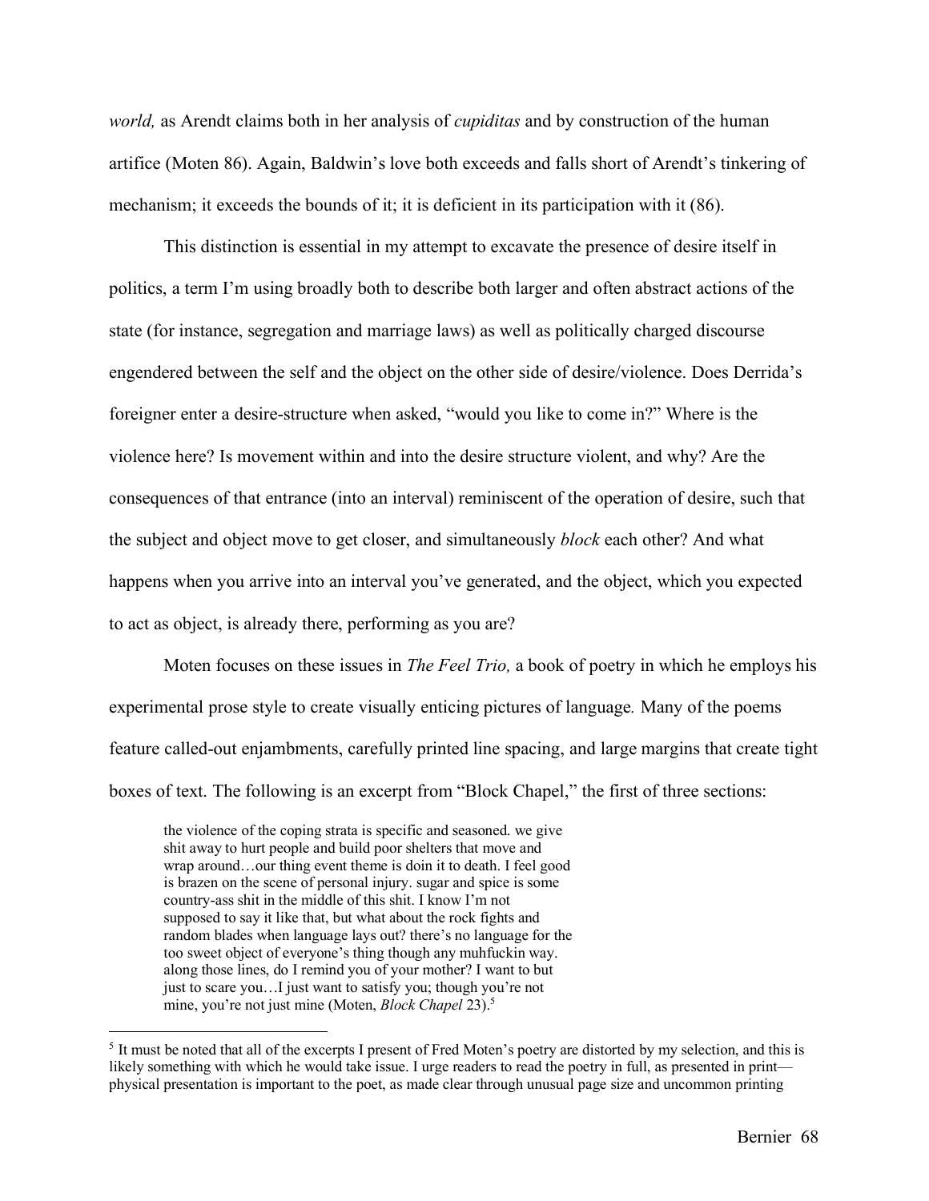*world,* as Arendt claims both in her analysis of *cupiditas* and by construction of the human artifice (Moten 86). Again, Baldwin's love both exceeds and falls short of Arendt's tinkering of mechanism; it exceeds the bounds of it; it is deficient in its participation with it (86).

This distinction is essential in my attempt to excavate the presence of desire itself in politics, a term I'm using broadly both to describe both larger and often abstract actions of the state (for instance, segregation and marriage laws) as well as politically charged discourse engendered between the self and the object on the other side of desire/violence. Does Derrida's foreigner enter a desire-structure when asked, "would you like to come in?" Where is the violence here? Is movement within and into the desire structure violent, and why? Are the consequences of that entrance (into an interval) reminiscent of the operation of desire, such that the subject and object move to get closer, and simultaneously *block* each other? And what happens when you arrive into an interval you've generated, and the object, which you expected to act as object, is already there, performing as you are?

Moten focuses on these issues in *The Feel Trio,* a book of poetry in which he employs his experimental prose style to create visually enticing pictures of language. Many of the poems feature called-out enjambments, carefully printed line spacing, and large margins that create tight boxes of text. The following is an excerpt from "Block Chapel," the first of three sections:

> the violence of the coping strata is specific and seasoned. we give shit away to hurt people and build poor shelters that move and wrap around…our thing event theme is doin it to death. I feel good is brazen on the scene of personal injury. sugar and spice is some country-ass shit in the middle of this shit. I know I'm not supposed to say it like that, but what about the rock fights and random blades when language lays out? there's no language for the too sweet object of everyone's thing though any muhfuckin way. along those lines, do I remind you of your mother? I want to but just to scare you…I just want to satisfy you; though you're not mine, you're not just mine (Moten, *Block Chapel* 23).[5]

---

[5] It must be noted that all of the excerpts I present of Fred Moten's poetry are distorted by my selection, and this is likely something with which he would take issue. I urge readers to read the poetry in full, as presented in print—physical presentation is important to the poet, as made clear through unusual page size and uncommon printing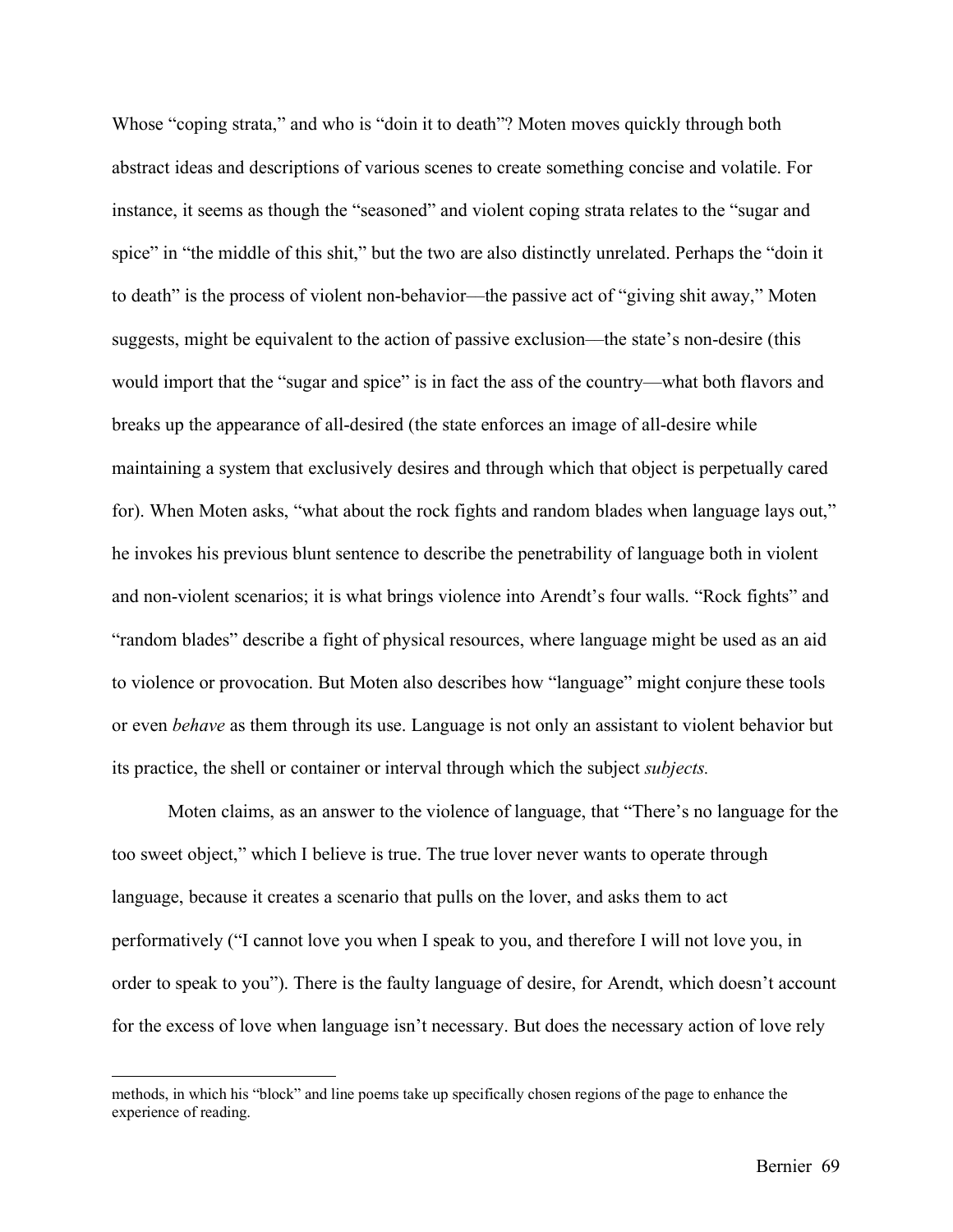Whose "coping strata," and who is "doin it to death"? Moten moves quickly through both abstract ideas and descriptions of various scenes to create something concise and volatile. For instance, it seems as though the "seasoned" and violent coping strata relates to the "sugar and spice" in "the middle of this shit," but the two are also distinctly unrelated. Perhaps the "doin it to death" is the process of violent non-behavior—the passive act of "giving shit away," Moten suggests, might be equivalent to the action of passive exclusion—the state's non-desire (this would import that the "sugar and spice" is in fact the ass of the country—what both flavors and breaks up the appearance of all-desired (the state enforces an image of all-desire while maintaining a system that exclusively desires and through which that object is perpetually cared for). When Moten asks, "what about the rock fights and random blades when language lays out," he invokes his previous blunt sentence to describe the penetrability of language both in violent and non-violent scenarios; it is what brings violence into Arendt's four walls. "Rock fights" and "random blades" describe a fight of physical resources, where language might be used as an aid to violence or provocation. But Moten also describes how "language" might conjure these tools or even *behave* as them through its use. Language is not only an assistant to violent behavior but its practice, the shell or container or interval through which the subject *subjects.*

Moten claims, as an answer to the violence of language, that "There's no language for the too sweet object," which I believe is true. The true lover never wants to operate through language, because it creates a scenario that pulls on the lover, and asks them to act performatively ("I cannot love you when I speak to you, and therefore I will not love you, in order to speak to you"). There is the faulty language of desire, for Arendt, which doesn't account for the excess of love when language isn't necessary. But does the necessary action of love rely

---

methods, in which his "block" and line poems take up specifically chosen regions of the page to enhance the experience of reading.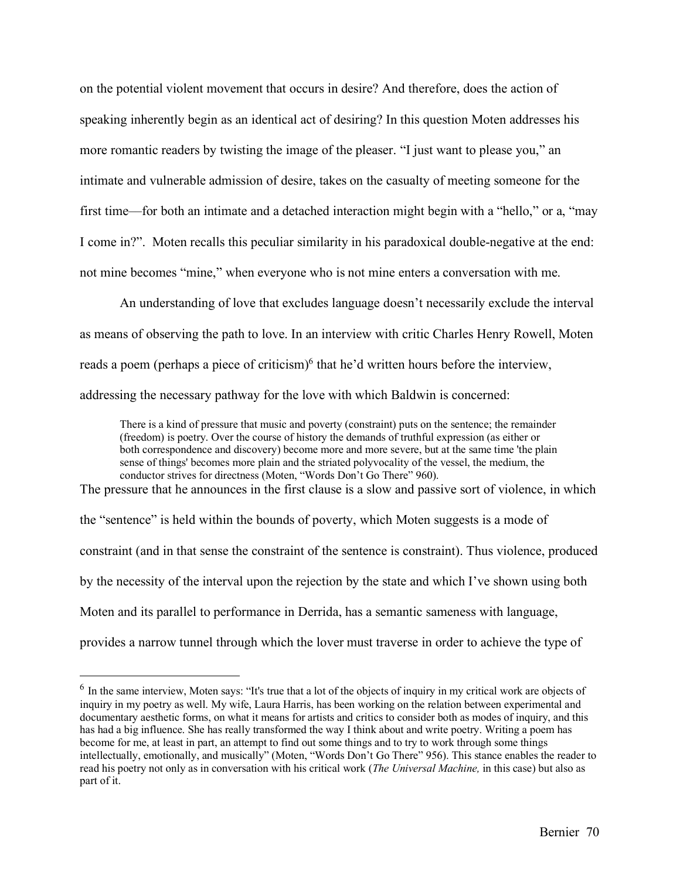on the potential violent movement that occurs in desire? And therefore, does the action of speaking inherently begin as an identical act of desiring? In this question Moten addresses his more romantic readers by twisting the image of the pleaser. "I just want to please you," an intimate and vulnerable admission of desire, takes on the casualty of meeting someone for the first time—for both an intimate and a detached interaction might begin with a "hello," or a, "may I come in?". Moten recalls this peculiar similarity in his paradoxical double-negative at the end: not mine becomes "mine," when everyone who is not mine enters a conversation with me.

An understanding of love that excludes language doesn't necessarily exclude the interval as means of observing the path to love. In an interview with critic Charles Henry Rowell, Moten reads a poem (perhaps a piece of criticism)[6] that he'd written hours before the interview, addressing the necessary pathway for the love with which Baldwin is concerned:

> There is a kind of pressure that music and poverty (constraint) puts on the sentence; the remainder (freedom) is poetry. Over the course of history the demands of truthful expression (as either or both correspondence and discovery) become more and more severe, but at the same time 'the plain sense of things' becomes more plain and the striated polyvocality of the vessel, the medium, the conductor strives for directness (Moten, "Words Don't Go There" 960).

The pressure that he announces in the first clause is a slow and passive sort of violence, in which the "sentence" is held within the bounds of poverty, which Moten suggests is a mode of constraint (and in that sense the constraint of the sentence is constraint). Thus violence, produced by the necessity of the interval upon the rejection by the state and which I've shown using both Moten and its parallel to performance in Derrida, has a semantic sameness with language, provides a narrow tunnel through which the lover must traverse in order to achieve the type of

---

[6] In the same interview, Moten says: "It's true that a lot of the objects of inquiry in my critical work are objects of inquiry in my poetry as well. My wife, Laura Harris, has been working on the relation between experimental and documentary aesthetic forms, on what it means for artists and critics to consider both as modes of inquiry, and this has had a big influence. She has really transformed the way I think about and write poetry. Writing a poem has become for me, at least in part, an attempt to find out some things and to try to work through some things intellectually, emotionally, and musically" (Moten, "Words Don't Go There" 956). This stance enables the reader to read his poetry not only as in conversation with his critical work (*The Universal Machine,* in this case) but also as part of it.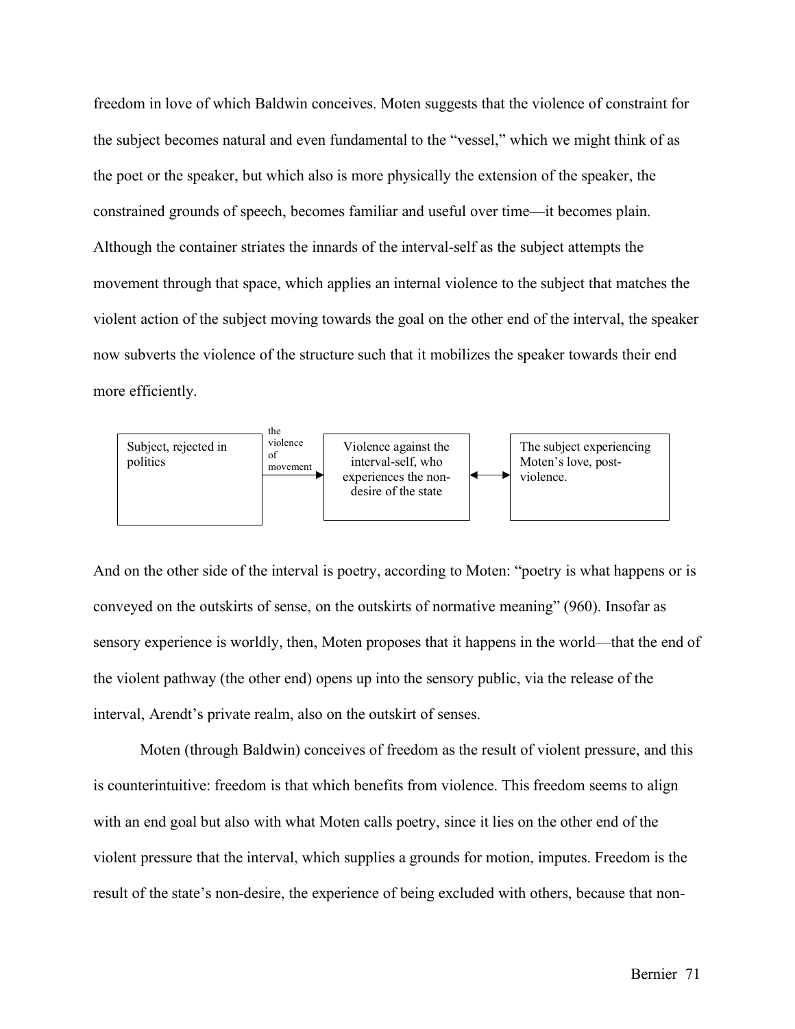freedom in love of which Baldwin conceives. Moten suggests that the violence of constraint for the subject becomes natural and even fundamental to the "vessel," which we might think of as the poet or the speaker, but which also is more physically the extension of the speaker, the constrained grounds of speech, becomes familiar and useful over time—it becomes plain. Although the container striates the innards of the interval-self as the subject attempts the movement through that space, which applies an internal violence to the subject that matches the violent action of the subject moving towards the goal on the other end of the interval, the speaker now subverts the violence of the structure such that it mobilizes the speaker towards their end more efficiently.

| Subject, rejected in politics | → (the violence of movement) | Violence against the interval-self, who experiences the non-desire of the state | ↔ | The subject experiencing Moten's love, post-violence. |
|---|---|---|---|---|

And on the other side of the interval is poetry, according to Moten: "poetry is what happens or is conveyed on the outskirts of sense, on the outskirts of normative meaning" (960). Insofar as sensory experience is worldly, then, Moten proposes that it happens in the world—that the end of the violent pathway (the other end) opens up into the sensory public, via the release of the interval, Arendt's private realm, also on the outskirt of senses.

Moten (through Baldwin) conceives of freedom as the result of violent pressure, and this is counterintuitive: freedom is that which benefits from violence. This freedom seems to align with an end goal but also with what Moten calls poetry, since it lies on the other end of the violent pressure that the interval, which supplies a grounds for motion, imputes. Freedom is the result of the state's non-desire, the experience of being excluded with others, because that non-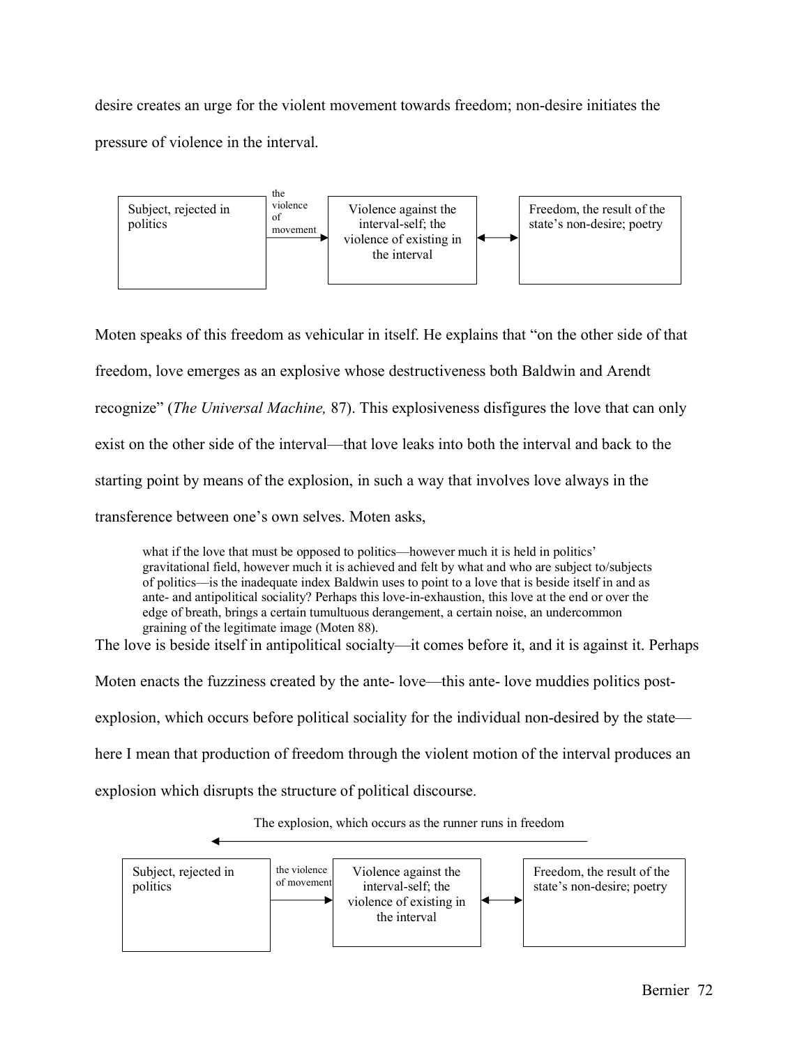desire creates an urge for the violent movement towards freedom; non-desire initiates the pressure of violence in the interval.

| Subject, rejected in politics | the violence of movement → | Violence against the interval-self; the violence of existing in the interval | ↔ | Freedom, the result of the state's non-desire; poetry |
|---|---|---|---|---|

Moten speaks of this freedom as vehicular in itself. He explains that "on the other side of that freedom, love emerges as an explosive whose destructiveness both Baldwin and Arendt recognize" (*The Universal Machine,* 87). This explosiveness disfigures the love that can only exist on the other side of the interval—that love leaks into both the interval and back to the starting point by means of the explosion, in such a way that involves love always in the transference between one's own selves. Moten asks,

> what if the love that must be opposed to politics—however much it is held in politics' gravitational field, however much it is achieved and felt by what and who are subject to/subjects of politics—is the inadequate index Baldwin uses to point to a love that is beside itself in and as ante- and antipolitical sociality? Perhaps this love-in-exhaustion, this love at the end or over the edge of breath, brings a certain tumultuous derangement, a certain noise, an undercommon graining of the legitimate image (Moten 88).

The love is beside itself in antipolitical socialty—it comes before it, and it is against it. Perhaps Moten enacts the fuzziness created by the ante- love—this ante- love muddies politics post-explosion, which occurs before political sociality for the individual non-desired by the state—here I mean that production of freedom through the violent motion of the interval produces an explosion which disrupts the structure of political discourse.

The explosion, which occurs as the runner runs in freedom ←

| Subject, rejected in politics | the violence of movement → | Violence against the interval-self; the violence of existing in the interval | ↔ | Freedom, the result of the state's non-desire; poetry |
|---|---|---|---|---|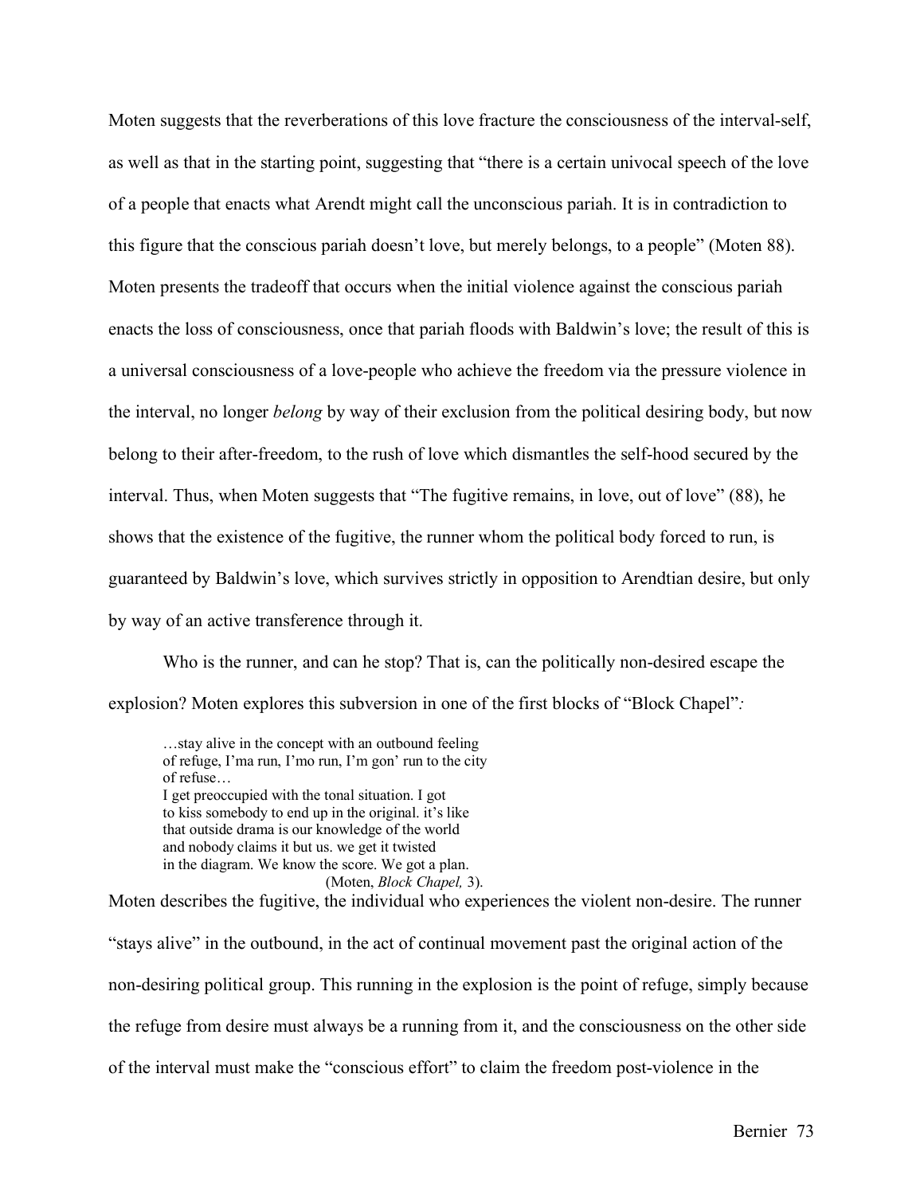Moten suggests that the reverberations of this love fracture the consciousness of the interval-self, as well as that in the starting point, suggesting that "there is a certain univocal speech of the love of a people that enacts what Arendt might call the unconscious pariah. It is in contradiction to this figure that the conscious pariah doesn't love, but merely belongs, to a people" (Moten 88). Moten presents the tradeoff that occurs when the initial violence against the conscious pariah enacts the loss of consciousness, once that pariah floods with Baldwin's love; the result of this is a universal consciousness of a love-people who achieve the freedom via the pressure violence in the interval, no longer *belong* by way of their exclusion from the political desiring body, but now belong to their after-freedom, to the rush of love which dismantles the self-hood secured by the interval. Thus, when Moten suggests that "The fugitive remains, in love, out of love" (88), he shows that the existence of the fugitive, the runner whom the political body forced to run, is guaranteed by Baldwin's love, which survives strictly in opposition to Arendtian desire, but only by way of an active transference through it.

Who is the runner, and can he stop? That is, can the politically non-desired escape the explosion? Moten explores this subversion in one of the first blocks of "Block Chapel"*:*

> …stay alive in the concept with an outbound feeling
> of refuge, I'ma run, I'mo run, I'm gon' run to the city
> of refuse…
> I get preoccupied with the tonal situation. I got
> to kiss somebody to end up in the original. it's like
> that outside drama is our knowledge of the world
> and nobody claims it but us. we get it twisted
> in the diagram. We know the score. We got a plan.
> (Moten, *Block Chapel,* 3).

Moten describes the fugitive, the individual who experiences the violent non-desire. The runner "stays alive" in the outbound, in the act of continual movement past the original action of the non-desiring political group. This running in the explosion is the point of refuge, simply because the refuge from desire must always be a running from it, and the consciousness on the other side of the interval must make the "conscious effort" to claim the freedom post-violence in the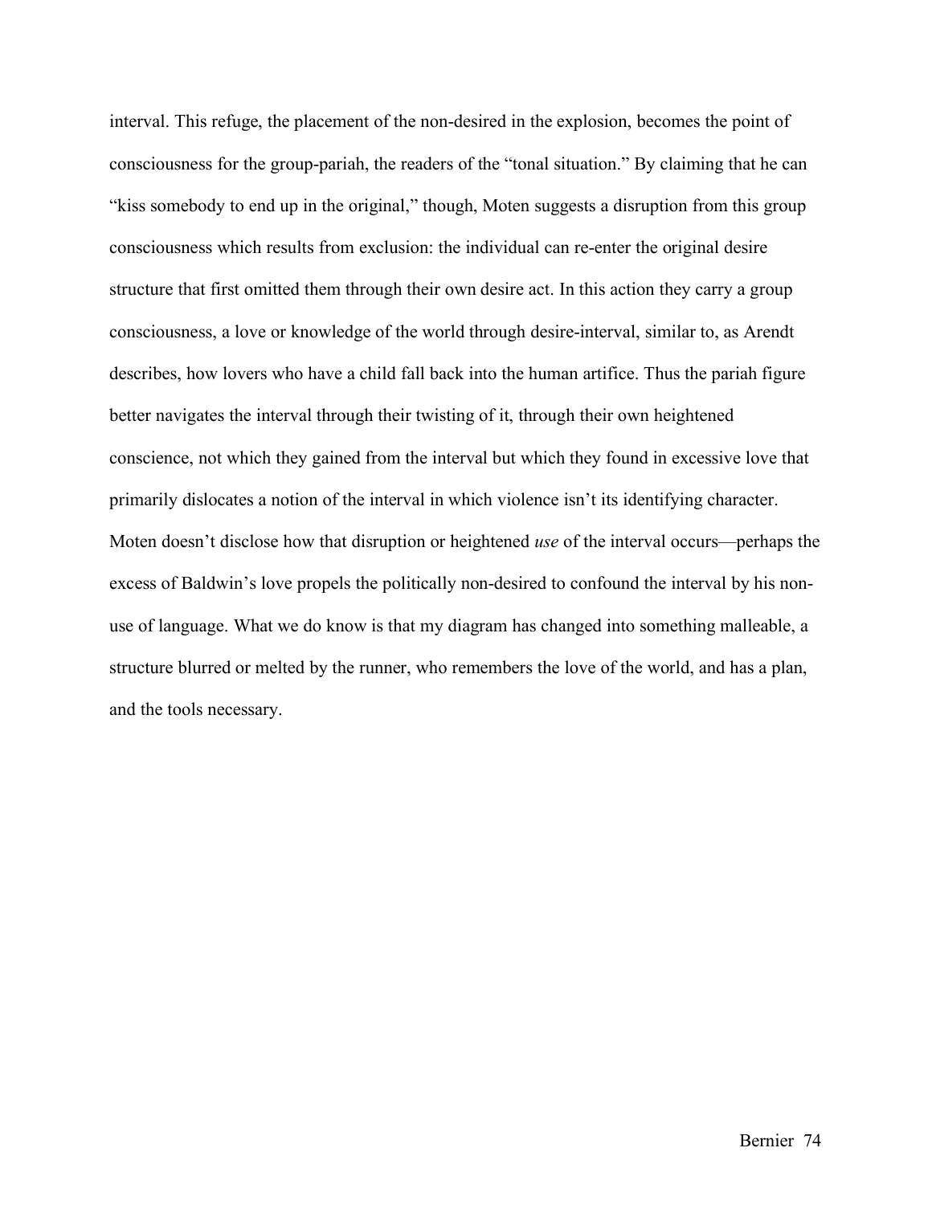interval. This refuge, the placement of the non-desired in the explosion, becomes the point of consciousness for the group-pariah, the readers of the "tonal situation." By claiming that he can "kiss somebody to end up in the original," though, Moten suggests a disruption from this group consciousness which results from exclusion: the individual can re-enter the original desire structure that first omitted them through their own desire act. In this action they carry a group consciousness, a love or knowledge of the world through desire-interval, similar to, as Arendt describes, how lovers who have a child fall back into the human artifice. Thus the pariah figure better navigates the interval through their twisting of it, through their own heightened conscience, not which they gained from the interval but which they found in excessive love that primarily dislocates a notion of the interval in which violence isn't its identifying character. Moten doesn't disclose how that disruption or heightened *use* of the interval occurs—perhaps the excess of Baldwin's love propels the politically non-desired to confound the interval by his non-use of language. What we do know is that my diagram has changed into something malleable, a structure blurred or melted by the runner, who remembers the love of the world, and has a plan, and the tools necessary.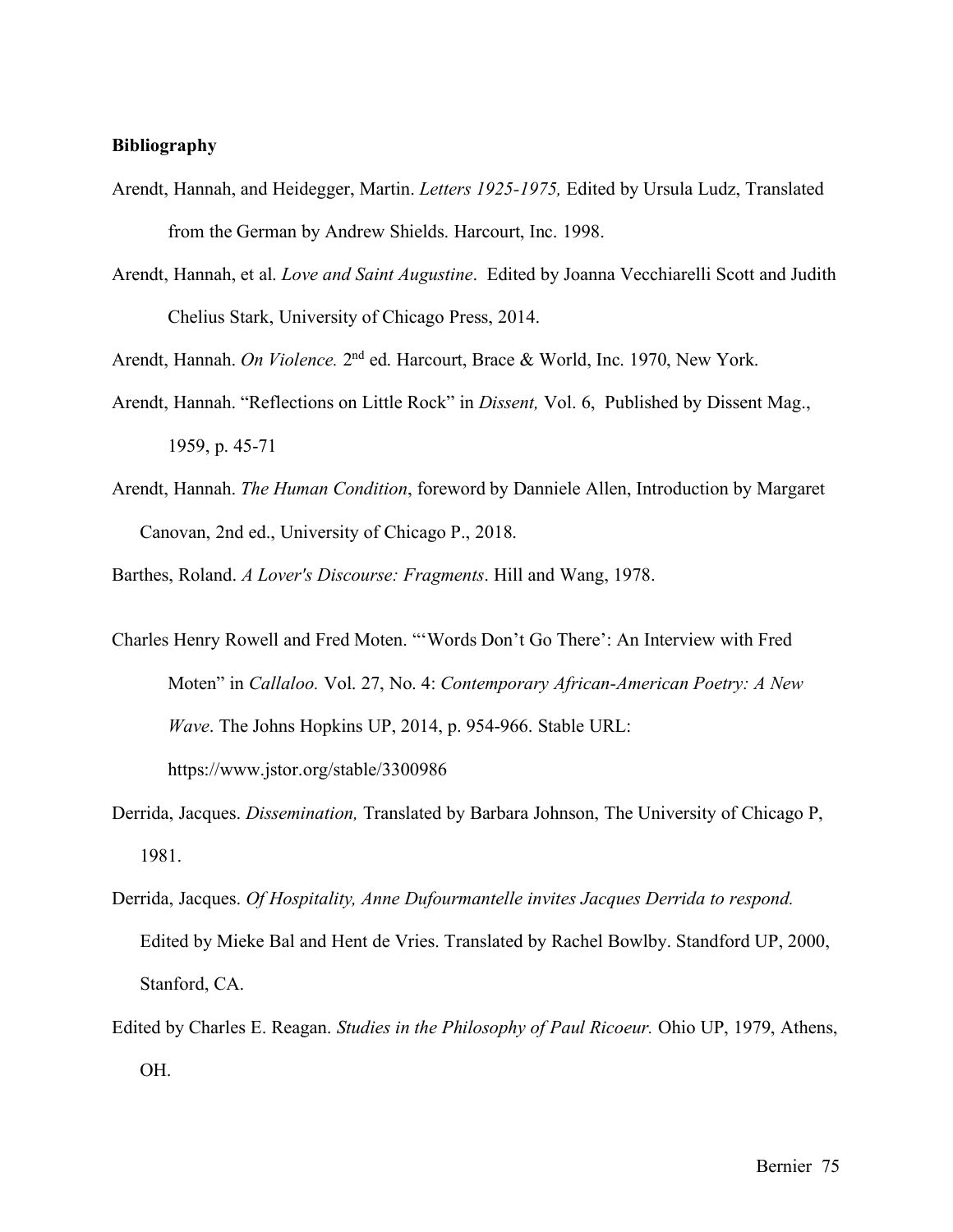**Bibliography**

Arendt, Hannah, and Heidegger, Martin. *Letters 1925-1975,* Edited by Ursula Ludz, Translated from the German by Andrew Shields. Harcourt, Inc. 1998.

Arendt, Hannah, et al. *Love and Saint Augustine*. Edited by Joanna Vecchiarelli Scott and Judith Chelius Stark, University of Chicago Press, 2014.

Arendt, Hannah. *On Violence.* 2nd ed. Harcourt, Brace & World, Inc. 1970, New York.

Arendt, Hannah. "Reflections on Little Rock" in *Dissent,* Vol. 6, Published by Dissent Mag., 1959, p. 45-71

Arendt, Hannah. *The Human Condition*, foreword by Danniele Allen, Introduction by Margaret Canovan, 2nd ed., University of Chicago P., 2018.

Barthes, Roland. *A Lover's Discourse: Fragments*. Hill and Wang, 1978.

Charles Henry Rowell and Fred Moten. "'Words Don't Go There': An Interview with Fred Moten" in *Callaloo.* Vol. 27, No. 4: *Contemporary African-American Poetry: A New Wave*. The Johns Hopkins UP, 2014, p. 954-966. Stable URL: https://www.jstor.org/stable/3300986

Derrida, Jacques. *Dissemination,* Translated by Barbara Johnson, The University of Chicago P, 1981.

Derrida, Jacques. *Of Hospitality, Anne Dufourmantelle invites Jacques Derrida to respond.* Edited by Mieke Bal and Hent de Vries. Translated by Rachel Bowlby. Standford UP, 2000, Stanford, CA.

Edited by Charles E. Reagan. *Studies in the Philosophy of Paul Ricoeur.* Ohio UP, 1979, Athens, OH.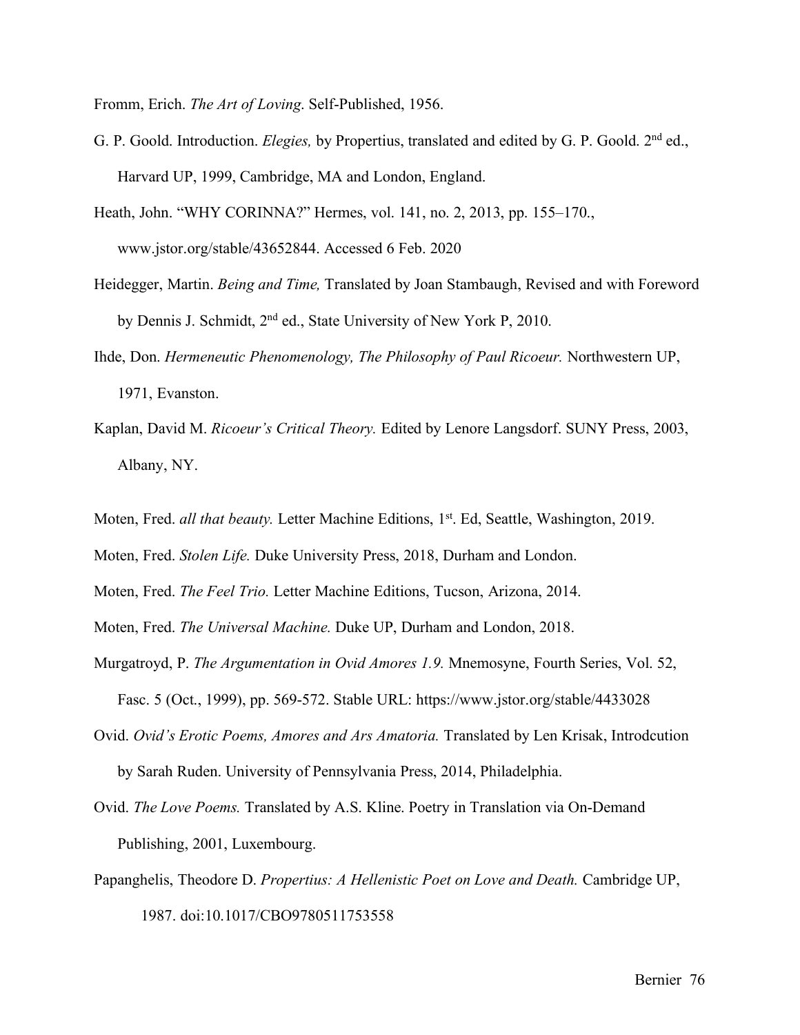Fromm, Erich. *The Art of Loving*. Self-Published, 1956.

G. P. Goold. Introduction. *Elegies,* by Propertius, translated and edited by G. P. Goold. 2nd ed., Harvard UP, 1999, Cambridge, MA and London, England.

Heath, John. "WHY CORINNA?" Hermes, vol. 141, no. 2, 2013, pp. 155–170., www.jstor.org/stable/43652844. Accessed 6 Feb. 2020

Heidegger, Martin. *Being and Time,* Translated by Joan Stambaugh, Revised and with Foreword by Dennis J. Schmidt, 2nd ed., State University of New York P, 2010.

Ihde, Don. *Hermeneutic Phenomenology, The Philosophy of Paul Ricoeur.* Northwestern UP, 1971, Evanston.

Kaplan, David M. *Ricoeur's Critical Theory.* Edited by Lenore Langsdorf. SUNY Press, 2003, Albany, NY.

Moten, Fred. *all that beauty.* Letter Machine Editions, 1st. Ed, Seattle, Washington, 2019.

Moten, Fred. *Stolen Life.* Duke University Press, 2018, Durham and London.

Moten, Fred. *The Feel Trio.* Letter Machine Editions, Tucson, Arizona, 2014.

Moten, Fred. *The Universal Machine.* Duke UP, Durham and London, 2018.

Murgatroyd, P. *The Argumentation in Ovid Amores 1.9.* Mnemosyne, Fourth Series, Vol. 52, Fasc. 5 (Oct., 1999), pp. 569-572. Stable URL: https://www.jstor.org/stable/4433028

Ovid. *Ovid's Erotic Poems, Amores and Ars Amatoria.* Translated by Len Krisak, Introdcution by Sarah Ruden. University of Pennsylvania Press, 2014, Philadelphia.

Ovid. *The Love Poems.* Translated by A.S. Kline. Poetry in Translation via On-Demand Publishing, 2001, Luxembourg.

Papanghelis, Theodore D. *Propertius: A Hellenistic Poet on Love and Death.* Cambridge UP, 1987. doi:10.1017/CBO9780511753558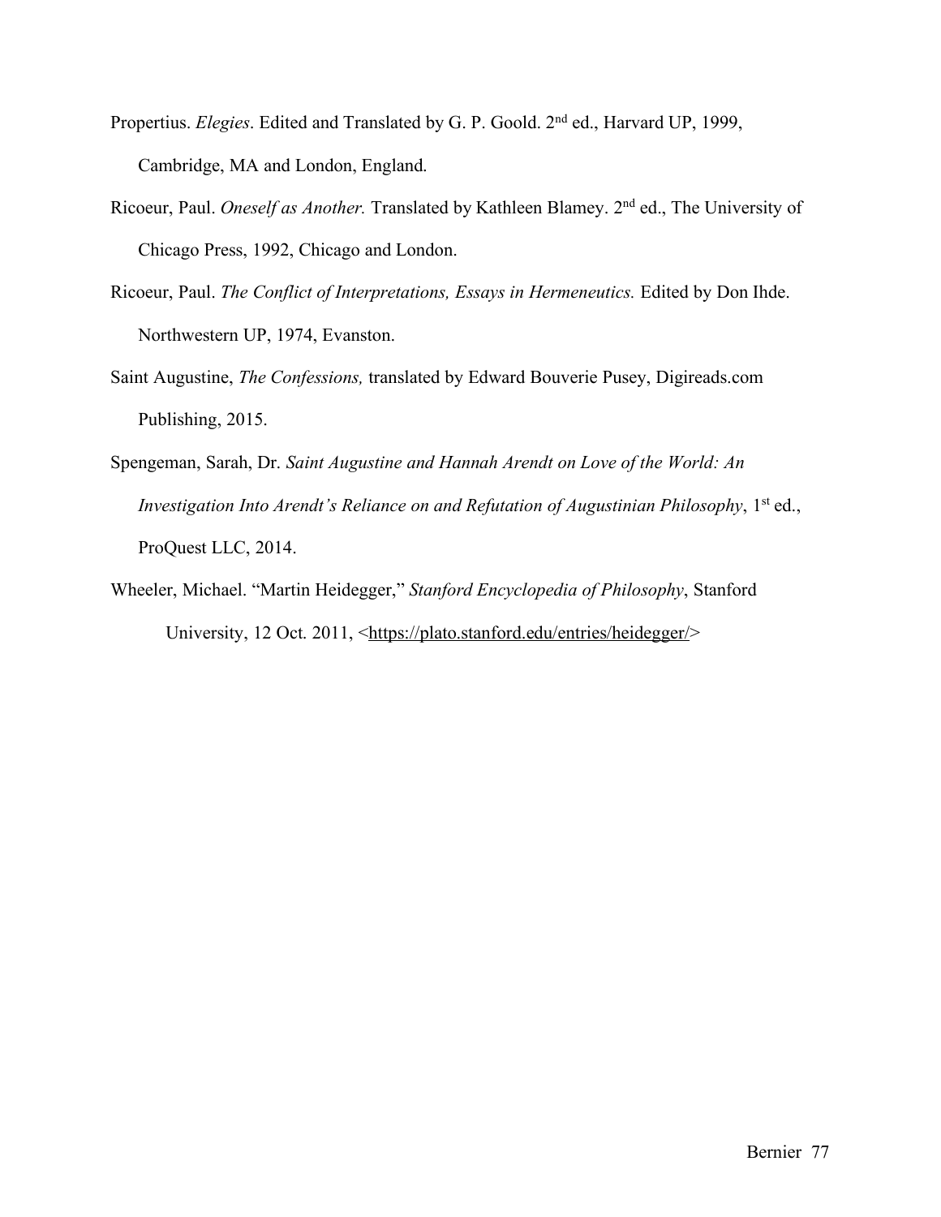Propertius. *Elegies*. Edited and Translated by G. P. Goold. 2nd ed., Harvard UP, 1999, Cambridge, MA and London, England.

Ricoeur, Paul. *Oneself as Another.* Translated by Kathleen Blamey. 2nd ed., The University of Chicago Press, 1992, Chicago and London.

Ricoeur, Paul. *The Conflict of Interpretations, Essays in Hermeneutics.* Edited by Don Ihde. Northwestern UP, 1974, Evanston.

Saint Augustine, *The Confessions,* translated by Edward Bouverie Pusey, Digireads.com Publishing, 2015.

Spengeman, Sarah, Dr. *Saint Augustine and Hannah Arendt on Love of the World: An Investigation Into Arendt's Reliance on and Refutation of Augustinian Philosophy*, 1st ed., ProQuest LLC, 2014.

Wheeler, Michael. "Martin Heidegger," *Stanford Encyclopedia of Philosophy*, Stanford University, 12 Oct. 2011, <https://plato.stanford.edu/entries/heidegger/>